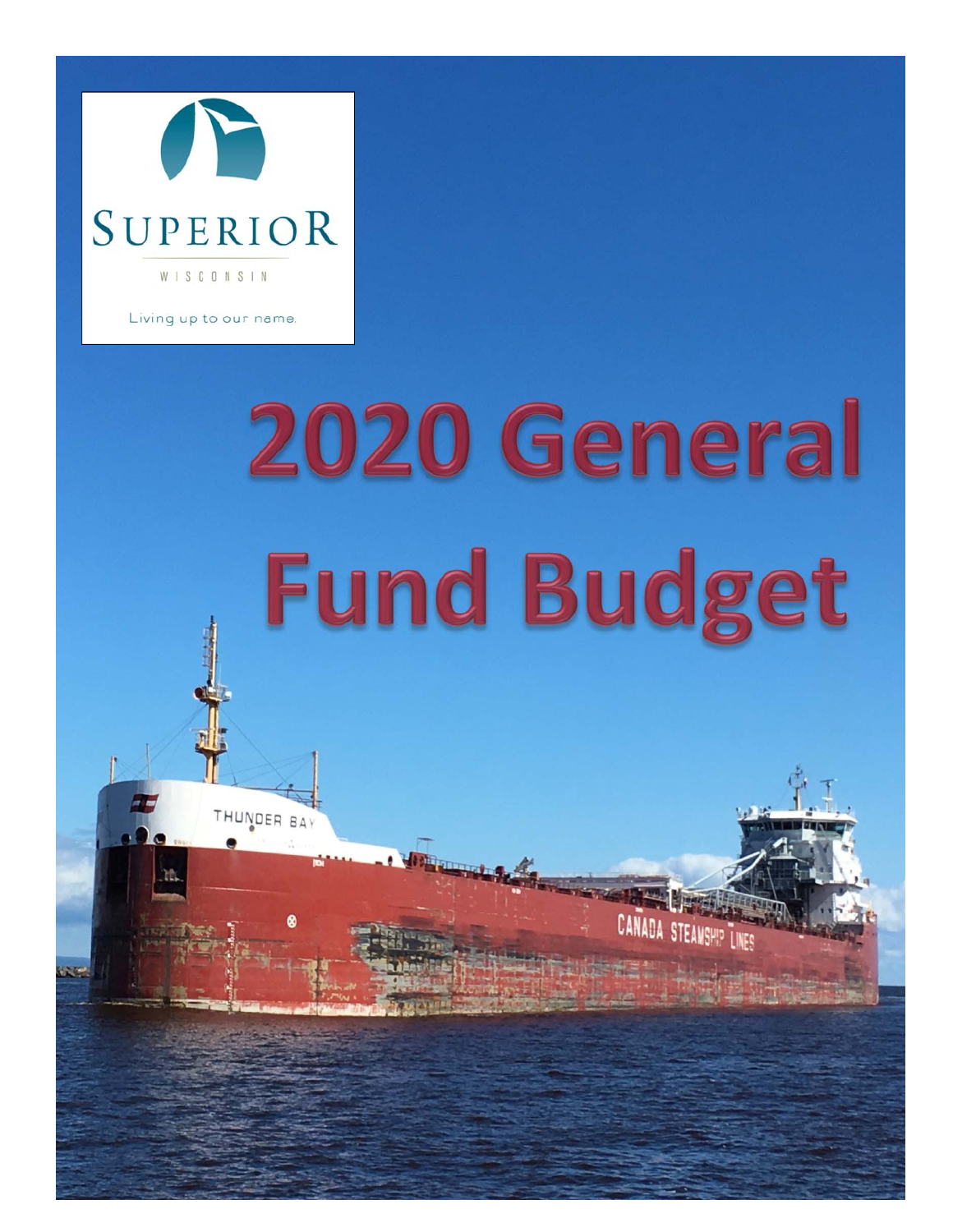SUPERIOR

WISCONSIN

Living up to our name.

# 2020 General Fund Budget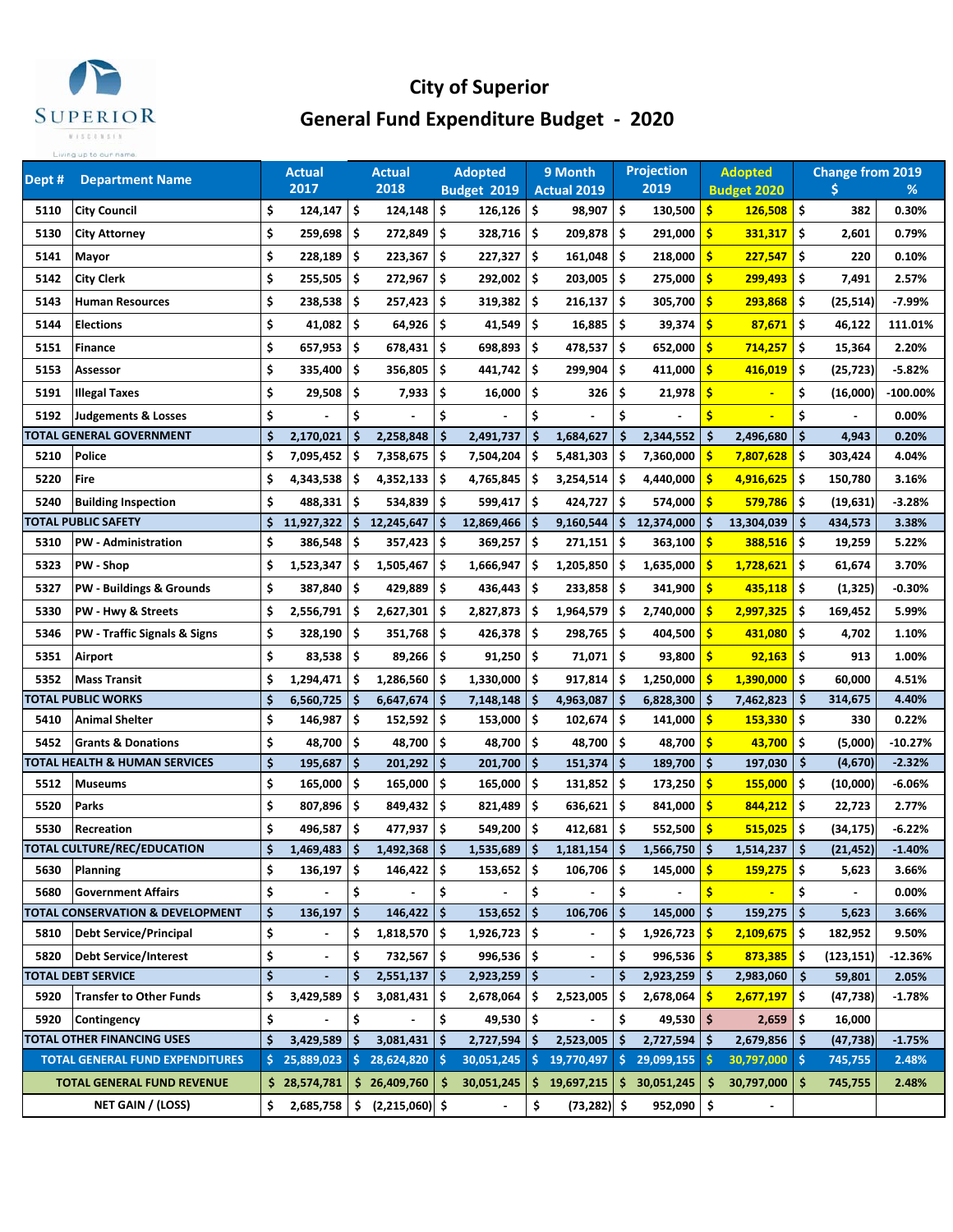# City of Superior

## General Fund Expenditure Budget - 2020

| Dept # | Department Name | Actual 2017 | Actual 2018 | Adopted Budget 2019 | 9 Month Actual 2019 | Projection 2019 | Adopted Budget 2020 | Change from 2019 $ | Change from 2019 % |
|---|---|---|---|---|---|---|---|---|---|
| 5110 | City Council | $ 124,147 | $ 124,148 | $ 126,126 | $ 98,907 | $ 130,500 | $ 126,508 | $ 382 | 0.30% |
| 5130 | City Attorney | $ 259,698 | $ 272,849 | $ 328,716 | $ 209,878 | $ 291,000 | $ 331,317 | $ 2,601 | 0.79% |
| 5141 | Mayor | $ 228,189 | $ 223,367 | $ 227,327 | $ 161,048 | $ 218,000 | $ 227,547 | $ 220 | 0.10% |
| 5142 | City Clerk | $ 255,505 | $ 272,967 | $ 292,002 | $ 203,005 | $ 275,000 | $ 299,493 | $ 7,491 | 2.57% |
| 5143 | Human Resources | $ 238,538 | $ 257,423 | $ 319,382 | $ 216,137 | $ 305,700 | $ 293,868 | $ (25,514) | -7.99% |
| 5144 | Elections | $ 41,082 | $ 64,926 | $ 41,549 | $ 16,885 | $ 39,374 | $ 87,671 | $ 46,122 | 111.01% |
| 5151 | Finance | $ 657,953 | $ 678,431 | $ 698,893 | $ 478,537 | $ 652,000 | $ 714,257 | $ 15,364 | 2.20% |
| 5153 | Assessor | $ 335,400 | $ 356,805 | $ 441,742 | $ 299,904 | $ 411,000 | $ 416,019 | $ (25,723) | -5.82% |
| 5191 | Illegal Taxes | $ 29,508 | $ 7,933 | $ 16,000 | $ 326 | $ 21,978 | $ - | $ (16,000) | -100.00% |
| 5192 | Judgements & Losses | $ - | $ - | $ - | $ - | $ - | $ - | $ - | 0.00% |
| TOTAL GENERAL GOVERNMENT | | $ 2,170,021 | $ 2,258,848 | $ 2,491,737 | $ 1,684,627 | $ 2,344,552 | $ 2,496,680 | $ 4,943 | 0.20% |
| 5210 | Police | $ 7,095,452 | $ 7,358,675 | $ 7,504,204 | $ 5,481,303 | $ 7,360,000 | $ 7,807,628 | $ 303,424 | 4.04% |
| 5220 | Fire | $ 4,343,538 | $ 4,352,133 | $ 4,765,845 | $ 3,254,514 | $ 4,440,000 | $ 4,916,625 | $ 150,780 | 3.16% |
| 5240 | Building Inspection | $ 488,331 | $ 534,839 | $ 599,417 | $ 424,727 | $ 574,000 | $ 579,786 | $ (19,631) | -3.28% |
| TOTAL PUBLIC SAFETY | | $ 11,927,322 | $ 12,245,647 | $ 12,869,466 | $ 9,160,544 | $ 12,374,000 | $ 13,304,039 | $ 434,573 | 3.38% |
| 5310 | PW - Administration | $ 386,548 | $ 357,423 | $ 369,257 | $ 271,151 | $ 363,100 | $ 388,516 | $ 19,259 | 5.22% |
| 5323 | PW - Shop | $ 1,523,347 | $ 1,505,467 | $ 1,666,947 | $ 1,205,850 | $ 1,635,000 | $ 1,728,621 | $ 61,674 | 3.70% |
| 5327 | PW - Buildings & Grounds | $ 387,840 | $ 429,889 | $ 436,443 | $ 233,858 | $ 341,900 | $ 435,118 | $ (1,325) | -0.30% |
| 5330 | PW - Hwy & Streets | $ 2,556,791 | $ 2,627,301 | $ 2,827,873 | $ 1,964,579 | $ 2,740,000 | $ 2,997,325 | $ 169,452 | 5.99% |
| 5346 | PW - Traffic Signals & Signs | $ 328,190 | $ 351,768 | $ 426,378 | $ 298,765 | $ 404,500 | $ 431,080 | $ 4,702 | 1.10% |
| 5351 | Airport | $ 83,538 | $ 89,266 | $ 91,250 | $ 71,071 | $ 93,800 | $ 92,163 | $ 913 | 1.00% |
| 5352 | Mass Transit | $ 1,294,471 | $ 1,286,560 | $ 1,330,000 | $ 917,814 | $ 1,250,000 | $ 1,390,000 | $ 60,000 | 4.51% |
| TOTAL PUBLIC WORKS | | $ 6,560,725 | $ 6,647,674 | $ 7,148,148 | $ 4,963,087 | $ 6,828,300 | $ 7,462,823 | $ 314,675 | 4.40% |
| 5410 | Animal Shelter | $ 146,987 | $ 152,592 | $ 153,000 | $ 102,674 | $ 141,000 | $ 153,330 | $ 330 | 0.22% |
| 5452 | Grants & Donations | $ 48,700 | $ 48,700 | $ 48,700 | $ 48,700 | $ 48,700 | $ 43,700 | $ (5,000) | -10.27% |
| TOTAL HEALTH & HUMAN SERVICES | | $ 195,687 | $ 201,292 | $ 201,700 | $ 151,374 | $ 189,700 | $ 197,030 | $ (4,670) | -2.32% |
| 5512 | Museums | $ 165,000 | $ 165,000 | $ 165,000 | $ 131,852 | $ 173,250 | $ 155,000 | $ (10,000) | -6.06% |
| 5520 | Parks | $ 807,896 | $ 849,432 | $ 821,489 | $ 636,621 | $ 841,000 | $ 844,212 | $ 22,723 | 2.77% |
| 5530 | Recreation | $ 496,587 | $ 477,937 | $ 549,200 | $ 412,681 | $ 552,500 | $ 515,025 | $ (34,175) | -6.22% |
| TOTAL CULTURE/REC/EDUCATION | | $ 1,469,483 | $ 1,492,368 | $ 1,535,689 | $ 1,181,154 | $ 1,566,750 | $ 1,514,237 | $ (21,452) | -1.40% |
| 5630 | Planning | $ 136,197 | $ 146,422 | $ 153,652 | $ 106,706 | $ 145,000 | $ 159,275 | $ 5,623 | 3.66% |
| 5680 | Government Affairs | $ - | $ - | $ - | $ - | $ - | $ - | $ - | 0.00% |
| TOTAL CONSERVATION & DEVELOPMENT | | $ 136,197 | $ 146,422 | $ 153,652 | $ 106,706 | $ 145,000 | $ 159,275 | $ 5,623 | 3.66% |
| 5810 | Debt Service/Principal | $ - | $ 1,818,570 | $ 1,926,723 | $ - | $ 1,926,723 | $ 2,109,675 | $ 182,952 | 9.50% |
| 5820 | Debt Service/Interest | $ - | $ 732,567 | $ 996,536 | $ - | $ 996,536 | $ 873,385 | $ (123,151) | -12.36% |
| TOTAL DEBT SERVICE | | $ - | $ 2,551,137 | $ 2,923,259 | $ - | $ 2,923,259 | $ 2,983,060 | $ 59,801 | 2.05% |
| 5920 | Transfer to Other Funds | $ 3,429,589 | $ 3,081,431 | $ 2,678,064 | $ 2,523,005 | $ 2,678,064 | $ 2,677,197 | $ (47,738) | -1.78% |
| 5920 | Contingency | $ - | $ - | $ 49,530 | $ - | $ 49,530 | $ 2,659 | $ 16,000 | |
| TOTAL OTHER FINANCING USES | | $ 3,429,589 | $ 3,081,431 | $ 2,727,594 | $ 2,523,005 | $ 2,727,594 | $ 2,679,856 | $ (47,738) | -1.75% |
| TOTAL GENERAL FUND EXPENDITURES | | $ 25,889,023 | $ 28,624,820 | $ 30,051,245 | $ 19,770,497 | $ 29,099,155 | $ 30,797,000 | $ 745,755 | 2.48% |
| TOTAL GENERAL FUND REVENUE | | $ 28,574,781 | $ 26,409,760 | $ 30,051,245 | $ 19,697,215 | $ 30,051,245 | $ 30,797,000 | $ 745,755 | 2.48% |
| NET GAIN / (LOSS) | | $ 2,685,758 | $ (2,215,060) | $ - | $ (73,282) | $ 952,090 | $ - | | |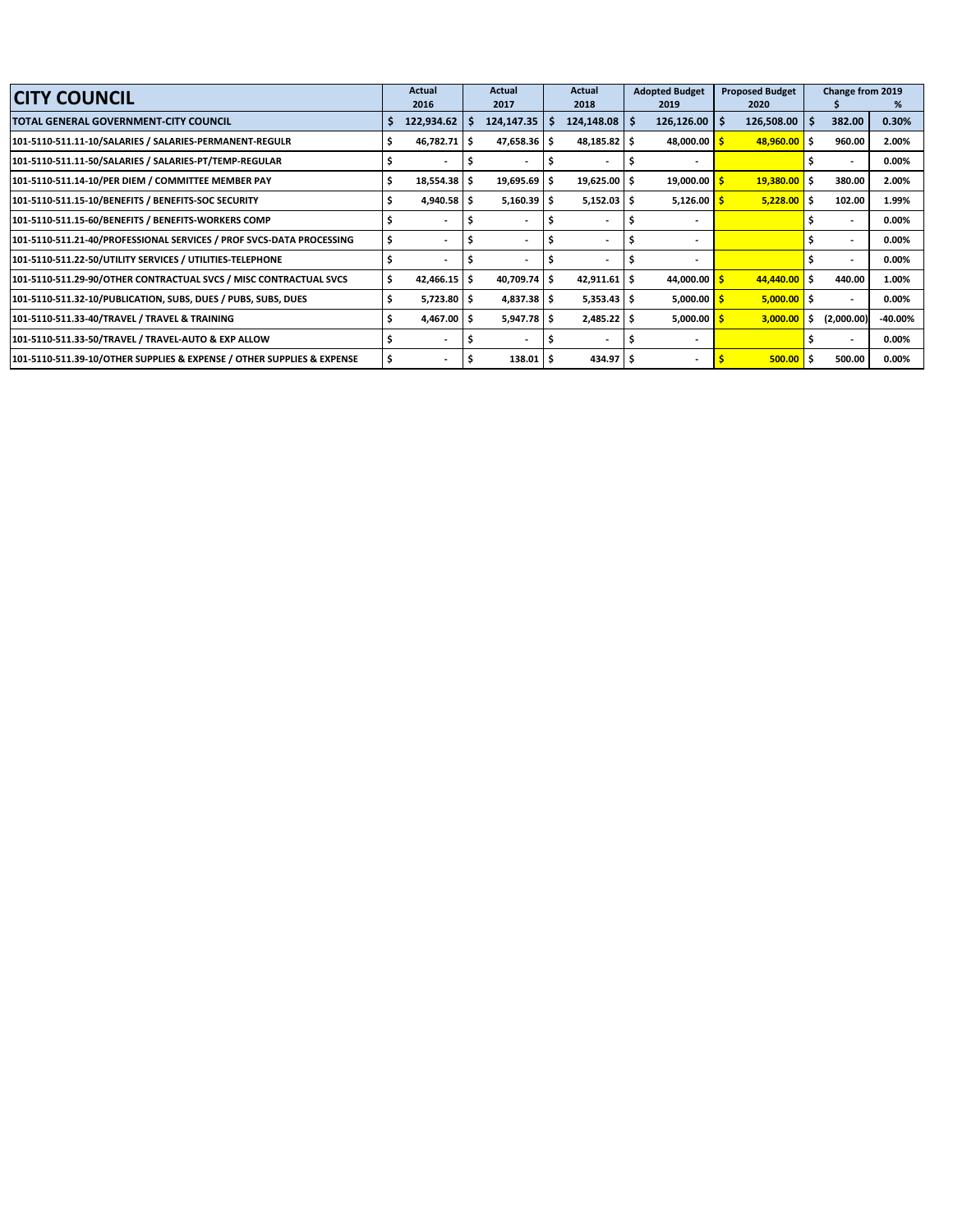| CITY COUNCIL | Actual 2016 | Actual 2017 | Actual 2018 | Adopted Budget 2019 | Proposed Budget 2020 | Change from 2019 $ | % |
|---|---|---|---|---|---|---|---|
| **TOTAL GENERAL GOVERNMENT-CITY COUNCIL** | $ 122,934.62 | $ 124,147.35 | $ 124,148.08 | $ 126,126.00 | $ 126,508.00 | $ 382.00 | 0.30% |
| 101-5110-511.11-10/SALARIES / SALARIES-PERMANENT-REGULR | $ 46,782.71 | $ 47,658.36 | $ 48,185.82 | $ 48,000.00 | $ 48,960.00 | $ 960.00 | 2.00% |
| 101-5110-511.11-50/SALARIES / SALARIES-PT/TEMP-REGULAR | $ - | $ - | $ - | $ - | | $ - | 0.00% |
| 101-5110-511.14-10/PER DIEM / COMMITTEE MEMBER PAY | $ 18,554.38 | $ 19,695.69 | $ 19,625.00 | $ 19,000.00 | $ 19,380.00 | $ 380.00 | 2.00% |
| 101-5110-511.15-10/BENEFITS / BENEFITS-SOC SECURITY | $ 4,940.58 | $ 5,160.39 | $ 5,152.03 | $ 5,126.00 | $ 5,228.00 | $ 102.00 | 1.99% |
| 101-5110-511.15-60/BENEFITS / BENEFITS-WORKERS COMP | $ - | $ - | $ - | $ - | | $ - | 0.00% |
| 101-5110-511.21-40/PROFESSIONAL SERVICES / PROF SVCS-DATA PROCESSING | $ - | $ - | $ - | $ - | | $ - | 0.00% |
| 101-5110-511.22-50/UTILITY SERVICES / UTILITIES-TELEPHONE | $ - | $ - | $ - | $ - | | $ - | 0.00% |
| 101-5110-511.29-90/OTHER CONTRACTUAL SVCS / MISC CONTRACTUAL SVCS | $ 42,466.15 | $ 40,709.74 | $ 42,911.61 | $ 44,000.00 | $ 44,440.00 | $ 440.00 | 1.00% |
| 101-5110-511.32-10/PUBLICATION, SUBS, DUES / PUBS, SUBS, DUES | $ 5,723.80 | $ 4,837.38 | $ 5,353.43 | $ 5,000.00 | $ 5,000.00 | $ - | 0.00% |
| 101-5110-511.33-40/TRAVEL / TRAVEL & TRAINING | $ 4,467.00 | $ 5,947.78 | $ 2,485.22 | $ 5,000.00 | $ 3,000.00 | $ (2,000.00) | -40.00% |
| 101-5110-511.33-50/TRAVEL / TRAVEL-AUTO & EXP ALLOW | $ - | $ - | $ - | $ - | | $ - | 0.00% |
| 101-5110-511.39-10/OTHER SUPPLIES & EXPENSE / OTHER SUPPLIES & EXPENSE | $ - | $ 138.01 | $ 434.97 | $ - | $ 500.00 | $ 500.00 | 0.00% |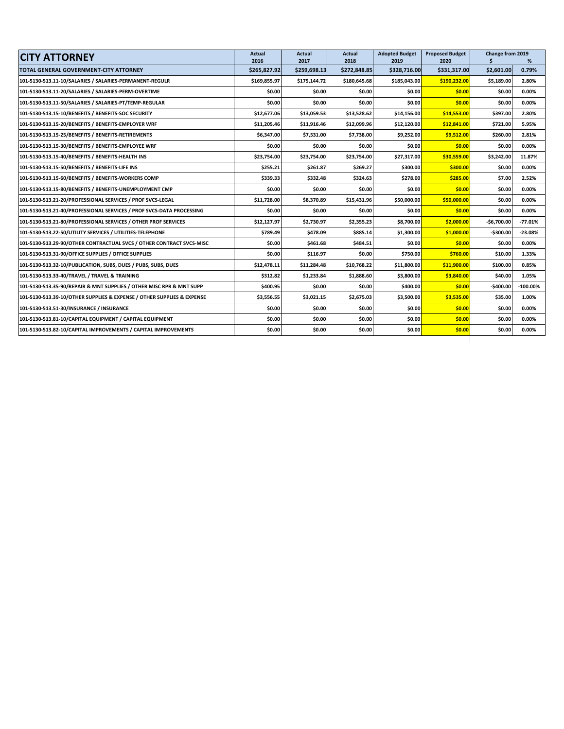| CITY ATTORNEY | Actual 2016 | Actual 2017 | Actual 2018 | Adopted Budget 2019 | Proposed Budget 2020 | Change from 2019 $ | % |
|---|---|---|---|---|---|---|---|
| TOTAL GENERAL GOVERNMENT-CITY ATTORNEY | $265,827.92 | $259,698.13 | $272,848.85 | $328,716.00 | $331,317.00 | $2,601.00 | 0.79% |
| 101-5130-513.11-10/SALARIES / SALARIES-PERMANENT-REGULR | $169,855.97 | $175,144.72 | $180,645.68 | $185,043.00 | $190,232.00 | $5,189.00 | 2.80% |
| 101-5130-513.11-20/SALARIES / SALARIES-PERM-OVERTIME | $0.00 | $0.00 | $0.00 | $0.00 | $0.00 | $0.00 | 0.00% |
| 101-5130-513.11-50/SALARIES / SALARIES-PT/TEMP-REGULAR | $0.00 | $0.00 | $0.00 | $0.00 | $0.00 | $0.00 | 0.00% |
| 101-5130-513.15-10/BENEFITS / BENEFITS-SOC SECURITY | $12,677.06 | $13,059.53 | $13,528.62 | $14,156.00 | $14,553.00 | $397.00 | 2.80% |
| 101-5130-513.15-20/BENEFITS / BENEFITS-EMPLOYER WRF | $11,205.46 | $11,916.46 | $12,099.96 | $12,120.00 | $12,841.00 | $721.00 | 5.95% |
| 101-5130-513.15-25/BENEFITS / BENEFITS-RETIREMENTS | $6,347.00 | $7,531.00 | $7,738.00 | $9,252.00 | $9,512.00 | $260.00 | 2.81% |
| 101-5130-513.15-30/BENEFITS / BENEFITS-EMPLOYEE WRF | $0.00 | $0.00 | $0.00 | $0.00 | $0.00 | $0.00 | 0.00% |
| 101-5130-513.15-40/BENEFITS / BENEFITS-HEALTH INS | $23,754.00 | $23,754.00 | $23,754.00 | $27,317.00 | $30,559.00 | $3,242.00 | 11.87% |
| 101-5130-513.15-50/BENEFITS / BENEFITS-LIFE INS | $255.21 | $261.87 | $269.27 | $300.00 | $300.00 | $0.00 | 0.00% |
| 101-5130-513.15-60/BENEFITS / BENEFITS-WORKERS COMP | $339.33 | $332.48 | $324.63 | $278.00 | $285.00 | $7.00 | 2.52% |
| 101-5130-513.15-80/BENEFITS / BENEFITS-UNEMPLOYMENT CMP | $0.00 | $0.00 | $0.00 | $0.00 | $0.00 | $0.00 | 0.00% |
| 101-5130-513.21-20/PROFESSIONAL SERVICES / PROF SVCS-LEGAL | $11,728.00 | $8,370.89 | $15,431.96 | $50,000.00 | $50,000.00 | $0.00 | 0.00% |
| 101-5130-513.21-40/PROFESSIONAL SERVICES / PROF SVCS-DATA PROCESSING | $0.00 | $0.00 | $0.00 | $0.00 | $0.00 | $0.00 | 0.00% |
| 101-5130-513.21-80/PROFESSIONAL SERVICES / OTHER PROF SERVICES | $12,127.97 | $2,730.97 | $2,355.23 | $8,700.00 | $2,000.00 | -$6,700.00 | -77.01% |
| 101-5130-513.22-50/UTILITY SERVICES / UTILITIES-TELEPHONE | $789.49 | $478.09 | $885.14 | $1,300.00 | $1,000.00 | -$300.00 | -23.08% |
| 101-5130-513.29-90/OTHER CONTRACTUAL SVCS / OTHER CONTRACT SVCS-MISC | $0.00 | $461.68 | $484.51 | $0.00 | $0.00 | $0.00 | 0.00% |
| 101-5130-513.31-90/OFFICE SUPPLIES / OFFICE SUPPLIES | $0.00 | $116.97 | $0.00 | $750.00 | $760.00 | $10.00 | 1.33% |
| 101-5130-513.32-10/PUBLICATION, SUBS, DUES / PUBS, SUBS, DUES | $12,478.11 | $11,284.48 | $10,768.22 | $11,800.00 | $11,900.00 | $100.00 | 0.85% |
| 101-5130-513.33-40/TRAVEL / TRAVEL & TRAINING | $312.82 | $1,233.84 | $1,888.60 | $3,800.00 | $3,840.00 | $40.00 | 1.05% |
| 101-5130-513.35-90/REPAIR & MNT SUPPLIES / OTHER MISC RPR & MNT SUPP | $400.95 | $0.00 | $0.00 | $400.00 | $0.00 | -$400.00 | -100.00% |
| 101-5130-513.39-10/OTHER SUPPLIES & EXPENSE / OTHER SUPPLIES & EXPENSE | $3,556.55 | $3,021.15 | $2,675.03 | $3,500.00 | $3,535.00 | $35.00 | 1.00% |
| 101-5130-513.51-30/INSURANCE / INSURANCE | $0.00 | $0.00 | $0.00 | $0.00 | $0.00 | $0.00 | 0.00% |
| 101-5130-513.81-10/CAPITAL EQUIPMENT / CAPITAL EQUIPMENT | $0.00 | $0.00 | $0.00 | $0.00 | $0.00 | $0.00 | 0.00% |
| 101-5130-513.82-10/CAPITAL IMPROVEMENTS / CAPITAL IMPROVEMENTS | $0.00 | $0.00 | $0.00 | $0.00 | $0.00 | $0.00 | 0.00% |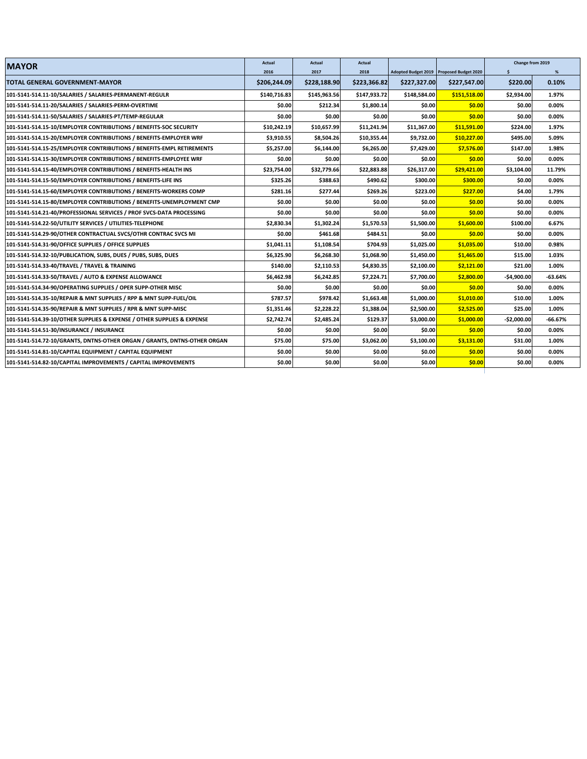| MAYOR | Actual 2016 | Actual 2017 | Actual 2018 | Adopted Budget 2019 | Proposed Budget 2020 | Change from 2019 $ | % |
|---|---|---|---|---|---|---|---|
| **TOTAL GENERAL GOVERNMENT-MAYOR** | **$206,244.09** | **$228,188.90** | **$223,366.82** | **$227,327.00** | **$227,547.00** | **$220.00** | **0.10%** |
| 101-5141-514.11-10/SALARIES / SALARIES-PERMANENT-REGULR | $140,716.83 | $145,963.56 | $147,933.72 | $148,584.00 | $151,518.00 | $2,934.00 | 1.97% |
| 101-5141-514.11-20/SALARIES / SALARIES-PERM-OVERTIME | $0.00 | $212.34 | $1,800.14 | $0.00 | $0.00 | $0.00 | 0.00% |
| 101-5141-514.11-50/SALARIES / SALARIES-PT/TEMP-REGULAR | $0.00 | $0.00 | $0.00 | $0.00 | $0.00 | $0.00 | 0.00% |
| 101-5141-514.15-10/EMPLOYER CONTRIBUTIONS / BENEFITS-SOC SECURITY | $10,242.19 | $10,657.99 | $11,241.94 | $11,367.00 | $11,591.00 | $224.00 | 1.97% |
| 101-5141-514.15-20/EMPLOYER CONTRIBUTIONS / BENEFITS-EMPLOYER WRF | $3,910.55 | $8,504.26 | $10,355.44 | $9,732.00 | $10,227.00 | $495.00 | 5.09% |
| 101-5141-514.15-25/EMPLOYER CONTRIBUTIONS / BENEFITS-EMPL RETIREMENTS | $5,257.00 | $6,144.00 | $6,265.00 | $7,429.00 | $7,576.00 | $147.00 | 1.98% |
| 101-5141-514.15-30/EMPLOYER CONTRIBUTIONS / BENEFITS-EMPLOYEE WRF | $0.00 | $0.00 | $0.00 | $0.00 | $0.00 | $0.00 | 0.00% |
| 101-5141-514.15-40/EMPLOYER CONTRIBUTIONS / BENEFITS-HEALTH INS | $23,754.00 | $32,779.66 | $22,883.88 | $26,317.00 | $29,421.00 | $3,104.00 | 11.79% |
| 101-5141-514.15-50/EMPLOYER CONTRIBUTIONS / BENEFITS-LIFE INS | $325.26 | $388.63 | $490.62 | $300.00 | $300.00 | $0.00 | 0.00% |
| 101-5141-514.15-60/EMPLOYER CONTRIBUTIONS / BENEFITS-WORKERS COMP | $281.16 | $277.44 | $269.26 | $223.00 | $227.00 | $4.00 | 1.79% |
| 101-5141-514.15-80/EMPLOYER CONTRIBUTIONS / BENEFITS-UNEMPLOYMENT CMP | $0.00 | $0.00 | $0.00 | $0.00 | $0.00 | $0.00 | 0.00% |
| 101-5141-514.21-40/PROFESSIONAL SERVICES / PROF SVCS-DATA PROCESSING | $0.00 | $0.00 | $0.00 | $0.00 | $0.00 | $0.00 | 0.00% |
| 101-5141-514.22-50/UTILITY SERVICES / UTILITIES-TELEPHONE | $2,830.34 | $1,302.24 | $1,570.53 | $1,500.00 | $1,600.00 | $100.00 | 6.67% |
| 101-5141-514.29-90/OTHER CONTRACTUAL SVCS/OTHR CONTRAC SVCS MI | $0.00 | $461.68 | $484.51 | $0.00 | $0.00 | $0.00 | 0.00% |
| 101-5141-514.31-90/OFFICE SUPPLIES / OFFICE SUPPLIES | $1,041.11 | $1,108.54 | $704.93 | $1,025.00 | $1,035.00 | $10.00 | 0.98% |
| 101-5141-514.32-10/PUBLICATION, SUBS, DUES / PUBS, SUBS, DUES | $6,325.90 | $6,268.30 | $1,068.90 | $1,450.00 | $1,465.00 | $15.00 | 1.03% |
| 101-5141-514.33-40/TRAVEL / TRAVEL & TRAINING | $140.00 | $2,110.53 | $4,830.35 | $2,100.00 | $2,121.00 | $21.00 | 1.00% |
| 101-5141-514.33-50/TRAVEL / AUTO & EXPENSE ALLOWANCE | $6,462.98 | $6,242.85 | $7,224.71 | $7,700.00 | $2,800.00 | -$4,900.00 | -63.64% |
| 101-5141-514.34-90/OPERATING SUPPLIES / OPER SUPP-OTHER MISC | $0.00 | $0.00 | $0.00 | $0.00 | $0.00 | $0.00 | 0.00% |
| 101-5141-514.35-10/REPAIR & MNT SUPPLIES / RPP & MNT SUPP-FUEL/OIL | $787.57 | $978.42 | $1,663.48 | $1,000.00 | $1,010.00 | $10.00 | 1.00% |
| 101-5141-514.35-90/REPAIR & MNT SUPPLIES / RPR & MNT SUPP-MISC | $1,351.46 | $2,228.22 | $1,388.04 | $2,500.00 | $2,525.00 | $25.00 | 1.00% |
| 101-5141-514.39-10/OTHER SUPPLIES & EXPENSE / OTHER SUPPLIES & EXPENSE | $2,742.74 | $2,485.24 | $129.37 | $3,000.00 | $1,000.00 | -$2,000.00 | -66.67% |
| 101-5141-514.51-30/INSURANCE / INSURANCE | $0.00 | $0.00 | $0.00 | $0.00 | $0.00 | $0.00 | 0.00% |
| 101-5141-514.72-10/GRANTS, DNTNS-OTHER ORGAN / GRANTS, DNTNS-OTHER ORGAN | $75.00 | $75.00 | $3,062.00 | $3,100.00 | $3,131.00 | $31.00 | 1.00% |
| 101-5141-514.81-10/CAPITAL EQUIPMENT / CAPITAL EQUIPMENT | $0.00 | $0.00 | $0.00 | $0.00 | $0.00 | $0.00 | 0.00% |
| 101-5141-514.82-10/CAPITAL IMPROVEMENTS / CAPITAL IMPROVEMENTS | $0.00 | $0.00 | $0.00 | $0.00 | $0.00 | $0.00 | 0.00% |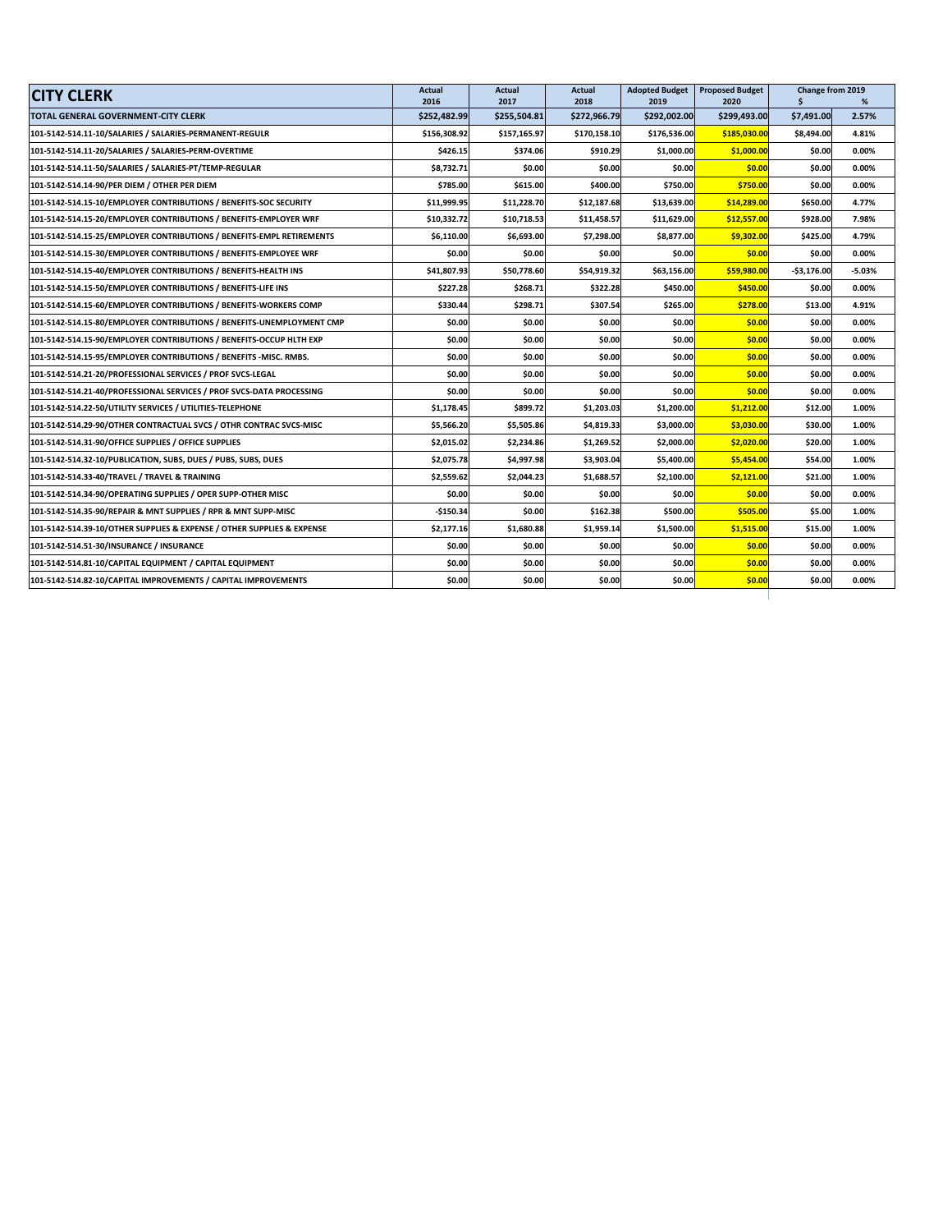| CITY CLERK | Actual 2016 | Actual 2017 | Actual 2018 | Adopted Budget 2019 | Proposed Budget 2020 | Change from 2019 $ | % |
|---|---|---|---|---|---|---|---|
| TOTAL GENERAL GOVERNMENT-CITY CLERK | $252,482.99 | $255,504.81 | $272,966.79 | $292,002.00 | $299,493.00 | $7,491.00 | 2.57% |
| 101-5142-514.11-10/SALARIES / SALARIES-PERMANENT-REGULR | $156,308.92 | $157,165.97 | $170,158.10 | $176,536.00 | $185,030.00 | $8,494.00 | 4.81% |
| 101-5142-514.11-20/SALARIES / SALARIES-PERM-OVERTIME | $426.15 | $374.06 | $910.29 | $1,000.00 | $1,000.00 | $0.00 | 0.00% |
| 101-5142-514.11-50/SALARIES / SALARIES-PT/TEMP-REGULAR | $8,732.71 | $0.00 | $0.00 | $0.00 | $0.00 | $0.00 | 0.00% |
| 101-5142-514.14-90/PER DIEM / OTHER PER DIEM | $785.00 | $615.00 | $400.00 | $750.00 | $750.00 | $0.00 | 0.00% |
| 101-5142-514.15-10/EMPLOYER CONTRIBUTIONS / BENEFITS-SOC SECURITY | $11,999.95 | $11,228.70 | $12,187.68 | $13,639.00 | $14,289.00 | $650.00 | 4.77% |
| 101-5142-514.15-20/EMPLOYER CONTRIBUTIONS / BENEFITS-EMPLOYER WRF | $10,332.72 | $10,718.53 | $11,458.57 | $11,629.00 | $12,557.00 | $928.00 | 7.98% |
| 101-5142-514.15-25/EMPLOYER CONTRIBUTIONS / BENEFITS-EMPL RETIREMENTS | $6,110.00 | $6,693.00 | $7,298.00 | $8,877.00 | $9,302.00 | $425.00 | 4.79% |
| 101-5142-514.15-30/EMPLOYER CONTRIBUTIONS / BENEFITS-EMPLOYEE WRF | $0.00 | $0.00 | $0.00 | $0.00 | $0.00 | $0.00 | 0.00% |
| 101-5142-514.15-40/EMPLOYER CONTRIBUTIONS / BENEFITS-HEALTH INS | $41,807.93 | $50,778.60 | $54,919.32 | $63,156.00 | $59,980.00 | -$3,176.00 | -5.03% |
| 101-5142-514.15-50/EMPLOYER CONTRIBUTIONS / BENEFITS-LIFE INS | $227.28 | $268.71 | $322.28 | $450.00 | $450.00 | $0.00 | 0.00% |
| 101-5142-514.15-60/EMPLOYER CONTRIBUTIONS / BENEFITS-WORKERS COMP | $330.44 | $298.71 | $307.54 | $265.00 | $278.00 | $13.00 | 4.91% |
| 101-5142-514.15-80/EMPLOYER CONTRIBUTIONS / BENEFITS-UNEMPLOYMENT CMP | $0.00 | $0.00 | $0.00 | $0.00 | $0.00 | $0.00 | 0.00% |
| 101-5142-514.15-90/EMPLOYER CONTRIBUTIONS / BENEFITS-OCCUP HLTH EXP | $0.00 | $0.00 | $0.00 | $0.00 | $0.00 | $0.00 | 0.00% |
| 101-5142-514.15-95/EMPLOYER CONTRIBUTIONS / BENEFITS -MISC. RMBS. | $0.00 | $0.00 | $0.00 | $0.00 | $0.00 | $0.00 | 0.00% |
| 101-5142-514.21-20/PROFESSIONAL SERVICES / PROF SVCS-LEGAL | $0.00 | $0.00 | $0.00 | $0.00 | $0.00 | $0.00 | 0.00% |
| 101-5142-514.21-40/PROFESSIONAL SERVICES / PROF SVCS-DATA PROCESSING | $0.00 | $0.00 | $0.00 | $0.00 | $0.00 | $0.00 | 0.00% |
| 101-5142-514.22-50/UTILITY SERVICES / UTILITIES-TELEPHONE | $1,178.45 | $899.72 | $1,203.03 | $1,200.00 | $1,212.00 | $12.00 | 1.00% |
| 101-5142-514.29-90/OTHER CONTRACTUAL SVCS / OTHR CONTRAC SVCS-MISC | $5,566.20 | $5,505.86 | $4,819.33 | $3,000.00 | $3,030.00 | $30.00 | 1.00% |
| 101-5142-514.31-90/OFFICE SUPPLIES / OFFICE SUPPLIES | $2,015.02 | $2,234.86 | $1,269.52 | $2,000.00 | $2,020.00 | $20.00 | 1.00% |
| 101-5142-514.32-10/PUBLICATION, SUBS, DUES / PUBS, SUBS, DUES | $2,075.78 | $4,997.98 | $3,903.04 | $5,400.00 | $5,454.00 | $54.00 | 1.00% |
| 101-5142-514.33-40/TRAVEL / TRAVEL & TRAINING | $2,559.62 | $2,044.23 | $1,688.57 | $2,100.00 | $2,121.00 | $21.00 | 1.00% |
| 101-5142-514.34-90/OPERATING SUPPLIES / OPER SUPP-OTHER MISC | $0.00 | $0.00 | $0.00 | $0.00 | $0.00 | $0.00 | 0.00% |
| 101-5142-514.35-90/REPAIR & MNT SUPPLIES / RPR & MNT SUPP-MISC | -$150.34 | $0.00 | $162.38 | $500.00 | $505.00 | $5.00 | 1.00% |
| 101-5142-514.39-10/OTHER SUPPLIES & EXPENSE / OTHER SUPPLIES & EXPENSE | $2,177.16 | $1,680.88 | $1,959.14 | $1,500.00 | $1,515.00 | $15.00 | 1.00% |
| 101-5142-514.51-30/INSURANCE / INSURANCE | $0.00 | $0.00 | $0.00 | $0.00 | $0.00 | $0.00 | 0.00% |
| 101-5142-514.81-10/CAPITAL EQUIPMENT / CAPITAL EQUIPMENT | $0.00 | $0.00 | $0.00 | $0.00 | $0.00 | $0.00 | 0.00% |
| 101-5142-514.82-10/CAPITAL IMPROVEMENTS / CAPITAL IMPROVEMENTS | $0.00 | $0.00 | $0.00 | $0.00 | $0.00 | $0.00 | 0.00% |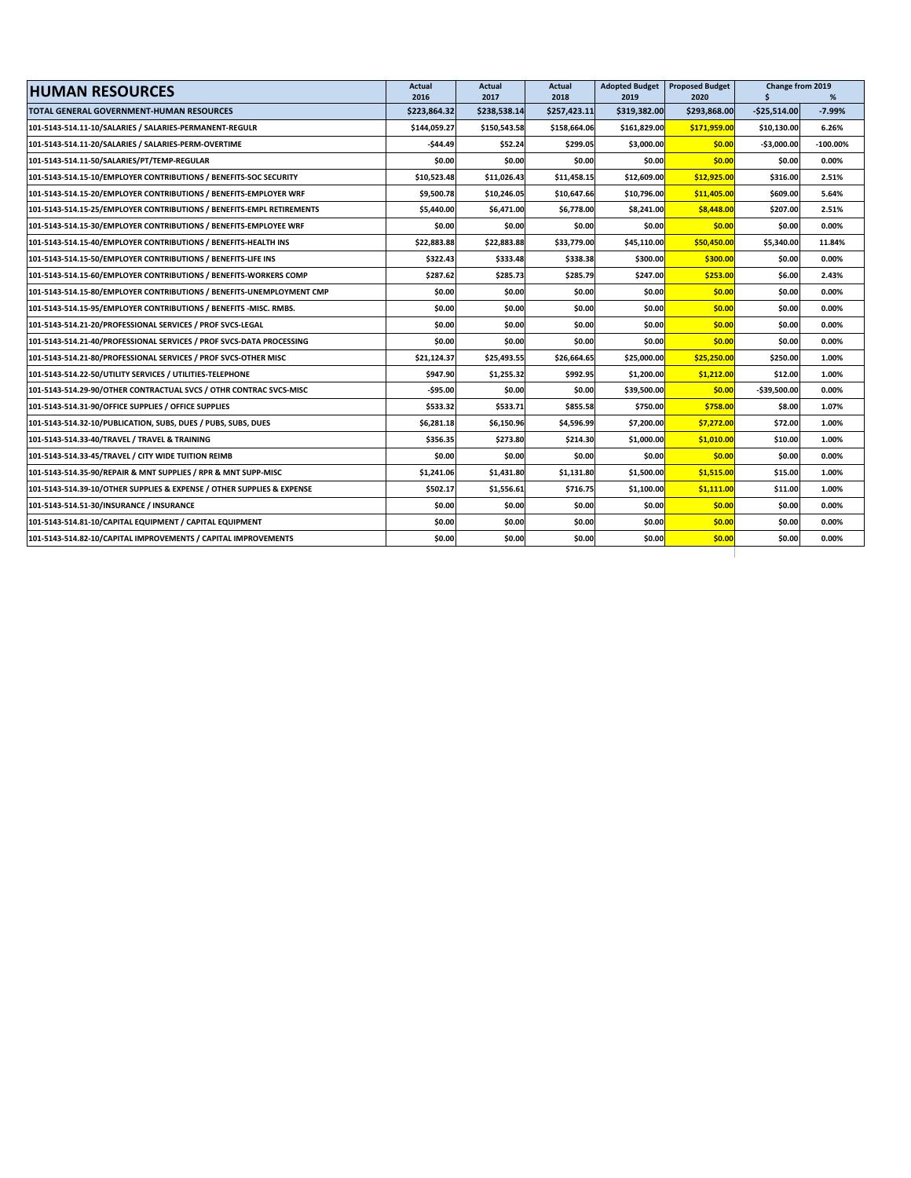| HUMAN RESOURCES | Actual 2016 | Actual 2017 | Actual 2018 | Adopted Budget 2019 | Proposed Budget 2020 | Change from 2019 $ | % |
|---|---|---|---|---|---|---|---|
| TOTAL GENERAL GOVERNMENT-HUMAN RESOURCES | $223,864.32 | $238,538.14 | $257,423.11 | $319,382.00 | $293,868.00 | -$25,514.00 | -7.99% |
| 101-5143-514.11-10/SALARIES / SALARIES-PERMANENT-REGULR | $144,059.27 | $150,543.58 | $158,664.06 | $161,829.00 | $171,959.00 | $10,130.00 | 6.26% |
| 101-5143-514.11-20/SALARIES / SALARIES-PERM-OVERTIME | -$44.49 | $52.24 | $299.05 | $3,000.00 | $0.00 | -$3,000.00 | -100.00% |
| 101-5143-514.11-50/SALARIES/PT/TEMP-REGULAR | $0.00 | $0.00 | $0.00 | $0.00 | $0.00 | $0.00 | 0.00% |
| 101-5143-514.15-10/EMPLOYER CONTRIBUTIONS / BENEFITS-SOC SECURITY | $10,523.48 | $11,026.43 | $11,458.15 | $12,609.00 | $12,925.00 | $316.00 | 2.51% |
| 101-5143-514.15-20/EMPLOYER CONTRIBUTIONS / BENEFITS-EMPLOYER WRF | $9,500.78 | $10,246.05 | $10,647.66 | $10,796.00 | $11,405.00 | $609.00 | 5.64% |
| 101-5143-514.15-25/EMPLOYER CONTRIBUTIONS / BENEFITS-EMPL RETIREMENTS | $5,440.00 | $6,471.00 | $6,778.00 | $8,241.00 | $8,448.00 | $207.00 | 2.51% |
| 101-5143-514.15-30/EMPLOYER CONTRIBUTIONS / BENEFITS-EMPLOYEE WRF | $0.00 | $0.00 | $0.00 | $0.00 | $0.00 | $0.00 | 0.00% |
| 101-5143-514.15-40/EMPLOYER CONTRIBUTIONS / BENEFITS-HEALTH INS | $22,883.88 | $22,883.88 | $33,779.00 | $45,110.00 | $50,450.00 | $5,340.00 | 11.84% |
| 101-5143-514.15-50/EMPLOYER CONTRIBUTIONS / BENEFITS-LIFE INS | $322.43 | $333.48 | $338.38 | $300.00 | $300.00 | $0.00 | 0.00% |
| 101-5143-514.15-60/EMPLOYER CONTRIBUTIONS / BENEFITS-WORKERS COMP | $287.62 | $285.73 | $285.79 | $247.00 | $253.00 | $6.00 | 2.43% |
| 101-5143-514.15-80/EMPLOYER CONTRIBUTIONS / BENEFITS-UNEMPLOYMENT CMP | $0.00 | $0.00 | $0.00 | $0.00 | $0.00 | $0.00 | 0.00% |
| 101-5143-514.15-95/EMPLOYER CONTRIBUTIONS / BENEFITS -MISC. RMBS. | $0.00 | $0.00 | $0.00 | $0.00 | $0.00 | $0.00 | 0.00% |
| 101-5143-514.21-20/PROFESSIONAL SERVICES / PROF SVCS-LEGAL | $0.00 | $0.00 | $0.00 | $0.00 | $0.00 | $0.00 | 0.00% |
| 101-5143-514.21-40/PROFESSIONAL SERVICES / PROF SVCS-DATA PROCESSING | $0.00 | $0.00 | $0.00 | $0.00 | $0.00 | $0.00 | 0.00% |
| 101-5143-514.21-80/PROFESSIONAL SERVICES / PROF SVCS-OTHER MISC | $21,124.37 | $25,493.55 | $26,664.65 | $25,000.00 | $25,250.00 | $250.00 | 1.00% |
| 101-5143-514.22-50/UTILITY SERVICES / UTILITIES-TELEPHONE | $947.90 | $1,255.32 | $992.95 | $1,200.00 | $1,212.00 | $12.00 | 1.00% |
| 101-5143-514.29-90/OTHER CONTRACTUAL SVCS / OTHR CONTRAC SVCS-MISC | -$95.00 | $0.00 | $0.00 | $39,500.00 | $0.00 | -$39,500.00 | 0.00% |
| 101-5143-514.31-90/OFFICE SUPPLIES / OFFICE SUPPLIES | $533.32 | $533.71 | $855.58 | $750.00 | $758.00 | $8.00 | 1.07% |
| 101-5143-514.32-10/PUBLICATION, SUBS, DUES / PUBS, SUBS, DUES | $6,281.18 | $6,150.96 | $4,596.99 | $7,200.00 | $7,272.00 | $72.00 | 1.00% |
| 101-5143-514.33-40/TRAVEL / TRAVEL & TRAINING | $356.35 | $273.80 | $214.30 | $1,000.00 | $1,010.00 | $10.00 | 1.00% |
| 101-5143-514.33-45/TRAVEL / CITY WIDE TUITION REIMB | $0.00 | $0.00 | $0.00 | $0.00 | $0.00 | $0.00 | 0.00% |
| 101-5143-514.35-90/REPAIR & MNT SUPPLIES / RPR & MNT SUPP-MISC | $1,241.06 | $1,431.80 | $1,131.80 | $1,500.00 | $1,515.00 | $15.00 | 1.00% |
| 101-5143-514.39-10/OTHER SUPPLIES & EXPENSE / OTHER SUPPLIES & EXPENSE | $502.17 | $1,556.61 | $716.75 | $1,100.00 | $1,111.00 | $11.00 | 1.00% |
| 101-5143-514.51-30/INSURANCE / INSURANCE | $0.00 | $0.00 | $0.00 | $0.00 | $0.00 | $0.00 | 0.00% |
| 101-5143-514.81-10/CAPITAL EQUIPMENT / CAPITAL EQUIPMENT | $0.00 | $0.00 | $0.00 | $0.00 | $0.00 | $0.00 | 0.00% |
| 101-5143-514.82-10/CAPITAL IMPROVEMENTS / CAPITAL IMPROVEMENTS | $0.00 | $0.00 | $0.00 | $0.00 | $0.00 | $0.00 | 0.00% |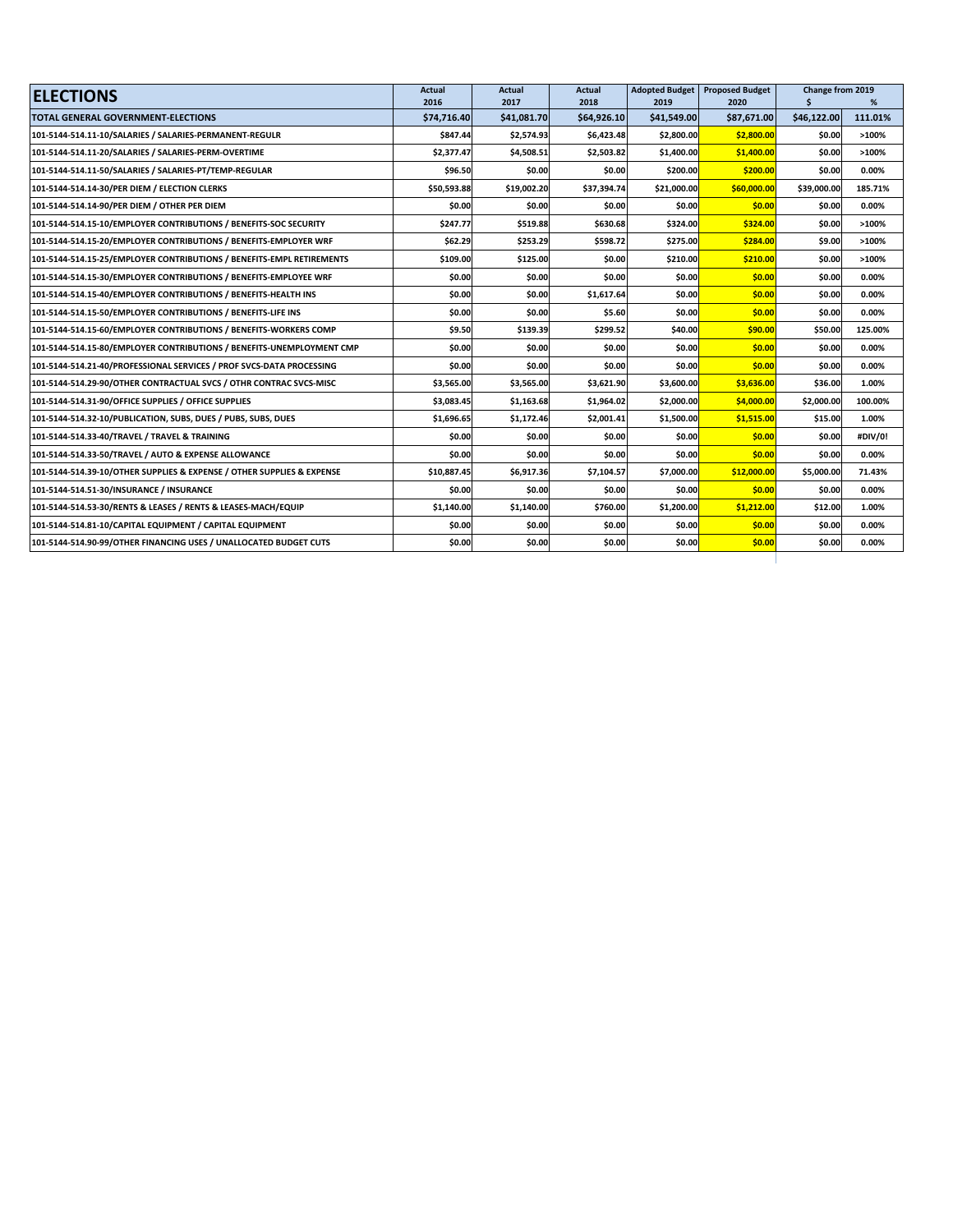| ELECTIONS | Actual 2016 | Actual 2017 | Actual 2018 | Adopted Budget 2019 | Proposed Budget 2020 | Change from 2019 $ | % |
|---|---|---|---|---|---|---|---|
| **TOTAL GENERAL GOVERNMENT-ELECTIONS** | **$74,716.40** | **$41,081.70** | **$64,926.10** | **$41,549.00** | **$87,671.00** | **$46,122.00** | **111.01%** |
| 101-5144-514.11-10/SALARIES / SALARIES-PERMANENT-REGULR | $847.44 | $2,574.93 | $6,423.48 | $2,800.00 | $2,800.00 | $0.00 | >100% |
| 101-5144-514.11-20/SALARIES / SALARIES-PERM-OVERTIME | $2,377.47 | $4,508.51 | $2,503.82 | $1,400.00 | $1,400.00 | $0.00 | >100% |
| 101-5144-514.11-50/SALARIES / SALARIES-PT/TEMP-REGULAR | $96.50 | $0.00 | $0.00 | $200.00 | $200.00 | $0.00 | 0.00% |
| 101-5144-514.14-30/PER DIEM / ELECTION CLERKS | $50,593.88 | $19,002.20 | $37,394.74 | $21,000.00 | $60,000.00 | $39,000.00 | 185.71% |
| 101-5144-514.14-90/PER DIEM / OTHER PER DIEM | $0.00 | $0.00 | $0.00 | $0.00 | $0.00 | $0.00 | 0.00% |
| 101-5144-514.15-10/EMPLOYER CONTRIBUTIONS / BENEFITS-SOC SECURITY | $247.77 | $519.88 | $630.68 | $324.00 | $324.00 | $0.00 | >100% |
| 101-5144-514.15-20/EMPLOYER CONTRIBUTIONS / BENEFITS-EMPLOYER WRF | $62.29 | $253.29 | $598.72 | $275.00 | $284.00 | $9.00 | >100% |
| 101-5144-514.15-25/EMPLOYER CONTRIBUTIONS / BENEFITS-EMPL RETIREMENTS | $109.00 | $125.00 | $0.00 | $210.00 | $210.00 | $0.00 | >100% |
| 101-5144-514.15-30/EMPLOYER CONTRIBUTIONS / BENEFITS-EMPLOYEE WRF | $0.00 | $0.00 | $0.00 | $0.00 | $0.00 | $0.00 | 0.00% |
| 101-5144-514.15-40/EMPLOYER CONTRIBUTIONS / BENEFITS-HEALTH INS | $0.00 | $0.00 | $1,617.64 | $0.00 | $0.00 | $0.00 | 0.00% |
| 101-5144-514.15-50/EMPLOYER CONTRIBUTIONS / BENEFITS-LIFE INS | $0.00 | $0.00 | $5.60 | $0.00 | $0.00 | $0.00 | 0.00% |
| 101-5144-514.15-60/EMPLOYER CONTRIBUTIONS / BENEFITS-WORKERS COMP | $9.50 | $139.39 | $299.52 | $40.00 | $90.00 | $50.00 | 125.00% |
| 101-5144-514.15-80/EMPLOYER CONTRIBUTIONS / BENEFITS-UNEMPLOYMENT CMP | $0.00 | $0.00 | $0.00 | $0.00 | $0.00 | $0.00 | 0.00% |
| 101-5144-514.21-40/PROFESSIONAL SERVICES / PROF SVCS-DATA PROCESSING | $0.00 | $0.00 | $0.00 | $0.00 | $0.00 | $0.00 | 0.00% |
| 101-5144-514.29-90/OTHER CONTRACTUAL SVCS / OTHR CONTRAC SVCS-MISC | $3,565.00 | $3,565.00 | $3,621.90 | $3,600.00 | $3,636.00 | $36.00 | 1.00% |
| 101-5144-514.31-90/OFFICE SUPPLIES / OFFICE SUPPLIES | $3,083.45 | $1,163.68 | $1,964.02 | $2,000.00 | $4,000.00 | $2,000.00 | 100.00% |
| 101-5144-514.32-10/PUBLICATION, SUBS, DUES / PUBS, SUBS, DUES | $1,696.65 | $1,172.46 | $2,001.41 | $1,500.00 | $1,515.00 | $15.00 | 1.00% |
| 101-5144-514.33-40/TRAVEL / TRAVEL & TRAINING | $0.00 | $0.00 | $0.00 | $0.00 | $0.00 | $0.00 | #DIV/0! |
| 101-5144-514.33-50/TRAVEL / AUTO & EXPENSE ALLOWANCE | $0.00 | $0.00 | $0.00 | $0.00 | $0.00 | $0.00 | 0.00% |
| 101-5144-514.39-10/OTHER SUPPLIES & EXPENSE / OTHER SUPPLIES & EXPENSE | $10,887.45 | $6,917.36 | $7,104.57 | $7,000.00 | $12,000.00 | $5,000.00 | 71.43% |
| 101-5144-514.51-30/INSURANCE / INSURANCE | $0.00 | $0.00 | $0.00 | $0.00 | $0.00 | $0.00 | 0.00% |
| 101-5144-514.53-30/RENTS & LEASES / RENTS & LEASES-MACH/EQUIP | $1,140.00 | $1,140.00 | $760.00 | $1,200.00 | $1,212.00 | $12.00 | 1.00% |
| 101-5144-514.81-10/CAPITAL EQUIPMENT / CAPITAL EQUIPMENT | $0.00 | $0.00 | $0.00 | $0.00 | $0.00 | $0.00 | 0.00% |
| 101-5144-514.90-99/OTHER FINANCING USES / UNALLOCATED BUDGET CUTS | $0.00 | $0.00 | $0.00 | $0.00 | $0.00 | $0.00 | 0.00% |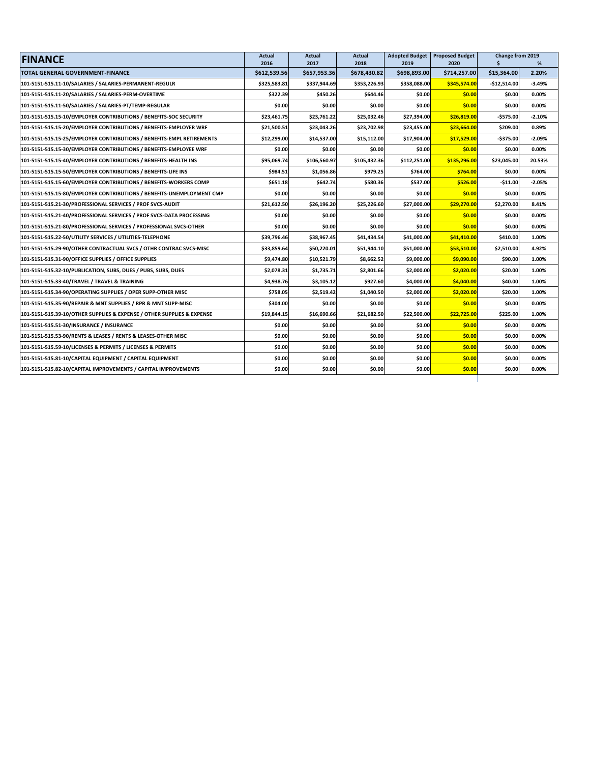| FINANCE | Actual 2016 | Actual 2017 | Actual 2018 | Adopted Budget 2019 | Proposed Budget 2020 | Change from 2019 $ | % |
|---|---|---|---|---|---|---|---|
| TOTAL GENERAL GOVERNMENT-FINANCE | $612,539.56 | $657,953.36 | $678,430.82 | $698,893.00 | $714,257.00 | $15,364.00 | 2.20% |
| 101-5151-515.11-10/SALARIES / SALARIES-PERMANENT-REGULR | $325,583.81 | $337,944.69 | $353,226.93 | $358,088.00 | $345,574.00 | -$12,514.00 | -3.49% |
| 101-5151-515.11-20/SALARIES / SALARIES-PERM-OVERTIME | $322.39 | $450.26 | $644.46 | $0.00 | $0.00 | $0.00 | 0.00% |
| 101-5151-515.11-50/SALARIES / SALARIES-PT/TEMP-REGULAR | $0.00 | $0.00 | $0.00 | $0.00 | $0.00 | $0.00 | 0.00% |
| 101-5151-515.15-10/EMPLOYER CONTRIBUTIONS / BENEFITS-SOC SECURITY | $23,461.75 | $23,761.22 | $25,032.46 | $27,394.00 | $26,819.00 | -$575.00 | -2.10% |
| 101-5151-515.15-20/EMPLOYER CONTRIBUTIONS / BENEFITS-EMPLOYER WRF | $21,500.51 | $23,043.26 | $23,702.98 | $23,455.00 | $23,664.00 | $209.00 | 0.89% |
| 101-5151-515.15-25/EMPLOYER CONTRIBUTIONS / BENEFITS-EMPL RETIREMENTS | $12,299.00 | $14,537.00 | $15,112.00 | $17,904.00 | $17,529.00 | -$375.00 | -2.09% |
| 101-5151-515.15-30/EMPLOYER CONTRIBUTIONS / BENEFITS-EMPLOYEE WRF | $0.00 | $0.00 | $0.00 | $0.00 | $0.00 | $0.00 | 0.00% |
| 101-5151-515.15-40/EMPLOYER CONTRIBUTIONS / BENEFITS-HEALTH INS | $95,069.74 | $106,560.97 | $105,432.36 | $112,251.00 | $135,296.00 | $23,045.00 | 20.53% |
| 101-5151-515.15-50/EMPLOYER CONTRIBUTIONS / BENEFITS-LIFE INS | $984.51 | $1,056.86 | $979.25 | $764.00 | $764.00 | $0.00 | 0.00% |
| 101-5151-515.15-60/EMPLOYER CONTRIBUTIONS / BENEFITS-WORKERS COMP | $651.18 | $642.74 | $580.36 | $537.00 | $526.00 | -$11.00 | -2.05% |
| 101-5151-515.15-80/EMPLOYER CONTRIBUTIONS / BENEFITS-UNEMPLOYMENT CMP | $0.00 | $0.00 | $0.00 | $0.00 | $0.00 | $0.00 | 0.00% |
| 101-5151-515.21-30/PROFESSIONAL SERVICES / PROF SVCS-AUDIT | $21,612.50 | $26,196.20 | $25,226.60 | $27,000.00 | $29,270.00 | $2,270.00 | 8.41% |
| 101-5151-515.21-40/PROFESSIONAL SERVICES / PROF SVCS-DATA PROCESSING | $0.00 | $0.00 | $0.00 | $0.00 | $0.00 | $0.00 | 0.00% |
| 101-5151-515.21-80/PROFESSIONAL SERVICES / PROFESSIONAL SVCS-OTHER | $0.00 | $0.00 | $0.00 | $0.00 | $0.00 | $0.00 | 0.00% |
| 101-5151-515.22-50/UTILITY SERVICES / UTILITIES-TELEPHONE | $39,796.46 | $38,967.45 | $41,434.54 | $41,000.00 | $41,410.00 | $410.00 | 1.00% |
| 101-5151-515.29-90/OTHER CONTRACTUAL SVCS / OTHR CONTRAC SVCS-MISC | $33,859.64 | $50,220.01 | $51,944.10 | $51,000.00 | $53,510.00 | $2,510.00 | 4.92% |
| 101-5151-515.31-90/OFFICE SUPPLIES / OFFICE SUPPLIES | $9,474.80 | $10,521.79 | $8,662.52 | $9,000.00 | $9,090.00 | $90.00 | 1.00% |
| 101-5151-515.32-10/PUBLICATION, SUBS, DUES / PUBS, SUBS, DUES | $2,078.31 | $1,735.71 | $2,801.66 | $2,000.00 | $2,020.00 | $20.00 | 1.00% |
| 101-5151-515.33-40/TRAVEL / TRAVEL & TRAINING | $4,938.76 | $3,105.12 | $927.60 | $4,000.00 | $4,040.00 | $40.00 | 1.00% |
| 101-5151-515.34-90/OPERATING SUPPLIES / OPER SUPP-OTHER MISC | $758.05 | $2,519.42 | $1,040.50 | $2,000.00 | $2,020.00 | $20.00 | 1.00% |
| 101-5151-515.35-90/REPAIR & MNT SUPPLIES / RPR & MNT SUPP-MISC | $304.00 | $0.00 | $0.00 | $0.00 | $0.00 | $0.00 | 0.00% |
| 101-5151-515.39-10/OTHER SUPPLIES & EXPENSE / OTHER SUPPLIES & EXPENSE | $19,844.15 | $16,690.66 | $21,682.50 | $22,500.00 | $22,725.00 | $225.00 | 1.00% |
| 101-5151-515.51-30/INSURANCE / INSURANCE | $0.00 | $0.00 | $0.00 | $0.00 | $0.00 | $0.00 | 0.00% |
| 101-5151-515.53-90/RENTS & LEASES / RENTS & LEASES-OTHER MISC | $0.00 | $0.00 | $0.00 | $0.00 | $0.00 | $0.00 | 0.00% |
| 101-5151-515.59-10/LICENSES & PERMITS / LICENSES & PERMITS | $0.00 | $0.00 | $0.00 | $0.00 | $0.00 | $0.00 | 0.00% |
| 101-5151-515.81-10/CAPITAL EQUIPMENT / CAPITAL EQUIPMENT | $0.00 | $0.00 | $0.00 | $0.00 | $0.00 | $0.00 | 0.00% |
| 101-5151-515.82-10/CAPITAL IMPROVEMENTS / CAPITAL IMPROVEMENTS | $0.00 | $0.00 | $0.00 | $0.00 | $0.00 | $0.00 | 0.00% |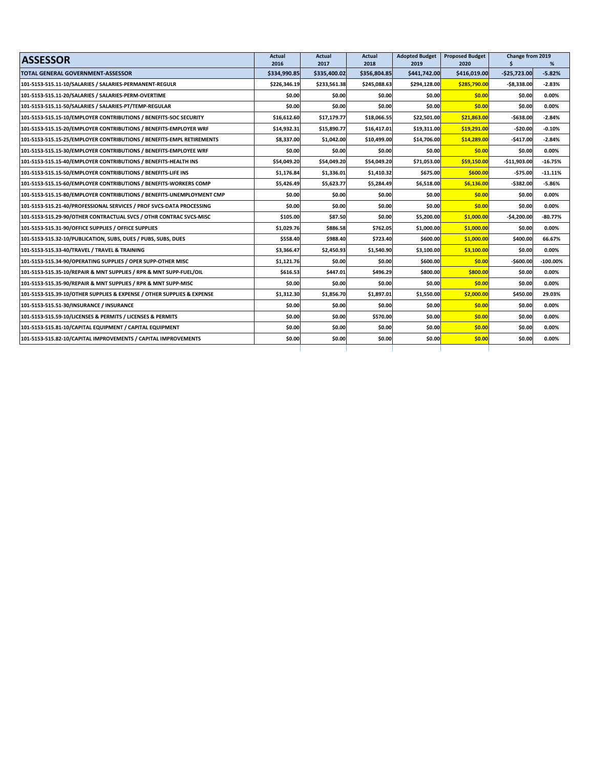| ASSESSOR | Actual 2016 | Actual 2017 | Actual 2018 | Adopted Budget 2019 | Proposed Budget 2020 | Change from 2019 $ | % |
|---|---|---|---|---|---|---|---|
| TOTAL GENERAL GOVERNMENT-ASSESSOR | $334,990.85 | $335,400.02 | $356,804.85 | $441,742.00 | $416,019.00 | -$25,723.00 | -5.82% |
| 101-5153-515.11-10/SALARIES / SALARIES-PERMANENT-REGULR | $226,346.19 | $233,561.38 | $245,088.63 | $294,128.00 | $285,790.00 | -$8,338.00 | -2.83% |
| 101-5153-515.11-20/SALARIES / SALARIES-PERM-OVERTIME | $0.00 | $0.00 | $0.00 | $0.00 | $0.00 | $0.00 | 0.00% |
| 101-5153-515.11-50/SALARIES / SALARIES-PT/TEMP-REGULAR | $0.00 | $0.00 | $0.00 | $0.00 | $0.00 | $0.00 | 0.00% |
| 101-5153-515.15-10/EMPLOYER CONTRIBUTIONS / BENEFITS-SOC SECURITY | $16,612.60 | $17,179.77 | $18,066.55 | $22,501.00 | $21,863.00 | -$638.00 | -2.84% |
| 101-5153-515.15-20/EMPLOYER CONTRIBUTIONS / BENEFITS-EMPLOYER WRF | $14,932.31 | $15,890.77 | $16,417.01 | $19,311.00 | $19,291.00 | -$20.00 | -0.10% |
| 101-5153-515.15-25/EMPLOYER CONTRIBUTIONS / BENEFITS-EMPL RETIREMENTS | $8,337.00 | $1,042.00 | $10,499.00 | $14,706.00 | $14,289.00 | -$417.00 | -2.84% |
| 101-5153-515.15-30/EMPLOYER CONTRIBUTIONS / BENEFITS-EMPLOYEE WRF | $0.00 | $0.00 | $0.00 | $0.00 | $0.00 | $0.00 | 0.00% |
| 101-5153-515.15-40/EMPLOYER CONTRIBUTIONS / BENEFITS-HEALTH INS | $54,049.20 | $54,049.20 | $54,049.20 | $71,053.00 | $59,150.00 | -$11,903.00 | -16.75% |
| 101-5153-515.15-50/EMPLOYER CONTRIBUTIONS / BENEFITS-LIFE INS | $1,176.84 | $1,336.01 | $1,410.32 | $675.00 | $600.00 | -$75.00 | -11.11% |
| 101-5153-515.15-60/EMPLOYER CONTRIBUTIONS / BENEFITS-WORKERS COMP | $5,426.49 | $5,623.77 | $5,284.49 | $6,518.00 | $6,136.00 | -$382.00 | -5.86% |
| 101-5153-515.15-80/EMPLOYER CONTRIBUTIONS / BENEFITS-UNEMPLOYMENT CMP | $0.00 | $0.00 | $0.00 | $0.00 | $0.00 | $0.00 | 0.00% |
| 101-5153-515.21-40/PROFESSIONAL SERVICES / PROF SVCS-DATA PROCESSING | $0.00 | $0.00 | $0.00 | $0.00 | $0.00 | $0.00 | 0.00% |
| 101-5153-515.29-90/OTHER CONTRACTUAL SVCS / OTHR CONTRAC SVCS-MISC | $105.00 | $87.50 | $0.00 | $5,200.00 | $1,000.00 | -$4,200.00 | -80.77% |
| 101-5153-515.31-90/OFFICE SUPPLIES / OFFICE SUPPLIES | $1,029.76 | $886.58 | $762.05 | $1,000.00 | $1,000.00 | $0.00 | 0.00% |
| 101-5153-515.32-10/PUBLICATION, SUBS, DUES / PUBS, SUBS, DUES | $558.40 | $988.40 | $723.40 | $600.00 | $1,000.00 | $400.00 | 66.67% |
| 101-5153-515.33-40/TRAVEL / TRAVEL & TRAINING | $3,366.47 | $2,450.93 | $1,540.90 | $3,100.00 | $3,100.00 | $0.00 | 0.00% |
| 101-5153-515.34-90/OPERATING SUPPLIES / OPER SUPP-OTHER MISC | $1,121.76 | $0.00 | $0.00 | $600.00 | $0.00 | -$600.00 | -100.00% |
| 101-5153-515.35-10/REPAIR & MNT SUPPLIES / RPR & MNT SUPP-FUEL/OIL | $616.53 | $447.01 | $496.29 | $800.00 | $800.00 | $0.00 | 0.00% |
| 101-5153-515.35-90/REPAIR & MNT SUPPLIES / RPR & MNT SUPP-MISC | $0.00 | $0.00 | $0.00 | $0.00 | $0.00 | $0.00 | 0.00% |
| 101-5153-515.39-10/OTHER SUPPLIES & EXPENSE / OTHER SUPPLIES & EXPENSE | $1,312.30 | $1,856.70 | $1,897.01 | $1,550.00 | $2,000.00 | $450.00 | 29.03% |
| 101-5153-515.51-30/INSURANCE / INSURANCE | $0.00 | $0.00 | $0.00 | $0.00 | $0.00 | $0.00 | 0.00% |
| 101-5153-515.59-10/LICENSES & PERMITS / LICENSES & PERMITS | $0.00 | $0.00 | $570.00 | $0.00 | $0.00 | $0.00 | 0.00% |
| 101-5153-515.81-10/CAPITAL EQUIPMENT / CAPITAL EQUIPMENT | $0.00 | $0.00 | $0.00 | $0.00 | $0.00 | $0.00 | 0.00% |
| 101-5153-515.82-10/CAPITAL IMPROVEMENTS / CAPITAL IMPROVEMENTS | $0.00 | $0.00 | $0.00 | $0.00 | $0.00 | $0.00 | 0.00% |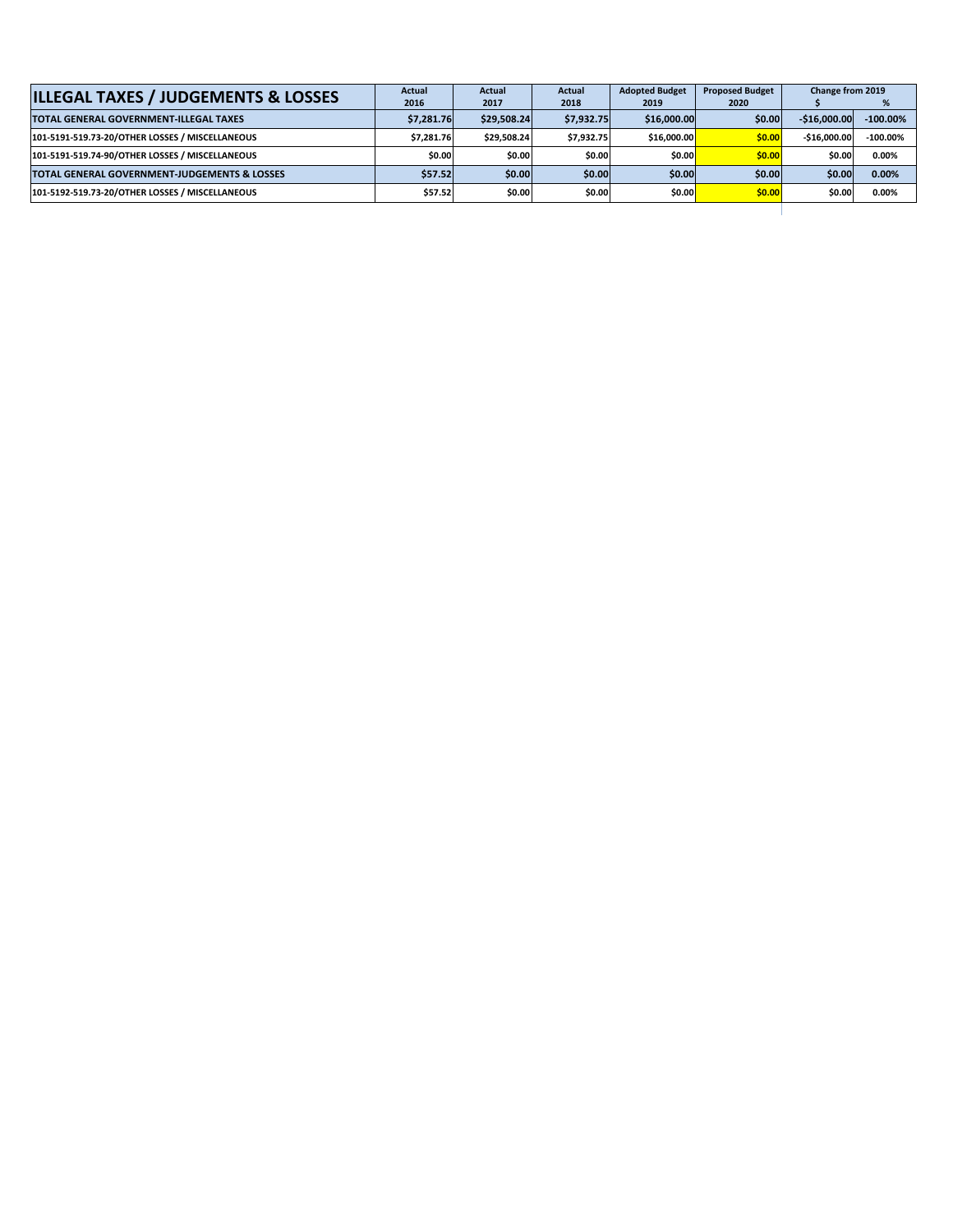| ILLEGAL TAXES / JUDGEMENTS & LOSSES | Actual 2016 | Actual 2017 | Actual 2018 | Adopted Budget 2019 | Proposed Budget 2020 | Change from 2019 $ | % |
|---|---|---|---|---|---|---|---|
| **TOTAL GENERAL GOVERNMENT-ILLEGAL TAXES** | **$7,281.76** | **$29,508.24** | **$7,932.75** | **$16,000.00** | **$0.00** | **-$16,000.00** | **-100.00%** |
| 101-5191-519.73-20/OTHER LOSSES / MISCELLANEOUS | $7,281.76 | $29,508.24 | $7,932.75 | $16,000.00 | $0.00 | -$16,000.00 | -100.00% |
| 101-5191-519.74-90/OTHER LOSSES / MISCELLANEOUS | $0.00 | $0.00 | $0.00 | $0.00 | $0.00 | $0.00 | 0.00% |
| **TOTAL GENERAL GOVERNMENT-JUDGEMENTS & LOSSES** | **$57.52** | **$0.00** | **$0.00** | **$0.00** | **$0.00** | **$0.00** | **0.00%** |
| 101-5192-519.73-20/OTHER LOSSES / MISCELLANEOUS | $57.52 | $0.00 | $0.00 | $0.00 | $0.00 | $0.00 | 0.00% |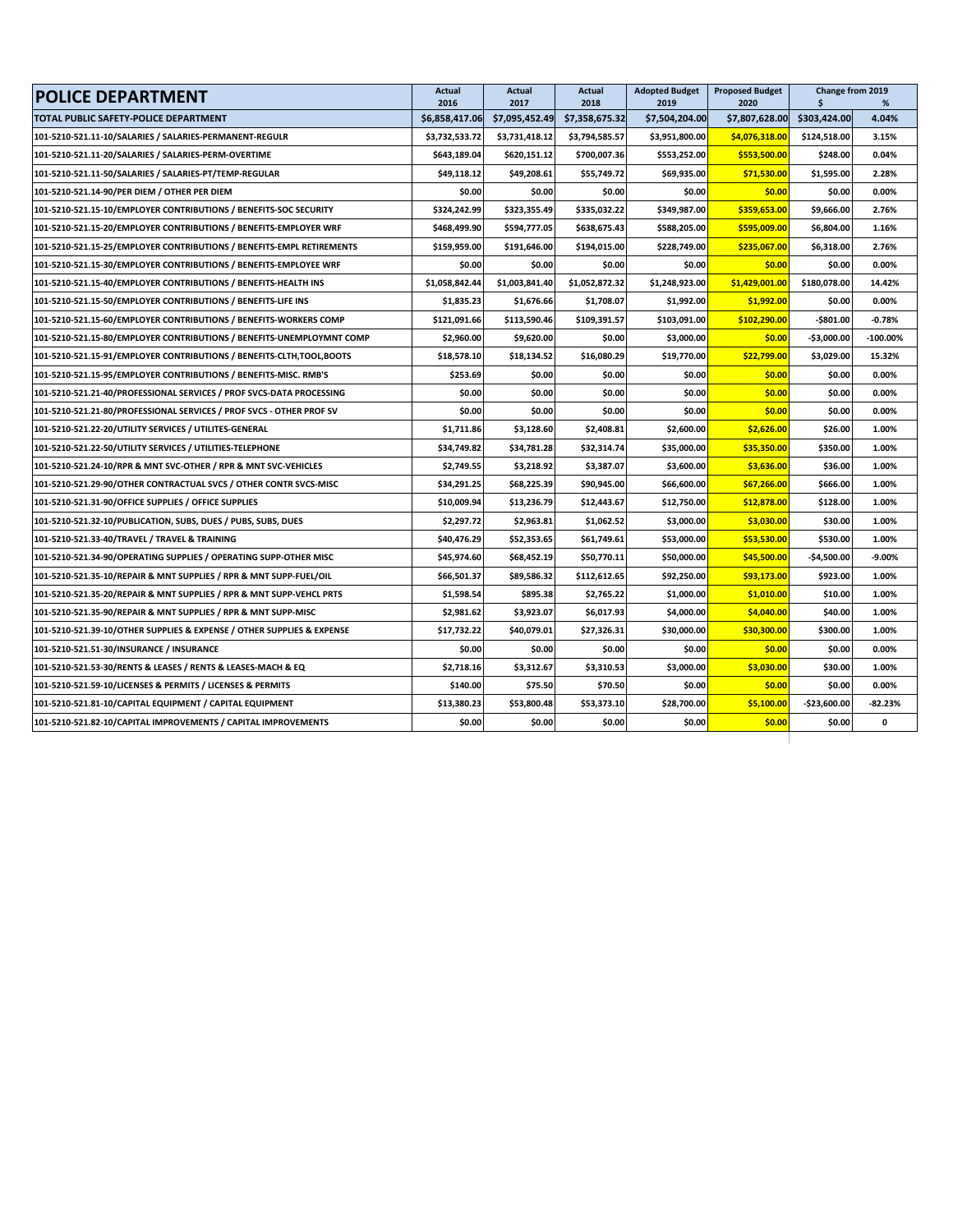| POLICE DEPARTMENT | Actual 2016 | Actual 2017 | Actual 2018 | Adopted Budget 2019 | Proposed Budget 2020 | Change from 2019 $ | % |
|---|---|---|---|---|---|---|---|
| **TOTAL PUBLIC SAFETY-POLICE DEPARTMENT** | **$6,858,417.06** | **$7,095,452.49** | **$7,358,675.32** | **$7,504,204.00** | **$7,807,628.00** | **$303,424.00** | **4.04%** |
| 101-5210-521.11-10/SALARIES / SALARIES-PERMANENT-REGULR | $3,732,533.72 | $3,731,418.12 | $3,794,585.57 | $3,951,800.00 | $4,076,318.00 | $124,518.00 | 3.15% |
| 101-5210-521.11-20/SALARIES / SALARIES-PERM-OVERTIME | $643,189.04 | $620,151.12 | $700,007.36 | $553,252.00 | $553,500.00 | $248.00 | 0.04% |
| 101-5210-521.11-50/SALARIES / SALARIES-PT/TEMP-REGULAR | $49,118.12 | $49,208.61 | $55,749.72 | $69,935.00 | $71,530.00 | $1,595.00 | 2.28% |
| 101-5210-521.14-90/PER DIEM / OTHER PER DIEM | $0.00 | $0.00 | $0.00 | $0.00 | $0.00 | $0.00 | 0.00% |
| 101-5210-521.15-10/EMPLOYER CONTRIBUTIONS / BENEFITS-SOC SECURITY | $324,242.99 | $323,355.49 | $335,032.22 | $349,987.00 | $359,653.00 | $9,666.00 | 2.76% |
| 101-5210-521.15-20/EMPLOYER CONTRIBUTIONS / BENEFITS-EMPLOYER WRF | $468,499.90 | $594,777.05 | $638,675.43 | $588,205.00 | $595,009.00 | $6,804.00 | 1.16% |
| 101-5210-521.15-25/EMPLOYER CONTRIBUTIONS / BENEFITS-EMPL RETIREMENTS | $159,959.00 | $191,646.00 | $194,015.00 | $228,749.00 | $235,067.00 | $6,318.00 | 2.76% |
| 101-5210-521.15-30/EMPLOYER CONTRIBUTIONS / BENEFITS-EMPLOYEE WRF | $0.00 | $0.00 | $0.00 | $0.00 | $0.00 | $0.00 | 0.00% |
| 101-5210-521.15-40/EMPLOYER CONTRIBUTIONS / BENEFITS-HEALTH INS | $1,058,842.44 | $1,003,841.40 | $1,052,872.32 | $1,248,923.00 | $1,429,001.00 | $180,078.00 | 14.42% |
| 101-5210-521.15-50/EMPLOYER CONTRIBUTIONS / BENEFITS-LIFE INS | $1,835.23 | $1,676.66 | $1,708.07 | $1,992.00 | $1,992.00 | $0.00 | 0.00% |
| 101-5210-521.15-60/EMPLOYER CONTRIBUTIONS / BENEFITS-WORKERS COMP | $121,091.66 | $113,590.46 | $109,391.57 | $103,091.00 | $102,290.00 | -$801.00 | -0.78% |
| 101-5210-521.15-80/EMPLOYER CONTRIBUTIONS / BENEFITS-UNEMPLOYMNT COMP | $2,960.00 | $9,620.00 | $0.00 | $3,000.00 | $0.00 | -$3,000.00 | -100.00% |
| 101-5210-521.15-91/EMPLOYER CONTRIBUTIONS / BENEFITS-CLTH,TOOL,BOOTS | $18,578.10 | $18,134.52 | $16,080.29 | $19,770.00 | $22,799.00 | $3,029.00 | 15.32% |
| 101-5210-521.15-95/EMPLOYER CONTRIBUTIONS / BENEFITS-MISC. RMB'S | $253.69 | $0.00 | $0.00 | $0.00 | $0.00 | $0.00 | 0.00% |
| 101-5210-521.21-40/PROFESSIONAL SERVICES / PROF SVCS-DATA PROCESSING | $0.00 | $0.00 | $0.00 | $0.00 | $0.00 | $0.00 | 0.00% |
| 101-5210-521.21-80/PROFESSIONAL SERVICES / PROF SVCS - OTHER PROF SV | $0.00 | $0.00 | $0.00 | $0.00 | $0.00 | $0.00 | 0.00% |
| 101-5210-521.22-10/UTILITY SERVICES / UTILITES-GENERAL | $1,711.86 | $3,128.60 | $2,408.81 | $2,600.00 | $2,626.00 | $26.00 | 1.00% |
| 101-5210-521.22-50/UTILITY SERVICES / UTILITIES-TELEPHONE | $34,749.82 | $34,781.28 | $32,314.74 | $35,000.00 | $35,350.00 | $350.00 | 1.00% |
| 101-5210-521.24-10/RPR & MNT SVC-OTHER / RPR & MNT SVC-VEHICLES | $2,749.55 | $3,218.92 | $3,387.07 | $3,600.00 | $3,636.00 | $36.00 | 1.00% |
| 101-5210-521.29-90/OTHER CONTRACTUAL SVCS / OTHER CONTR SVCS-MISC | $34,291.25 | $68,225.39 | $90,945.00 | $66,600.00 | $67,266.00 | $666.00 | 1.00% |
| 101-5210-521.31-90/OFFICE SUPPLIES / OFFICE SUPPLIES | $10,009.94 | $13,236.79 | $12,443.67 | $12,750.00 | $12,878.00 | $128.00 | 1.00% |
| 101-5210-521.32-10/PUBLICATION, SUBS, DUES / PUBS, SUBS, DUES | $2,297.72 | $2,963.81 | $1,062.52 | $3,000.00 | $3,030.00 | $30.00 | 1.00% |
| 101-5210-521.33-40/TRAVEL / TRAVEL & TRAINING | $40,476.29 | $52,353.65 | $61,749.61 | $53,000.00 | $53,530.00 | $530.00 | 1.00% |
| 101-5210-521.34-90/OPERATING SUPPLIES / OPERATING SUPP-OTHER MISC | $45,974.60 | $68,452.19 | $50,770.11 | $50,000.00 | $45,500.00 | -$4,500.00 | -9.00% |
| 101-5210-521.35-10/REPAIR & MNT SUPPLIES / RPR & MNT SUPP-FUEL/OIL | $66,501.37 | $89,586.32 | $112,612.65 | $92,250.00 | $93,173.00 | $923.00 | 1.00% |
| 101-5210-521.35-20/REPAIR & MNT SUPPLIES / RPR & MNT SUPP-VEHCL PRTS | $1,598.54 | $895.38 | $2,765.22 | $1,000.00 | $1,010.00 | $10.00 | 1.00% |
| 101-5210-521.35-90/REPAIR & MNT SUPPLIES / RPR & MNT SUPP-MISC | $2,981.62 | $3,923.07 | $6,017.93 | $4,000.00 | $4,040.00 | $40.00 | 1.00% |
| 101-5210-521.39-10/OTHER SUPPLIES & EXPENSE / OTHER SUPPLIES & EXPENSE | $17,732.22 | $40,079.01 | $27,326.31 | $30,000.00 | $30,300.00 | $300.00 | 1.00% |
| 101-5210-521.51-30/INSURANCE / INSURANCE | $0.00 | $0.00 | $0.00 | $0.00 | $0.00 | $0.00 | 0.00% |
| 101-5210-521.53-30/RENTS & LEASES / RENTS & LEASES-MACH & EQ | $2,718.16 | $3,312.67 | $3,310.53 | $3,000.00 | $3,030.00 | $30.00 | 1.00% |
| 101-5210-521.59-10/LICENSES & PERMITS / LICENSES & PERMITS | $140.00 | $75.50 | $70.50 | $0.00 | $0.00 | $0.00 | 0.00% |
| 101-5210-521.81-10/CAPITAL EQUIPMENT / CAPITAL EQUIPMENT | $13,380.23 | $53,800.48 | $53,373.10 | $28,700.00 | $5,100.00 | -$23,600.00 | -82.23% |
| 101-5210-521.82-10/CAPITAL IMPROVEMENTS / CAPITAL IMPROVEMENTS | $0.00 | $0.00 | $0.00 | $0.00 | $0.00 | $0.00 | 0 |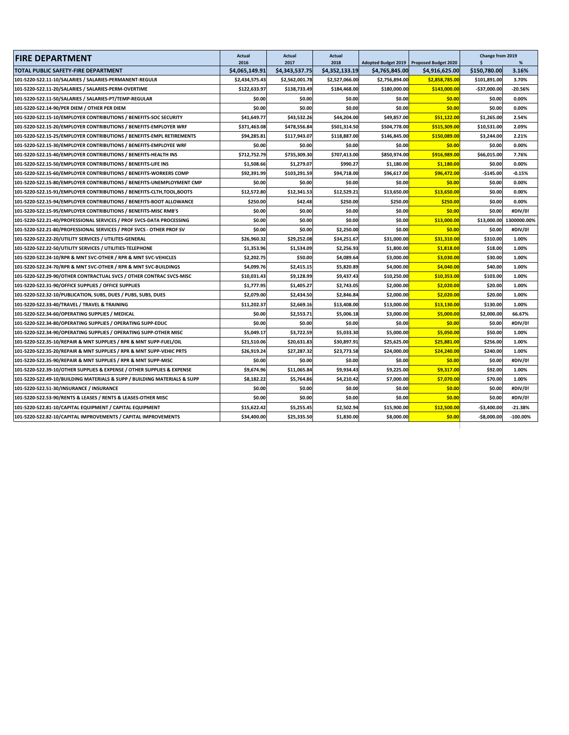| FIRE DEPARTMENT | Actual 2016 | Actual 2017 | Actual 2018 | Adopted Budget 2019 | Proposed Budget 2020 | Change from 2019 $ | % |
|---|---|---|---|---|---|---|---|
| TOTAL PUBLIC SAFETY-FIRE DEPARTMENT | $4,065,149.91 | $4,343,537.75 | $4,352,133.19 | $4,765,845.00 | $4,916,625.00 | $150,780.00 | 3.16% |
| 101-5220-522.11-10/SALARIES / SALARIES-PERMANENT-REGULR | $2,434,575.43 | $2,562,001.78 | $2,527,066.00 | $2,756,894.00 | $2,858,785.00 | $101,891.00 | 3.70% |
| 101-5220-522.11-20/SALARIES / SALARIES-PERM-OVERTIME | $122,633.97 | $138,733.49 | $184,468.00 | $180,000.00 | $143,000.00 | -$37,000.00 | -20.56% |
| 101-5220-522.11-50/SALARIES / SALARIES-PT/TEMP-REGULAR | $0.00 | $0.00 | $0.00 | $0.00 | $0.00 | $0.00 | 0.00% |
| 101-5220-522.14-90/PER DIEM / OTHER PER DIEM | $0.00 | $0.00 | $0.00 | $0.00 | $0.00 | $0.00 | 0.00% |
| 101-5220-522.15-10/EMPLOYER CONTRIBUTIONS / BENEFITS-SOC SECURITY | $41,649.77 | $43,532.26 | $44,204.00 | $49,857.00 | $51,122.00 | $1,265.00 | 2.54% |
| 101-5220-522.15-20/EMPLOYER CONTRIBUTIONS / BENEFITS-EMPLOYER WRF | $371,463.08 | $478,556.84 | $501,314.50 | $504,778.00 | $515,309.00 | $10,531.00 | 2.09% |
| 101-5220-522.15-25/EMPLOYER CONTRIBUTIONS / BENEFITS-EMPL RETIREMENTS | $94,285.81 | $117,943.07 | $118,887.00 | $146,845.00 | $150,089.00 | $3,244.00 | 2.21% |
| 101-5220-522.15-30/EMPLOYER CONTRIBUTIONS / BENEFITS-EMPLOYEE WRF | $0.00 | $0.00 | $0.00 | $0.00 | $0.00 | $0.00 | 0.00% |
| 101-5220-522.15-40/EMPLOYER CONTRIBUTIONS / BENEFITS-HEALTH INS | $712,752.79 | $735,309.30 | $707,413.00 | $850,974.00 | $916,989.00 | $66,015.00 | 7.76% |
| 101-5220-522.15-50/EMPLOYER CONTRIBUTIONS / BENEFITS-LIFE INS | $1,508.66 | $1,279.07 | $990.27 | $1,180.00 | $1,180.00 | $0.00 | 0.00% |
| 101-5220-522.15-60/EMPLOYER CONTRIBUTIONS / BENEFITS-WORKERS COMP | $92,391.99 | $103,291.59 | $94,718.00 | $96,617.00 | $96,472.00 | -$145.00 | -0.15% |
| 101-5220-522.15-80/EMPLOYER CONTRIBUTIONS / BENEFITS-UNEMPLOYMENT CMP | $0.00 | $0.00 | $0.00 | $0.00 | $0.00 | $0.00 | 0.00% |
| 101-5220-522.15-91/EMPLOYER CONTRIBUTIONS / BENEFITS-CLTH,TOOL,BOOTS | $12,572.80 | $12,341.53 | $12,529.21 | $13,650.00 | $13,650.00 | $0.00 | 0.00% |
| 101-5220-522.15-94/EMPLOYER CONTRIBUTIONS / BENEFITS-BOOT ALLOWANCE | $250.00 | $42.48 | $250.00 | $250.00 | $250.00 | $0.00 | 0.00% |
| 101-5220-522.15-95/EMPLOYER CONTRIBUTIONS / BENEFITS-MISC RMB'S | $0.00 | $0.00 | $0.00 | $0.00 | $0.00 | $0.00 | #DIV/0! |
| 101-5220-522.21-40/PROFESSIONAL SERVICES / PROF SVCS-DATA PROCESSING | $0.00 | $0.00 | $0.00 | $0.00 | $13,000.00 | $13,000.00 | 1300000.00% |
| 101-5220-522.21-80/PROFESSIONAL SERVICES / PROF SVCS - OTHER PROF SV | $0.00 | $0.00 | $2,250.00 | $0.00 | $0.00 | $0.00 | #DIV/0! |
| 101-5220-522.22-20/UTILITY SERVICES / UTILITES-GENERAL | $26,960.32 | $29,252.08 | $34,251.67 | $31,000.00 | $31,310.00 | $310.00 | 1.00% |
| 101-5220-522.22-50/UTILITY SERVICES / UTILITIES-TELEPHONE | $1,353.96 | $1,534.09 | $2,256.93 | $1,800.00 | $1,818.00 | $18.00 | 1.00% |
| 101-5220-522.24-10/RPR & MNT SVC-OTHER / RPR & MNT SVC-VEHICLES | $2,202.75 | $50.00 | $4,089.64 | $3,000.00 | $3,030.00 | $30.00 | 1.00% |
| 101-5220-522.24-70/RPR & MNT SVC-OTHER / RPR & MNT SVC-BUILDINGS | $4,099.76 | $2,415.15 | $5,820.89 | $4,000.00 | $4,040.00 | $40.00 | 1.00% |
| 101-5220-522.29-90/OTHER CONTRACTUAL SVCS / OTHER CONTRAC SVCS-MISC | $10,031.43 | $9,128.99 | $9,437.43 | $10,250.00 | $10,353.00 | $103.00 | 1.00% |
| 101-5220-522.31-90/OFFICE SUPPLIES / OFFICE SUPPLIES | $1,777.95 | $1,405.27 | $2,743.05 | $2,000.00 | $2,020.00 | $20.00 | 1.00% |
| 101-5220-522.32-10/PUBLICATION, SUBS, DUES / PUBS, SUBS, DUES | $2,079.00 | $2,434.50 | $2,846.84 | $2,000.00 | $2,020.00 | $20.00 | 1.00% |
| 101-5220-522.33-40/TRAVEL / TRAVEL & TRAINING | $11,202.37 | $2,669.16 | $13,408.00 | $13,000.00 | $13,130.00 | $130.00 | 1.00% |
| 101-5220-522.34-60/OPERATING SUPPLIES / MEDICAL | $0.00 | $2,553.71 | $5,006.18 | $3,000.00 | $5,000.00 | $2,000.00 | 66.67% |
| 101-5220-522.34-80/OPERATING SUPPLIES / OPERATING SUPP-EDUC | $0.00 | $0.00 | $0.00 | $0.00 | $0.00 | $0.00 | #DIV/0! |
| 101-5220-522.34-90/OPERATING SUPPLIES / OPERATING SUPP-OTHER MISC | $5,049.17 | $3,722.59 | $5,033.30 | $5,000.00 | $5,050.00 | $50.00 | 1.00% |
| 101-5220-522.35-10/REPAIR & MNT SUPPLIES / RPR & MNT SUPP-FUEL/OIL | $21,510.06 | $20,631.83 | $30,897.91 | $25,625.00 | $25,881.00 | $256.00 | 1.00% |
| 101-5220-522.35-20/REPAIR & MNT SUPPLIES / RPR & MNT SUPP-VEHIC PRTS | $26,919.24 | $27,287.32 | $23,773.58 | $24,000.00 | $24,240.00 | $240.00 | 1.00% |
| 101-5220-522.35-90/REPAIR & MNT SUPPLIES / RPR & MNT SUPP-MISC | $0.00 | $0.00 | $0.00 | $0.00 | $0.00 | $0.00 | #DIV/0! |
| 101-5220-522.39-10/OTHER SUPPLIES & EXPENSE / OTHER SUPPLIES & EXPENSE | $9,674.96 | $11,065.84 | $9,934.43 | $9,225.00 | $9,317.00 | $92.00 | 1.00% |
| 101-5220-522.49-10/BUILDING MATERIALS & SUPP / BUILDING MATERIALS & SUPP | $8,182.22 | $5,764.86 | $4,210.42 | $7,000.00 | $7,070.00 | $70.00 | 1.00% |
| 101-5220-522.51-30/INSURANCE / INSURANCE | $0.00 | $0.00 | $0.00 | $0.00 | $0.00 | $0.00 | #DIV/0! |
| 101-5220-522.53-90/RENTS & LEASES / RENTS & LEASES-OTHER MISC | $0.00 | $0.00 | $0.00 | $0.00 | $0.00 | $0.00 | #DIV/0! |
| 101-5220-522.81-10/CAPITAL EQUIPMENT / CAPITAL EQUIPMENT | $15,622.42 | $5,255.45 | $2,502.94 | $15,900.00 | $12,500.00 | -$3,400.00 | -21.38% |
| 101-5220-522.82-10/CAPITAL IMPROVEMENTS / CAPITAL IMPROVEMENTS | $34,400.00 | $25,335.50 | $1,830.00 | $8,000.00 | $0.00 | -$8,000.00 | -100.00% |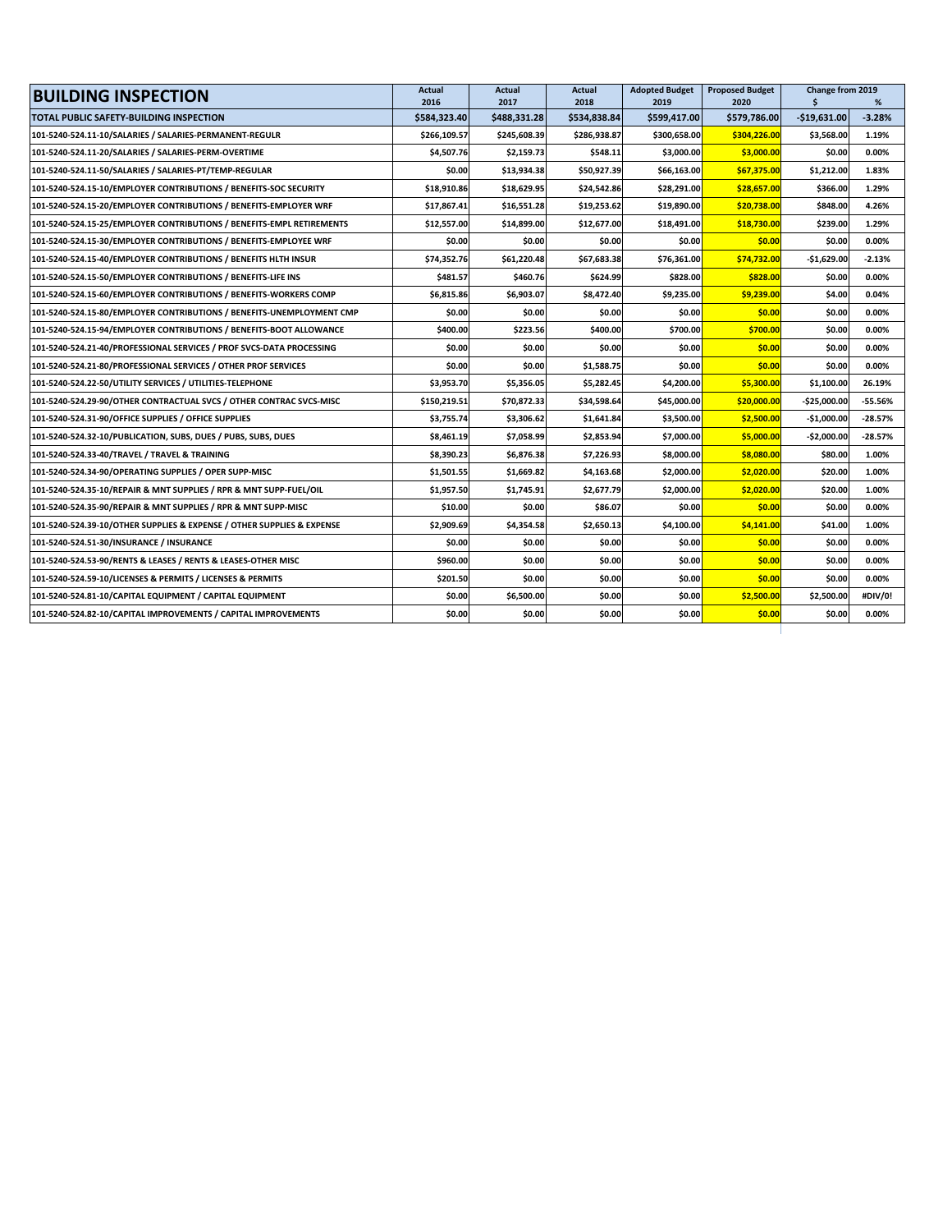| BUILDING INSPECTION | Actual 2016 | Actual 2017 | Actual 2018 | Adopted Budget 2019 | Proposed Budget 2020 | Change from 2019 $ | % |
|---|---|---|---|---|---|---|---|
| TOTAL PUBLIC SAFETY-BUILDING INSPECTION | $584,323.40 | $488,331.28 | $534,838.84 | $599,417.00 | $579,786.00 | -$19,631.00 | -3.28% |
| 101-5240-524.11-10/SALARIES / SALARIES-PERMANENT-REGULR | $266,109.57 | $245,608.39 | $286,938.87 | $300,658.00 | $304,226.00 | $3,568.00 | 1.19% |
| 101-5240-524.11-20/SALARIES / SALARIES-PERM-OVERTIME | $4,507.76 | $2,159.73 | $548.11 | $3,000.00 | $3,000.00 | $0.00 | 0.00% |
| 101-5240-524.11-50/SALARIES / SALARIES-PT/TEMP-REGULAR | $0.00 | $13,934.38 | $50,927.39 | $66,163.00 | $67,375.00 | $1,212.00 | 1.83% |
| 101-5240-524.15-10/EMPLOYER CONTRIBUTIONS / BENEFITS-SOC SECURITY | $18,910.86 | $18,629.95 | $24,542.86 | $28,291.00 | $28,657.00 | $366.00 | 1.29% |
| 101-5240-524.15-20/EMPLOYER CONTRIBUTIONS / BENEFITS-EMPLOYER WRF | $17,867.41 | $16,551.28 | $19,253.62 | $19,890.00 | $20,738.00 | $848.00 | 4.26% |
| 101-5240-524.15-25/EMPLOYER CONTRIBUTIONS / BENEFITS-EMPL RETIREMENTS | $12,557.00 | $14,899.00 | $12,677.00 | $18,491.00 | $18,730.00 | $239.00 | 1.29% |
| 101-5240-524.15-30/EMPLOYER CONTRIBUTIONS / BENEFITS-EMPLOYEE WRF | $0.00 | $0.00 | $0.00 | $0.00 | $0.00 | $0.00 | 0.00% |
| 101-5240-524.15-40/EMPLOYER CONTRIBUTIONS / BENEFITS HLTH INSUR | $74,352.76 | $61,220.48 | $67,683.38 | $76,361.00 | $74,732.00 | -$1,629.00 | -2.13% |
| 101-5240-524.15-50/EMPLOYER CONTRIBUTIONS / BENEFITS-LIFE INS | $481.57 | $460.76 | $624.99 | $828.00 | $828.00 | $0.00 | 0.00% |
| 101-5240-524.15-60/EMPLOYER CONTRIBUTIONS / BENEFITS-WORKERS COMP | $6,815.86 | $6,903.07 | $8,472.40 | $9,235.00 | $9,239.00 | $4.00 | 0.04% |
| 101-5240-524.15-80/EMPLOYER CONTRIBUTIONS / BENEFITS-UNEMPLOYMENT CMP | $0.00 | $0.00 | $0.00 | $0.00 | $0.00 | $0.00 | 0.00% |
| 101-5240-524.15-94/EMPLOYER CONTRIBUTIONS / BENEFITS-BOOT ALLOWANCE | $400.00 | $223.56 | $400.00 | $700.00 | $700.00 | $0.00 | 0.00% |
| 101-5240-524.21-40/PROFESSIONAL SERVICES / PROF SVCS-DATA PROCESSING | $0.00 | $0.00 | $0.00 | $0.00 | $0.00 | $0.00 | 0.00% |
| 101-5240-524.21-80/PROFESSIONAL SERVICES / OTHER PROF SERVICES | $0.00 | $0.00 | $1,588.75 | $0.00 | $0.00 | $0.00 | 0.00% |
| 101-5240-524.22-50/UTILITY SERVICES / UTILITIES-TELEPHONE | $3,953.70 | $5,356.05 | $5,282.45 | $4,200.00 | $5,300.00 | $1,100.00 | 26.19% |
| 101-5240-524.29-90/OTHER CONTRACTUAL SVCS / OTHER CONTRAC SVCS-MISC | $150,219.51 | $70,872.33 | $34,598.64 | $45,000.00 | $20,000.00 | -$25,000.00 | -55.56% |
| 101-5240-524.31-90/OFFICE SUPPLIES / OFFICE SUPPLIES | $3,755.74 | $3,306.62 | $1,641.84 | $3,500.00 | $2,500.00 | -$1,000.00 | -28.57% |
| 101-5240-524.32-10/PUBLICATION, SUBS, DUES / PUBS, SUBS, DUES | $8,461.19 | $7,058.99 | $2,853.94 | $7,000.00 | $5,000.00 | -$2,000.00 | -28.57% |
| 101-5240-524.33-40/TRAVEL / TRAVEL & TRAINING | $8,390.23 | $6,876.38 | $7,226.93 | $8,000.00 | $8,080.00 | $80.00 | 1.00% |
| 101-5240-524.34-90/OPERATING SUPPLIES / OPER SUPP-MISC | $1,501.55 | $1,669.82 | $4,163.68 | $2,000.00 | $2,020.00 | $20.00 | 1.00% |
| 101-5240-524.35-10/REPAIR & MNT SUPPLIES / RPR & MNT SUPP-FUEL/OIL | $1,957.50 | $1,745.91 | $2,677.79 | $2,000.00 | $2,020.00 | $20.00 | 1.00% |
| 101-5240-524.35-90/REPAIR & MNT SUPPLIES / RPR & MNT SUPP-MISC | $10.00 | $0.00 | $86.07 | $0.00 | $0.00 | $0.00 | 0.00% |
| 101-5240-524.39-10/OTHER SUPPLIES & EXPENSE / OTHER SUPPLIES & EXPENSE | $2,909.69 | $4,354.58 | $2,650.13 | $4,100.00 | $4,141.00 | $41.00 | 1.00% |
| 101-5240-524.51-30/INSURANCE / INSURANCE | $0.00 | $0.00 | $0.00 | $0.00 | $0.00 | $0.00 | 0.00% |
| 101-5240-524.53-90/RENTS & LEASES / RENTS & LEASES-OTHER MISC | $960.00 | $0.00 | $0.00 | $0.00 | $0.00 | $0.00 | 0.00% |
| 101-5240-524.59-10/LICENSES & PERMITS / LICENSES & PERMITS | $201.50 | $0.00 | $0.00 | $0.00 | $0.00 | $0.00 | 0.00% |
| 101-5240-524.81-10/CAPITAL EQUIPMENT / CAPITAL EQUIPMENT | $0.00 | $6,500.00 | $0.00 | $0.00 | $2,500.00 | $2,500.00 | #DIV/0! |
| 101-5240-524.82-10/CAPITAL IMPROVEMENTS / CAPITAL IMPROVEMENTS | $0.00 | $0.00 | $0.00 | $0.00 | $0.00 | $0.00 | 0.00% |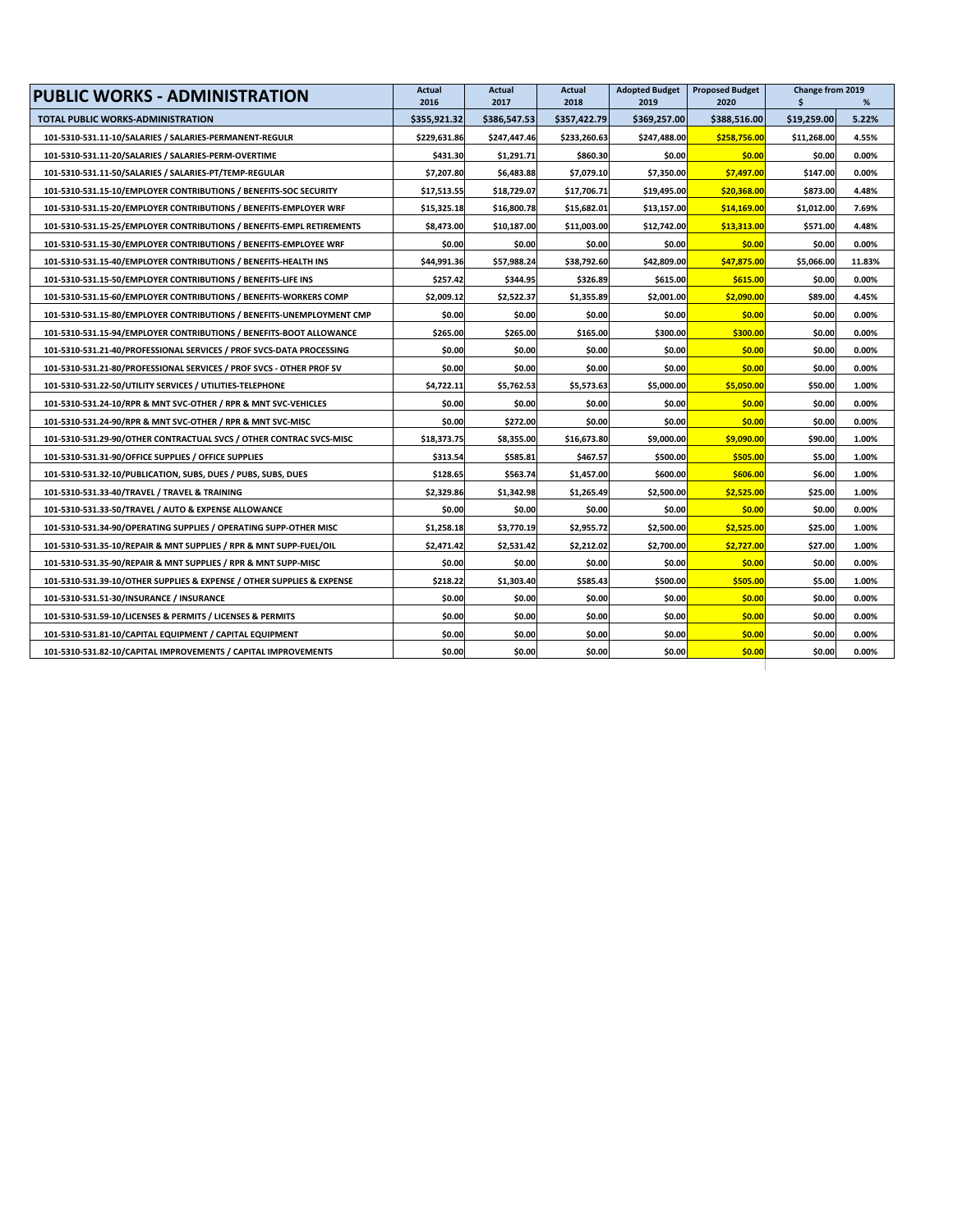| PUBLIC WORKS - ADMINISTRATION | Actual 2016 | Actual 2017 | Actual 2018 | Adopted Budget 2019 | Proposed Budget 2020 | Change from 2019 $ | % |
|---|---|---|---|---|---|---|---|
| TOTAL PUBLIC WORKS-ADMINISTRATION | $355,921.32 | $386,547.53 | $357,422.79 | $369,257.00 | $388,516.00 | $19,259.00 | 5.22% |
| 101-5310-531.11-10/SALARIES / SALARIES-PERMANENT-REGULR | $229,631.86 | $247,447.46 | $233,260.63 | $247,488.00 | $258,756.00 | $11,268.00 | 4.55% |
| 101-5310-531.11-20/SALARIES / SALARIES-PERM-OVERTIME | $431.30 | $1,291.71 | $860.30 | $0.00 | $0.00 | $0.00 | 0.00% |
| 101-5310-531.11-50/SALARIES / SALARIES-PT/TEMP-REGULAR | $7,207.80 | $6,483.88 | $7,079.10 | $7,350.00 | $7,497.00 | $147.00 | 0.00% |
| 101-5310-531.15-10/EMPLOYER CONTRIBUTIONS / BENEFITS-SOC SECURITY | $17,513.55 | $18,729.07 | $17,706.71 | $19,495.00 | $20,368.00 | $873.00 | 4.48% |
| 101-5310-531.15-20/EMPLOYER CONTRIBUTIONS / BENEFITS-EMPLOYER WRF | $15,325.18 | $16,800.78 | $15,682.01 | $13,157.00 | $14,169.00 | $1,012.00 | 7.69% |
| 101-5310-531.15-25/EMPLOYER CONTRIBUTIONS / BENEFITS-EMPL RETIREMENTS | $8,473.00 | $10,187.00 | $11,003.00 | $12,742.00 | $13,313.00 | $571.00 | 4.48% |
| 101-5310-531.15-30/EMPLOYER CONTRIBUTIONS / BENEFITS-EMPLOYEE WRF | $0.00 | $0.00 | $0.00 | $0.00 | $0.00 | $0.00 | 0.00% |
| 101-5310-531.15-40/EMPLOYER CONTRIBUTIONS / BENEFITS-HEALTH INS | $44,991.36 | $57,988.24 | $38,792.60 | $42,809.00 | $47,875.00 | $5,066.00 | 11.83% |
| 101-5310-531.15-50/EMPLOYER CONTRIBUTIONS / BENEFITS-LIFE INS | $257.42 | $344.95 | $326.89 | $615.00 | $615.00 | $0.00 | 0.00% |
| 101-5310-531.15-60/EMPLOYER CONTRIBUTIONS / BENEFITS-WORKERS COMP | $2,009.12 | $2,522.37 | $1,355.89 | $2,001.00 | $2,090.00 | $89.00 | 4.45% |
| 101-5310-531.15-80/EMPLOYER CONTRIBUTIONS / BENEFITS-UNEMPLOYMENT CMP | $0.00 | $0.00 | $0.00 | $0.00 | $0.00 | $0.00 | 0.00% |
| 101-5310-531.15-94/EMPLOYER CONTRIBUTIONS / BENEFITS-BOOT ALLOWANCE | $265.00 | $265.00 | $165.00 | $300.00 | $300.00 | $0.00 | 0.00% |
| 101-5310-531.21-40/PROFESSIONAL SERVICES / PROF SVCS-DATA PROCESSING | $0.00 | $0.00 | $0.00 | $0.00 | $0.00 | $0.00 | 0.00% |
| 101-5310-531.21-80/PROFESSIONAL SERVICES / PROF SVCS - OTHER PROF SV | $0.00 | $0.00 | $0.00 | $0.00 | $0.00 | $0.00 | 0.00% |
| 101-5310-531.22-50/UTILITY SERVICES / UTILITIES-TELEPHONE | $4,722.11 | $5,762.53 | $5,573.63 | $5,000.00 | $5,050.00 | $50.00 | 1.00% |
| 101-5310-531.24-10/RPR & MNT SVC-OTHER / RPR & MNT SVC-VEHICLES | $0.00 | $0.00 | $0.00 | $0.00 | $0.00 | $0.00 | 0.00% |
| 101-5310-531.24-90/RPR & MNT SVC-OTHER / RPR & MNT SVC-MISC | $0.00 | $272.00 | $0.00 | $0.00 | $0.00 | $0.00 | 0.00% |
| 101-5310-531.29-90/OTHER CONTRACTUAL SVCS / OTHER CONTRAC SVCS-MISC | $18,373.75 | $8,355.00 | $16,673.80 | $9,000.00 | $9,090.00 | $90.00 | 1.00% |
| 101-5310-531.31-90/OFFICE SUPPLIES / OFFICE SUPPLIES | $313.54 | $585.81 | $467.57 | $500.00 | $505.00 | $5.00 | 1.00% |
| 101-5310-531.32-10/PUBLICATION, SUBS, DUES / PUBS, SUBS, DUES | $128.65 | $563.74 | $1,457.00 | $600.00 | $606.00 | $6.00 | 1.00% |
| 101-5310-531.33-40/TRAVEL / TRAVEL & TRAINING | $2,329.86 | $1,342.98 | $1,265.49 | $2,500.00 | $2,525.00 | $25.00 | 1.00% |
| 101-5310-531.33-50/TRAVEL / AUTO & EXPENSE ALLOWANCE | $0.00 | $0.00 | $0.00 | $0.00 | $0.00 | $0.00 | 0.00% |
| 101-5310-531.34-90/OPERATING SUPPLIES / OPERATING SUPP-OTHER MISC | $1,258.18 | $3,770.19 | $2,955.72 | $2,500.00 | $2,525.00 | $25.00 | 1.00% |
| 101-5310-531.35-10/REPAIR & MNT SUPPLIES / RPR & MNT SUPP-FUEL/OIL | $2,471.42 | $2,531.42 | $2,212.02 | $2,700.00 | $2,727.00 | $27.00 | 1.00% |
| 101-5310-531.35-90/REPAIR & MNT SUPPLIES / RPR & MNT SUPP-MISC | $0.00 | $0.00 | $0.00 | $0.00 | $0.00 | $0.00 | 0.00% |
| 101-5310-531.39-10/OTHER SUPPLIES & EXPENSE / OTHER SUPPLIES & EXPENSE | $218.22 | $1,303.40 | $585.43 | $500.00 | $505.00 | $5.00 | 1.00% |
| 101-5310-531.51-30/INSURANCE / INSURANCE | $0.00 | $0.00 | $0.00 | $0.00 | $0.00 | $0.00 | 0.00% |
| 101-5310-531.59-10/LICENSES & PERMITS / LICENSES & PERMITS | $0.00 | $0.00 | $0.00 | $0.00 | $0.00 | $0.00 | 0.00% |
| 101-5310-531.81-10/CAPITAL EQUIPMENT / CAPITAL EQUIPMENT | $0.00 | $0.00 | $0.00 | $0.00 | $0.00 | $0.00 | 0.00% |
| 101-5310-531.82-10/CAPITAL IMPROVEMENTS / CAPITAL IMPROVEMENTS | $0.00 | $0.00 | $0.00 | $0.00 | $0.00 | $0.00 | 0.00% |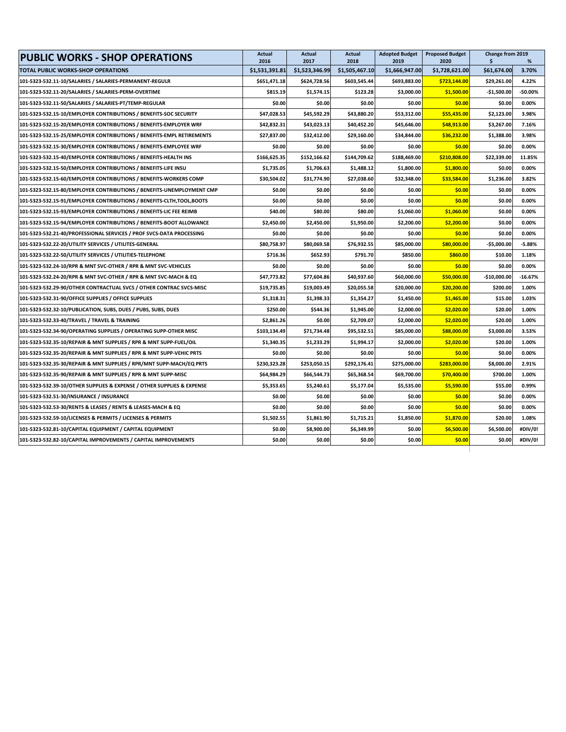| PUBLIC WORKS - SHOP OPERATIONS | Actual 2016 | Actual 2017 | Actual 2018 | Adopted Budget 2019 | Proposed Budget 2020 | Change from 2019 $ | % |
|---|---|---|---|---|---|---|---|
| TOTAL PUBLIC WORKS-SHOP OPERATIONS | $1,531,391.81 | $1,523,346.99 | $1,505,467.10 | $1,666,947.00 | $1,728,621.00 | $61,674.00 | 3.70% |
| 101-5323-532.11-10/SALARIES / SALARIES-PERMANENT-REGULR | $651,471.18 | $624,728.56 | $603,545.44 | $693,883.00 | $723,144.00 | $29,261.00 | 4.22% |
| 101-5323-532.11-20/SALARIES / SALARIES-PERM-OVERTIME | $815.19 | $1,574.15 | $123.28 | $3,000.00 | $1,500.00 | -$1,500.00 | -50.00% |
| 101-5323-532.11-50/SALARIES / SALARIES-PT/TEMP-REGULAR | $0.00 | $0.00 | $0.00 | $0.00 | $0.00 | $0.00 | 0.00% |
| 101-5323-532.15-10/EMPLOYER CONTRIBUTIONS / BENEFITS-SOC SECURITY | $47,028.53 | $45,592.29 | $43,880.20 | $53,312.00 | $55,435.00 | $2,123.00 | 3.98% |
| 101-5323-532.15-20/EMPLOYER CONTRIBUTIONS / BENEFITS-EMPLOYER WRF | $42,832.31 | $43,023.13 | $40,452.20 | $45,646.00 | $48,913.00 | $3,267.00 | 7.16% |
| 101-5323-532.15-25/EMPLOYER CONTRIBUTIONS / BENEFITS-EMPL RETIREMENTS | $27,837.00 | $32,412.00 | $29,160.00 | $34,844.00 | $36,232.00 | $1,388.00 | 3.98% |
| 101-5323-532.15-30/EMPLOYER CONTRIBUTIONS / BENEFITS-EMPLOYEE WRF | $0.00 | $0.00 | $0.00 | $0.00 | $0.00 | $0.00 | 0.00% |
| 101-5323-532.15-40/EMPLOYER CONTRIBUTIONS / BENEFITS-HEALTH INS | $166,625.35 | $152,166.62 | $144,709.62 | $188,469.00 | $210,808.00 | $22,339.00 | 11.85% |
| 101-5323-532.15-50/EMPLOYER CONTRIBUTIONS / BENEFITS-LIFE INSU | $1,735.05 | $1,706.63 | $1,488.12 | $1,800.00 | $1,800.00 | $0.00 | 0.00% |
| 101-5323-532.15-60/EMPLOYER CONTRIBUTIONS / BENEFITS-WORKERS COMP | $30,504.02 | $31,774.90 | $27,038.60 | $32,348.00 | $33,584.00 | $1,236.00 | 3.82% |
| 101-5323-532.15-80/EMPLOYER CONTRIBUTIONS / BENEFITS-UNEMPLOYMENT CMP | $0.00 | $0.00 | $0.00 | $0.00 | $0.00 | $0.00 | 0.00% |
| 101-5323-532.15-91/EMPLOYER CONTRIBUTIONS / BENEFITS-CLTH,TOOL,BOOTS | $0.00 | $0.00 | $0.00 | $0.00 | $0.00 | $0.00 | 0.00% |
| 101-5323-532.15-93/EMPLOYER CONTRIBUTIONS / BENEFITS-LIC FEE REIMB | $40.00 | $80.00 | $80.00 | $1,060.00 | $1,060.00 | $0.00 | 0.00% |
| 101-5323-532.15-94/EMPLOYER CONTRIBUTIONS / BENEFITS-BOOT ALLOWANCE | $2,450.00 | $2,450.00 | $1,950.00 | $2,200.00 | $2,200.00 | $0.00 | 0.00% |
| 101-5323-532.21-40/PROFESSIONAL SERVICES / PROF SVCS-DATA PROCESSING | $0.00 | $0.00 | $0.00 | $0.00 | $0.00 | $0.00 | 0.00% |
| 101-5323-532.22-20/UTILITY SERVICES / UTILITES-GENERAL | $80,758.97 | $80,069.58 | $76,932.55 | $85,000.00 | $80,000.00 | -$5,000.00 | -5.88% |
| 101-5323-532.22-50/UTILITY SERVICES / UTILITIES-TELEPHONE | $716.36 | $652.93 | $791.70 | $850.00 | $860.00 | $10.00 | 1.18% |
| 101-5323-532.24-10/RPR & MNT SVC-OTHER / RPR & MNT SVC-VEHICLES | $0.00 | $0.00 | $0.00 | $0.00 | $0.00 | $0.00 | 0.00% |
| 101-5323-532.24-20/RPR & MNT SVC-OTHER / RPR & MNT SVC-MACH & EQ | $47,773.82 | $77,604.86 | $40,937.60 | $60,000.00 | $50,000.00 | -$10,000.00 | -16.67% |
| 101-5323-532.29-90/OTHER CONTRACTUAL SVCS / OTHER CONTRAC SVCS-MISC | $19,735.85 | $19,003.49 | $20,055.58 | $20,000.00 | $20,200.00 | $200.00 | 1.00% |
| 101-5323-532.31-90/OFFICE SUPPLIES / OFFICE SUPPLIES | $1,318.31 | $1,398.33 | $1,354.27 | $1,450.00 | $1,465.00 | $15.00 | 1.03% |
| 101-5323-532.32-10/PUBLICATION, SUBS, DUES / PUBS, SUBS, DUES | $250.00 | $544.36 | $1,945.00 | $2,000.00 | $2,020.00 | $20.00 | 1.00% |
| 101-5323-532.33-40/TRAVEL / TRAVEL & TRAINING | $2,861.26 | $0.00 | $2,709.07 | $2,000.00 | $2,020.00 | $20.00 | 1.00% |
| 101-5323-532.34-90/OPERATING SUPPLIES / OPERATING SUPP-OTHER MISC | $103,134.49 | $71,734.48 | $95,532.51 | $85,000.00 | $88,000.00 | $3,000.00 | 3.53% |
| 101-5323-532.35-10/REPAIR & MNT SUPPLIES / RPR & MNT SUPP-FUEL/OIL | $1,340.35 | $1,233.29 | $1,994.17 | $2,000.00 | $2,020.00 | $20.00 | 1.00% |
| 101-5323-532.35-20/REPAIR & MNT SUPPLIES / RPR & MNT SUPP-VEHIC PRTS | $0.00 | $0.00 | $0.00 | $0.00 | $0.00 | $0.00 | 0.00% |
| 101-5323-532.35-30/REPAIR & MNT SUPPLIES / RPR/MNT SUPP-MACH/EQ PRTS | $230,323.28 | $253,050.15 | $292,176.41 | $275,000.00 | $283,000.00 | $8,000.00 | 2.91% |
| 101-5323-532.35-90/REPAIR & MNT SUPPLIES / RPR & MNT SUPP-MISC | $64,984.29 | $66,544.73 | $65,368.54 | $69,700.00 | $70,400.00 | $700.00 | 1.00% |
| 101-5323-532.39-10/OTHER SUPPLIES & EXPENSE / OTHER SUPPLIES & EXPENSE | $5,353.65 | $5,240.61 | $5,177.04 | $5,535.00 | $5,590.00 | $55.00 | 0.99% |
| 101-5323-532.51-30/INSURANCE / INSURANCE | $0.00 | $0.00 | $0.00 | $0.00 | $0.00 | $0.00 | 0.00% |
| 101-5323-532.53-30/RENTS & LEASES / RENTS & LEASES-MACH & EQ | $0.00 | $0.00 | $0.00 | $0.00 | $0.00 | $0.00 | 0.00% |
| 101-5323-532.59-10/LICENSES & PERMITS / LICENSES & PERMITS | $1,502.55 | $1,861.90 | $1,715.21 | $1,850.00 | $1,870.00 | $20.00 | 1.08% |
| 101-5323-532.81-10/CAPITAL EQUIPMENT / CAPITAL EQUIPMENT | $0.00 | $8,900.00 | $6,349.99 | $0.00 | $6,500.00 | $6,500.00 | #DIV/0! |
| 101-5323-532.82-10/CAPITAL IMPROVEMENTS / CAPITAL IMPROVEMENTS | $0.00 | $0.00 | $0.00 | $0.00 | $0.00 | $0.00 | #DIV/0! |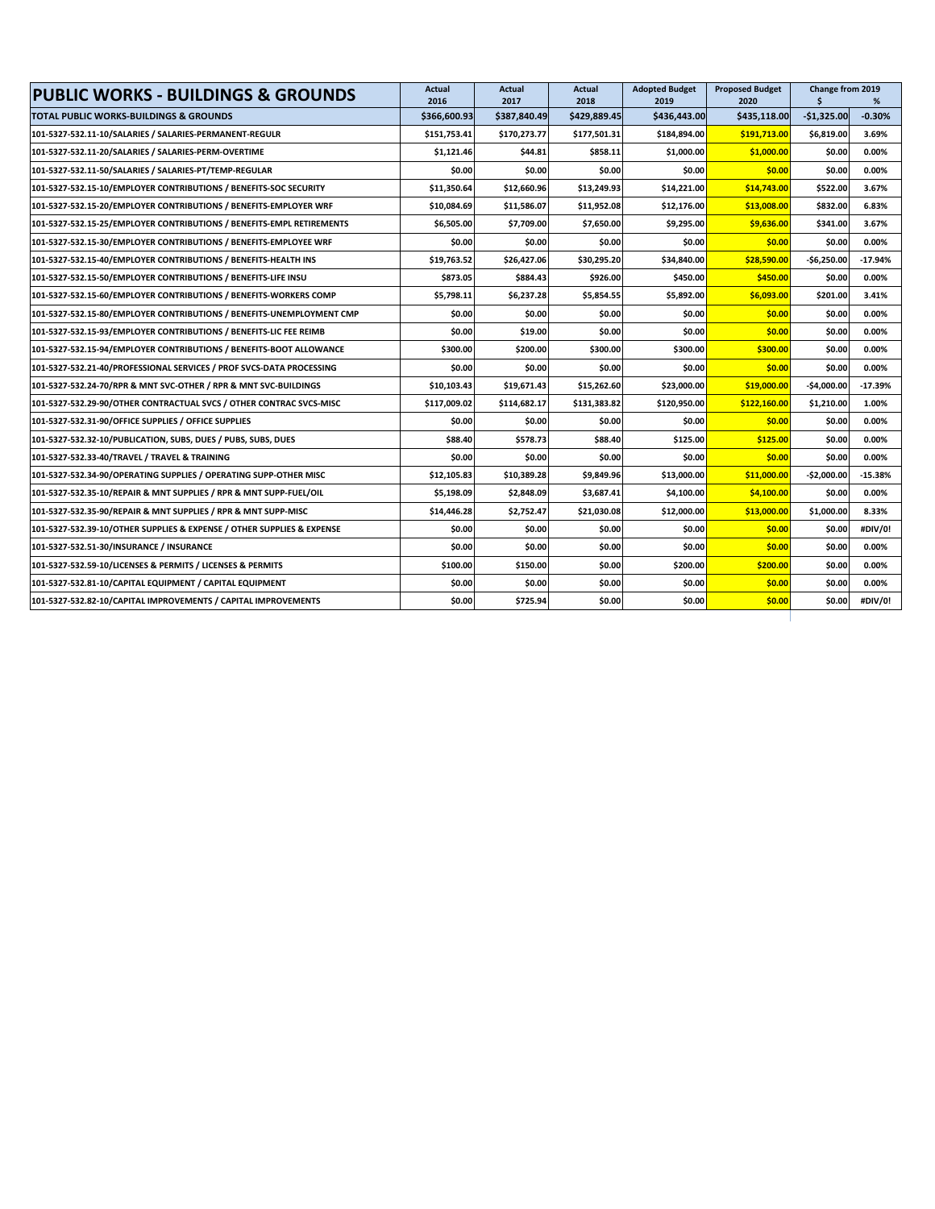| PUBLIC WORKS - BUILDINGS & GROUNDS | Actual 2016 | Actual 2017 | Actual 2018 | Adopted Budget 2019 | Proposed Budget 2020 | Change from 2019 $ | % |
|---|---|---|---|---|---|---|---|
| TOTAL PUBLIC WORKS-BUILDINGS & GROUNDS | $366,600.93 | $387,840.49 | $429,889.45 | $436,443.00 | $435,118.00 | -$1,325.00 | -0.30% |
| 101-5327-532.11-10/SALARIES / SALARIES-PERMANENT-REGULR | $151,753.41 | $170,273.77 | $177,501.31 | $184,894.00 | $191,713.00 | $6,819.00 | 3.69% |
| 101-5327-532.11-20/SALARIES / SALARIES-PERM-OVERTIME | $1,121.46 | $44.81 | $858.11 | $1,000.00 | $1,000.00 | $0.00 | 0.00% |
| 101-5327-532.11-50/SALARIES / SALARIES-PT/TEMP-REGULAR | $0.00 | $0.00 | $0.00 | $0.00 | $0.00 | $0.00 | 0.00% |
| 101-5327-532.15-10/EMPLOYER CONTRIBUTIONS / BENEFITS-SOC SECURITY | $11,350.64 | $12,660.96 | $13,249.93 | $14,221.00 | $14,743.00 | $522.00 | 3.67% |
| 101-5327-532.15-20/EMPLOYER CONTRIBUTIONS / BENEFITS-EMPLOYER WRF | $10,084.69 | $11,586.07 | $11,952.08 | $12,176.00 | $13,008.00 | $832.00 | 6.83% |
| 101-5327-532.15-25/EMPLOYER CONTRIBUTIONS / BENEFITS-EMPL RETIREMENTS | $6,505.00 | $7,709.00 | $7,650.00 | $9,295.00 | $9,636.00 | $341.00 | 3.67% |
| 101-5327-532.15-30/EMPLOYER CONTRIBUTIONS / BENEFITS-EMPLOYEE WRF | $0.00 | $0.00 | $0.00 | $0.00 | $0.00 | $0.00 | 0.00% |
| 101-5327-532.15-40/EMPLOYER CONTRIBUTIONS / BENEFITS-HEALTH INS | $19,763.52 | $26,427.06 | $30,295.20 | $34,840.00 | $28,590.00 | -$6,250.00 | -17.94% |
| 101-5327-532.15-50/EMPLOYER CONTRIBUTIONS / BENEFITS-LIFE INSU | $873.05 | $884.43 | $926.00 | $450.00 | $450.00 | $0.00 | 0.00% |
| 101-5327-532.15-60/EMPLOYER CONTRIBUTIONS / BENEFITS-WORKERS COMP | $5,798.11 | $6,237.28 | $5,854.55 | $5,892.00 | $6,093.00 | $201.00 | 3.41% |
| 101-5327-532.15-80/EMPLOYER CONTRIBUTIONS / BENEFITS-UNEMPLOYMENT CMP | $0.00 | $0.00 | $0.00 | $0.00 | $0.00 | $0.00 | 0.00% |
| 101-5327-532.15-93/EMPLOYER CONTRIBUTIONS / BENEFITS-LIC FEE REIMB | $0.00 | $19.00 | $0.00 | $0.00 | $0.00 | $0.00 | 0.00% |
| 101-5327-532.15-94/EMPLOYER CONTRIBUTIONS / BENEFITS-BOOT ALLOWANCE | $300.00 | $200.00 | $300.00 | $300.00 | $300.00 | $0.00 | 0.00% |
| 101-5327-532.21-40/PROFESSIONAL SERVICES / PROF SVCS-DATA PROCESSING | $0.00 | $0.00 | $0.00 | $0.00 | $0.00 | $0.00 | 0.00% |
| 101-5327-532.24-70/RPR & MNT SVC-OTHER / RPR & MNT SVC-BUILDINGS | $10,103.43 | $19,671.43 | $15,262.60 | $23,000.00 | $19,000.00 | -$4,000.00 | -17.39% |
| 101-5327-532.29-90/OTHER CONTRACTUAL SVCS / OTHER CONTRAC SVCS-MISC | $117,009.02 | $114,682.17 | $131,383.82 | $120,950.00 | $122,160.00 | $1,210.00 | 1.00% |
| 101-5327-532.31-90/OFFICE SUPPLIES / OFFICE SUPPLIES | $0.00 | $0.00 | $0.00 | $0.00 | $0.00 | $0.00 | 0.00% |
| 101-5327-532.32-10/PUBLICATION, SUBS, DUES / PUBS, SUBS, DUES | $88.40 | $578.73 | $88.40 | $125.00 | $125.00 | $0.00 | 0.00% |
| 101-5327-532.33-40/TRAVEL / TRAVEL & TRAINING | $0.00 | $0.00 | $0.00 | $0.00 | $0.00 | $0.00 | 0.00% |
| 101-5327-532.34-90/OPERATING SUPPLIES / OPERATING SUPP-OTHER MISC | $12,105.83 | $10,389.28 | $9,849.96 | $13,000.00 | $11,000.00 | -$2,000.00 | -15.38% |
| 101-5327-532.35-10/REPAIR & MNT SUPPLIES / RPR & MNT SUPP-FUEL/OIL | $5,198.09 | $2,848.09 | $3,687.41 | $4,100.00 | $4,100.00 | $0.00 | 0.00% |
| 101-5327-532.35-90/REPAIR & MNT SUPPLIES / RPR & MNT SUPP-MISC | $14,446.28 | $2,752.47 | $21,030.08 | $12,000.00 | $13,000.00 | $1,000.00 | 8.33% |
| 101-5327-532.39-10/OTHER SUPPLIES & EXPENSE / OTHER SUPPLIES & EXPENSE | $0.00 | $0.00 | $0.00 | $0.00 | $0.00 | $0.00 | #DIV/0! |
| 101-5327-532.51-30/INSURANCE / INSURANCE | $0.00 | $0.00 | $0.00 | $0.00 | $0.00 | $0.00 | 0.00% |
| 101-5327-532.59-10/LICENSES & PERMITS / LICENSES & PERMITS | $100.00 | $150.00 | $0.00 | $200.00 | $200.00 | $0.00 | 0.00% |
| 101-5327-532.81-10/CAPITAL EQUIPMENT / CAPITAL EQUIPMENT | $0.00 | $0.00 | $0.00 | $0.00 | $0.00 | $0.00 | 0.00% |
| 101-5327-532.82-10/CAPITAL IMPROVEMENTS / CAPITAL IMPROVEMENTS | $0.00 | $725.94 | $0.00 | $0.00 | $0.00 | $0.00 | #DIV/0! |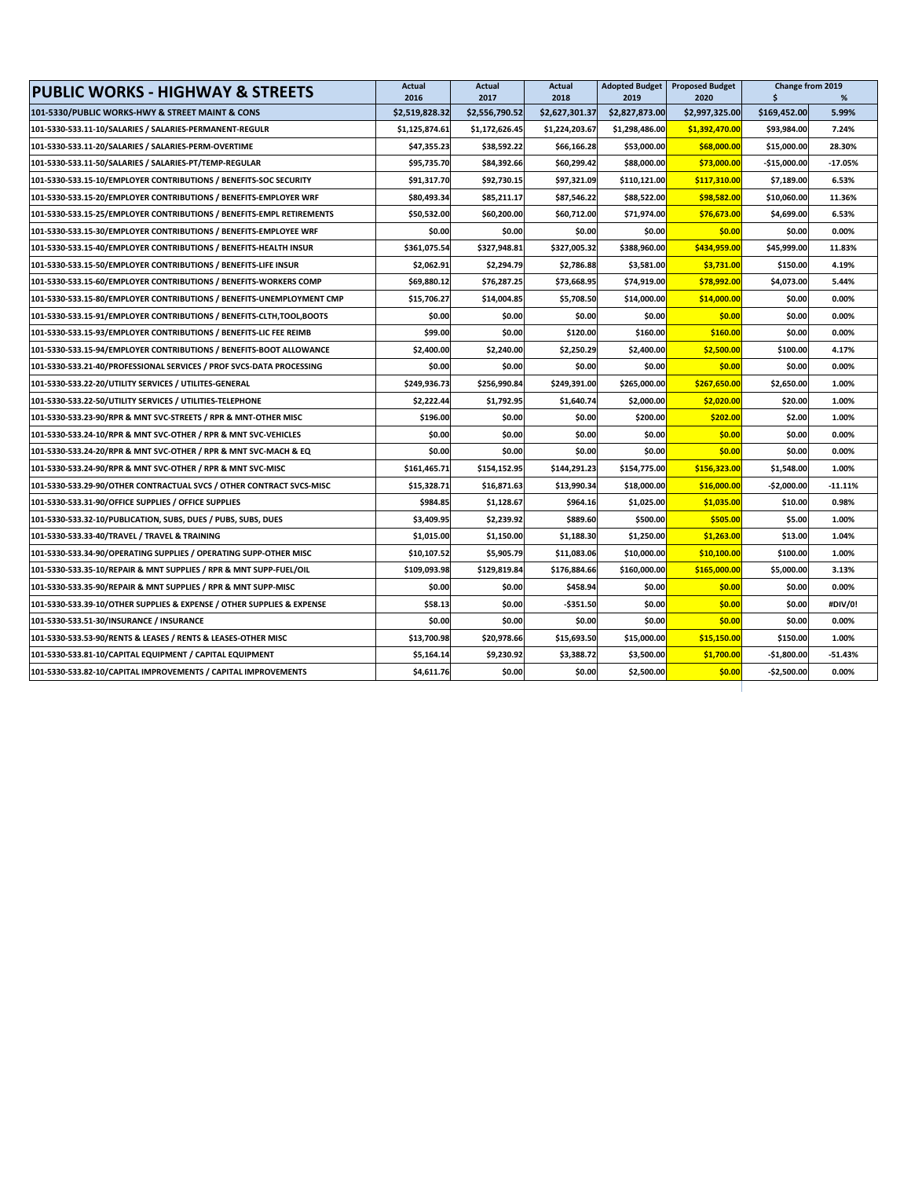| PUBLIC WORKS - HIGHWAY & STREETS | Actual 2016 | Actual 2017 | Actual 2018 | Adopted Budget 2019 | Proposed Budget 2020 | Change from 2019 $ | % |
|---|---|---|---|---|---|---|---|
| 101-5330/PUBLIC WORKS-HWY & STREET MAINT & CONS | $2,519,828.32 | $2,556,790.52 | $2,627,301.37 | $2,827,873.00 | $2,997,325.00 | $169,452.00 | 5.99% |
| 101-5330-533.11-10/SALARIES / SALARIES-PERMANENT-REGULR | $1,125,874.61 | $1,172,626.45 | $1,224,203.67 | $1,298,486.00 | $1,392,470.00 | $93,984.00 | 7.24% |
| 101-5330-533.11-20/SALARIES / SALARIES-PERM-OVERTIME | $47,355.23 | $38,592.22 | $66,166.28 | $53,000.00 | $68,000.00 | $15,000.00 | 28.30% |
| 101-5330-533.11-50/SALARIES / SALARIES-PT/TEMP-REGULAR | $95,735.70 | $84,392.66 | $60,299.42 | $88,000.00 | $73,000.00 | -$15,000.00 | -17.05% |
| 101-5330-533.15-10/EMPLOYER CONTRIBUTIONS / BENEFITS-SOC SECURITY | $91,317.70 | $92,730.15 | $97,321.09 | $110,121.00 | $117,310.00 | $7,189.00 | 6.53% |
| 101-5330-533.15-20/EMPLOYER CONTRIBUTIONS / BENEFITS-EMPLOYER WRF | $80,493.34 | $85,211.17 | $87,546.22 | $88,522.00 | $98,582.00 | $10,060.00 | 11.36% |
| 101-5330-533.15-25/EMPLOYER CONTRIBUTIONS / BENEFITS-EMPL RETIREMENTS | $50,532.00 | $60,200.00 | $60,712.00 | $71,974.00 | $76,673.00 | $4,699.00 | 6.53% |
| 101-5330-533.15-30/EMPLOYER CONTRIBUTIONS / BENEFITS-EMPLOYEE WRF | $0.00 | $0.00 | $0.00 | $0.00 | $0.00 | $0.00 | 0.00% |
| 101-5330-533.15-40/EMPLOYER CONTRIBUTIONS / BENEFITS-HEALTH INSUR | $361,075.54 | $327,948.81 | $327,005.32 | $388,960.00 | $434,959.00 | $45,999.00 | 11.83% |
| 101-5330-533.15-50/EMPLOYER CONTRIBUTIONS / BENEFITS-LIFE INSUR | $2,062.91 | $2,294.79 | $2,786.88 | $3,581.00 | $3,731.00 | $150.00 | 4.19% |
| 101-5330-533.15-60/EMPLOYER CONTRIBUTIONS / BENEFITS-WORKERS COMP | $69,880.12 | $76,287.25 | $73,668.95 | $74,919.00 | $78,992.00 | $4,073.00 | 5.44% |
| 101-5330-533.15-80/EMPLOYER CONTRIBUTIONS / BENEFITS-UNEMPLOYMENT CMP | $15,706.27 | $14,004.85 | $5,708.50 | $14,000.00 | $14,000.00 | $0.00 | 0.00% |
| 101-5330-533.15-91/EMPLOYER CONTRIBUTIONS / BENEFITS-CLTH,TOOL,BOOTS | $0.00 | $0.00 | $0.00 | $0.00 | $0.00 | $0.00 | 0.00% |
| 101-5330-533.15-93/EMPLOYER CONTRIBUTIONS / BENEFITS-LIC FEE REIMB | $99.00 | $0.00 | $120.00 | $160.00 | $160.00 | $0.00 | 0.00% |
| 101-5330-533.15-94/EMPLOYER CONTRIBUTIONS / BENEFITS-BOOT ALLOWANCE | $2,400.00 | $2,240.00 | $2,250.29 | $2,400.00 | $2,500.00 | $100.00 | 4.17% |
| 101-5330-533.21-40/PROFESSIONAL SERVICES / PROF SVCS-DATA PROCESSING | $0.00 | $0.00 | $0.00 | $0.00 | $0.00 | $0.00 | 0.00% |
| 101-5330-533.22-20/UTILITY SERVICES / UTILITES-GENERAL | $249,936.73 | $256,990.84 | $249,391.00 | $265,000.00 | $267,650.00 | $2,650.00 | 1.00% |
| 101-5330-533.22-50/UTILITY SERVICES / UTILITIES-TELEPHONE | $2,222.44 | $1,792.95 | $1,640.74 | $2,000.00 | $2,020.00 | $20.00 | 1.00% |
| 101-5330-533.23-90/RPR & MNT SVC-STREETS / RPR & MNT-OTHER MISC | $196.00 | $0.00 | $0.00 | $200.00 | $202.00 | $2.00 | 1.00% |
| 101-5330-533.24-10/RPR & MNT SVC-OTHER / RPR & MNT SVC-VEHICLES | $0.00 | $0.00 | $0.00 | $0.00 | $0.00 | $0.00 | 0.00% |
| 101-5330-533.24-20/RPR & MNT SVC-OTHER / RPR & MNT SVC-MACH & EQ | $0.00 | $0.00 | $0.00 | $0.00 | $0.00 | $0.00 | 0.00% |
| 101-5330-533.24-90/RPR & MNT SVC-OTHER / RPR & MNT SVC-MISC | $161,465.71 | $154,152.95 | $144,291.23 | $154,775.00 | $156,323.00 | $1,548.00 | 1.00% |
| 101-5330-533.29-90/OTHER CONTRACTUAL SVCS / OTHER CONTRACT SVCS-MISC | $15,328.71 | $16,871.63 | $13,990.34 | $18,000.00 | $16,000.00 | -$2,000.00 | -11.11% |
| 101-5330-533.31-90/OFFICE SUPPLIES / OFFICE SUPPLIES | $984.85 | $1,128.67 | $964.16 | $1,025.00 | $1,035.00 | $10.00 | 0.98% |
| 101-5330-533.32-10/PUBLICATION, SUBS, DUES / PUBS, SUBS, DUES | $3,409.95 | $2,239.92 | $889.60 | $500.00 | $505.00 | $5.00 | 1.00% |
| 101-5330-533.33-40/TRAVEL / TRAVEL & TRAINING | $1,015.00 | $1,150.00 | $1,188.30 | $1,250.00 | $1,263.00 | $13.00 | 1.04% |
| 101-5330-533.34-90/OPERATING SUPPLIES / OPERATING SUPP-OTHER MISC | $10,107.52 | $5,905.79 | $11,083.06 | $10,000.00 | $10,100.00 | $100.00 | 1.00% |
| 101-5330-533.35-10/REPAIR & MNT SUPPLIES / RPR & MNT SUPP-FUEL/OIL | $109,093.98 | $129,819.84 | $176,884.66 | $160,000.00 | $165,000.00 | $5,000.00 | 3.13% |
| 101-5330-533.35-90/REPAIR & MNT SUPPLIES / RPR & MNT SUPP-MISC | $0.00 | $0.00 | $458.94 | $0.00 | $0.00 | $0.00 | 0.00% |
| 101-5330-533.39-10/OTHER SUPPLIES & EXPENSE / OTHER SUPPLIES & EXPENSE | $58.13 | $0.00 | -$351.50 | $0.00 | $0.00 | $0.00 | #DIV/0! |
| 101-5330-533.51-30/INSURANCE / INSURANCE | $0.00 | $0.00 | $0.00 | $0.00 | $0.00 | $0.00 | 0.00% |
| 101-5330-533.53-90/RENTS & LEASES / RENTS & LEASES-OTHER MISC | $13,700.98 | $20,978.66 | $15,693.50 | $15,000.00 | $15,150.00 | $150.00 | 1.00% |
| 101-5330-533.81-10/CAPITAL EQUIPMENT / CAPITAL EQUIPMENT | $5,164.14 | $9,230.92 | $3,388.72 | $3,500.00 | $1,700.00 | -$1,800.00 | -51.43% |
| 101-5330-533.82-10/CAPITAL IMPROVEMENTS / CAPITAL IMPROVEMENTS | $4,611.76 | $0.00 | $0.00 | $2,500.00 | $0.00 | -$2,500.00 | 0.00% |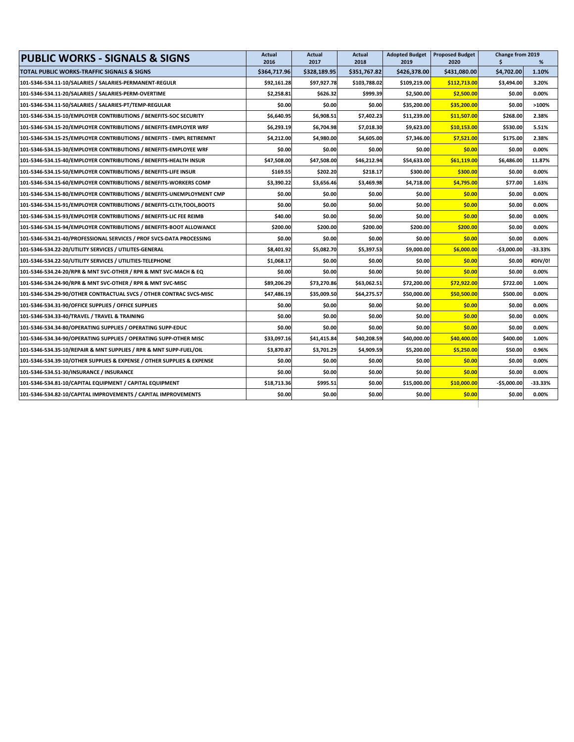| PUBLIC WORKS - SIGNALS & SIGNS | Actual 2016 | Actual 2017 | Actual 2018 | Adopted Budget 2019 | Proposed Budget 2020 | Change from 2019 $ | % |
|---|---|---|---|---|---|---|---|
| TOTAL PUBLIC WORKS-TRAFFIC SIGNALS & SIGNS | $364,717.96 | $328,189.95 | $351,767.82 | $426,378.00 | $431,080.00 | $4,702.00 | 1.10% |
| 101-5346-534.11-10/SALARIES / SALARIES-PERMANENT-REGULR | $92,161.28 | $97,927.78 | $103,788.02 | $109,219.00 | $112,713.00 | $3,494.00 | 3.20% |
| 101-5346-534.11-20/SALARIES / SALARIES-PERM-OVERTIME | $2,258.81 | $626.32 | $999.39 | $2,500.00 | $2,500.00 | $0.00 | 0.00% |
| 101-5346-534.11-50/SALARIES / SALARIES-PT/TEMP-REGULAR | $0.00 | $0.00 | $0.00 | $35,200.00 | $35,200.00 | $0.00 | >100% |
| 101-5346-534.15-10/EMPLOYER CONTRIBUTIONS / BENEFITS-SOC SECURITY | $6,640.95 | $6,908.51 | $7,402.23 | $11,239.00 | $11,507.00 | $268.00 | 2.38% |
| 101-5346-534.15-20/EMPLOYER CONTRIBUTIONS / BENEFITS-EMPLOYER WRF | $6,293.19 | $6,704.98 | $7,018.30 | $9,623.00 | $10,153.00 | $530.00 | 5.51% |
| 101-5346-534.15-25/EMPLOYER CONTRIBUTIONS / BENEFITS - EMPL RETIREMNT | $4,212.00 | $4,980.00 | $4,605.00 | $7,346.00 | $7,521.00 | $175.00 | 2.38% |
| 101-5346-534.15-30/EMPLOYER CONTRIBUTIONS / BENEFITS-EMPLOYEE WRF | $0.00 | $0.00 | $0.00 | $0.00 | $0.00 | $0.00 | 0.00% |
| 101-5346-534.15-40/EMPLOYER CONTRIBUTIONS / BENEFITS-HEALTH INSUR | $47,508.00 | $47,508.00 | $46,212.94 | $54,633.00 | $61,119.00 | $6,486.00 | 11.87% |
| 101-5346-534.15-50/EMPLOYER CONTRIBUTIONS / BENEFITS-LIFE INSUR | $169.55 | $202.20 | $218.17 | $300.00 | $300.00 | $0.00 | 0.00% |
| 101-5346-534.15-60/EMPLOYER CONTRIBUTIONS / BENEFITS-WORKERS COMP | $3,390.22 | $3,656.46 | $3,469.98 | $4,718.00 | $4,795.00 | $77.00 | 1.63% |
| 101-5346-534.15-80/EMPLOYER CONTRIBUTIONS / BENEFITS-UNEMPLOYMENT CMP | $0.00 | $0.00 | $0.00 | $0.00 | $0.00 | $0.00 | 0.00% |
| 101-5346-534.15-91/EMPLOYER CONTRIBUTIONS / BENEFITS-CLTH,TOOL,BOOTS | $0.00 | $0.00 | $0.00 | $0.00 | $0.00 | $0.00 | 0.00% |
| 101-5346-534.15-93/EMPLOYER CONTRIBUTIONS / BENEFITS-LIC FEE REIMB | $40.00 | $0.00 | $0.00 | $0.00 | $0.00 | $0.00 | 0.00% |
| 101-5346-534.15-94/EMPLOYER CONTRIBUTIONS / BENEFITS-BOOT ALLOWANCE | $200.00 | $200.00 | $200.00 | $200.00 | $200.00 | $0.00 | 0.00% |
| 101-5346-534.21-40/PROFESSIONAL SERVICES / PROF SVCS-DATA PROCESSING | $0.00 | $0.00 | $0.00 | $0.00 | $0.00 | $0.00 | 0.00% |
| 101-5346-534.22-20/UTILITY SERVICES / UTILITES-GENERAL | $8,401.92 | $5,082.70 | $5,397.53 | $9,000.00 | $6,000.00 | -$3,000.00 | -33.33% |
| 101-5346-534.22-50/UTILITY SERVICES / UTILITIES-TELEPHONE | $1,068.17 | $0.00 | $0.00 | $0.00 | $0.00 | $0.00 | #DIV/0! |
| 101-5346-534.24-20/RPR & MNT SVC-OTHER / RPR & MNT SVC-MACH & EQ | $0.00 | $0.00 | $0.00 | $0.00 | $0.00 | $0.00 | 0.00% |
| 101-5346-534.24-90/RPR & MNT SVC-OTHER / RPR & MNT SVC-MISC | $89,206.29 | $73,270.86 | $63,062.51 | $72,200.00 | $72,922.00 | $722.00 | 1.00% |
| 101-5346-534.29-90/OTHER CONTRACTUAL SVCS / OTHER CONTRAC SVCS-MISC | $47,486.19 | $35,009.50 | $64,275.57 | $50,000.00 | $50,500.00 | $500.00 | 0.00% |
| 101-5346-534.31-90/OFFICE SUPPLIES / OFFICE SUPPLIES | $0.00 | $0.00 | $0.00 | $0.00 | $0.00 | $0.00 | 0.00% |
| 101-5346-534.33-40/TRAVEL / TRAVEL & TRAINING | $0.00 | $0.00 | $0.00 | $0.00 | $0.00 | $0.00 | 0.00% |
| 101-5346-534.34-80/OPERATING SUPPLIES / OPERATING SUPP-EDUC | $0.00 | $0.00 | $0.00 | $0.00 | $0.00 | $0.00 | 0.00% |
| 101-5346-534.34-90/OPERATING SUPPLIES / OPERATING SUPP-OTHER MISC | $33,097.16 | $41,415.84 | $40,208.59 | $40,000.00 | $40,400.00 | $400.00 | 1.00% |
| 101-5346-534.35-10/REPAIR & MNT SUPPLIES / RPR & MNT SUPP-FUEL/OIL | $3,870.87 | $3,701.29 | $4,909.59 | $5,200.00 | $5,250.00 | $50.00 | 0.96% |
| 101-5346-534.39-10/OTHER SUPPLIES & EXPENSE / OTHER SUPPLIES & EXPENSE | $0.00 | $0.00 | $0.00 | $0.00 | $0.00 | $0.00 | 0.00% |
| 101-5346-534.51-30/INSURANCE / INSURANCE | $0.00 | $0.00 | $0.00 | $0.00 | $0.00 | $0.00 | 0.00% |
| 101-5346-534.81-10/CAPITAL EQUIPMENT / CAPITAL EQUIPMENT | $18,713.36 | $995.51 | $0.00 | $15,000.00 | $10,000.00 | -$5,000.00 | -33.33% |
| 101-5346-534.82-10/CAPITAL IMPROVEMENTS / CAPITAL IMPROVEMENTS | $0.00 | $0.00 | $0.00 | $0.00 | $0.00 | $0.00 | 0.00% |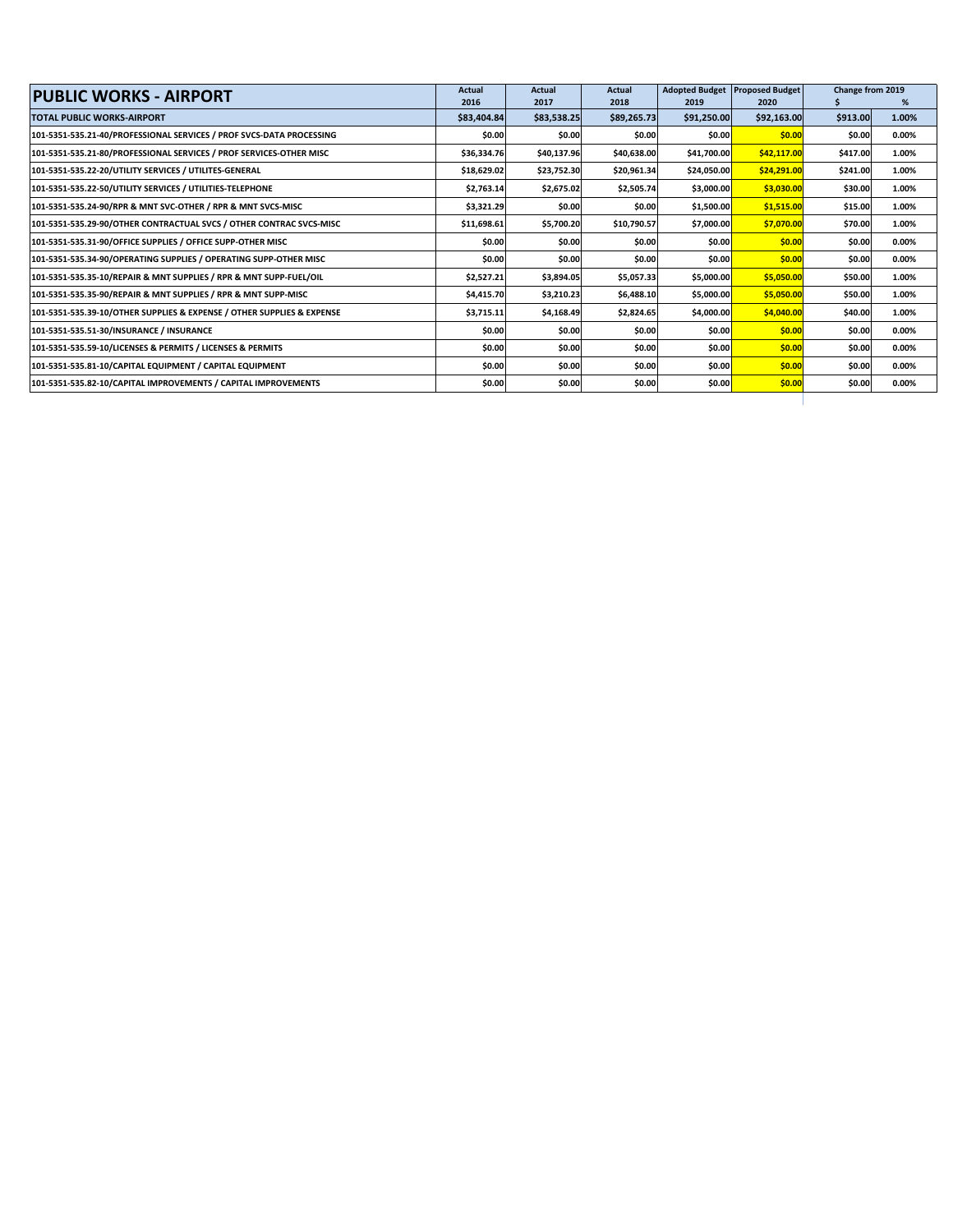| PUBLIC WORKS - AIRPORT | Actual 2016 | Actual 2017 | Actual 2018 | Adopted Budget 2019 | Proposed Budget 2020 | Change from 2019 $ | % |
|---|---|---|---|---|---|---|---|
| TOTAL PUBLIC WORKS-AIRPORT | $83,404.84 | $83,538.25 | $89,265.73 | $91,250.00 | $92,163.00 | $913.00 | 1.00% |
| 101-5351-535.21-40/PROFESSIONAL SERVICES / PROF SVCS-DATA PROCESSING | $0.00 | $0.00 | $0.00 | $0.00 | $0.00 | $0.00 | 0.00% |
| 101-5351-535.21-80/PROFESSIONAL SERVICES / PROF SERVICES-OTHER MISC | $36,334.76 | $40,137.96 | $40,638.00 | $41,700.00 | $42,117.00 | $417.00 | 1.00% |
| 101-5351-535.22-20/UTILITY SERVICES / UTILITES-GENERAL | $18,629.02 | $23,752.30 | $20,961.34 | $24,050.00 | $24,291.00 | $241.00 | 1.00% |
| 101-5351-535.22-50/UTILITY SERVICES / UTILITIES-TELEPHONE | $2,763.14 | $2,675.02 | $2,505.74 | $3,000.00 | $3,030.00 | $30.00 | 1.00% |
| 101-5351-535.24-90/RPR & MNT SVC-OTHER / RPR & MNT SVCS-MISC | $3,321.29 | $0.00 | $0.00 | $1,500.00 | $1,515.00 | $15.00 | 1.00% |
| 101-5351-535.29-90/OTHER CONTRACTUAL SVCS / OTHER CONTRAC SVCS-MISC | $11,698.61 | $5,700.20 | $10,790.57 | $7,000.00 | $7,070.00 | $70.00 | 1.00% |
| 101-5351-535.31-90/OFFICE SUPPLIES / OFFICE SUPP-OTHER MISC | $0.00 | $0.00 | $0.00 | $0.00 | $0.00 | $0.00 | 0.00% |
| 101-5351-535.34-90/OPERATING SUPPLIES / OPERATING SUPP-OTHER MISC | $0.00 | $0.00 | $0.00 | $0.00 | $0.00 | $0.00 | 0.00% |
| 101-5351-535.35-10/REPAIR & MNT SUPPLIES / RPR & MNT SUPP-FUEL/OIL | $2,527.21 | $3,894.05 | $5,057.33 | $5,000.00 | $5,050.00 | $50.00 | 1.00% |
| 101-5351-535.35-90/REPAIR & MNT SUPPLIES / RPR & MNT SUPP-MISC | $4,415.70 | $3,210.23 | $6,488.10 | $5,000.00 | $5,050.00 | $50.00 | 1.00% |
| 101-5351-535.39-10/OTHER SUPPLIES & EXPENSE / OTHER SUPPLIES & EXPENSE | $3,715.11 | $4,168.49 | $2,824.65 | $4,000.00 | $4,040.00 | $40.00 | 1.00% |
| 101-5351-535.51-30/INSURANCE / INSURANCE | $0.00 | $0.00 | $0.00 | $0.00 | $0.00 | $0.00 | 0.00% |
| 101-5351-535.59-10/LICENSES & PERMITS / LICENSES & PERMITS | $0.00 | $0.00 | $0.00 | $0.00 | $0.00 | $0.00 | 0.00% |
| 101-5351-535.81-10/CAPITAL EQUIPMENT / CAPITAL EQUIPMENT | $0.00 | $0.00 | $0.00 | $0.00 | $0.00 | $0.00 | 0.00% |
| 101-5351-535.82-10/CAPITAL IMPROVEMENTS / CAPITAL IMPROVEMENTS | $0.00 | $0.00 | $0.00 | $0.00 | $0.00 | $0.00 | 0.00% |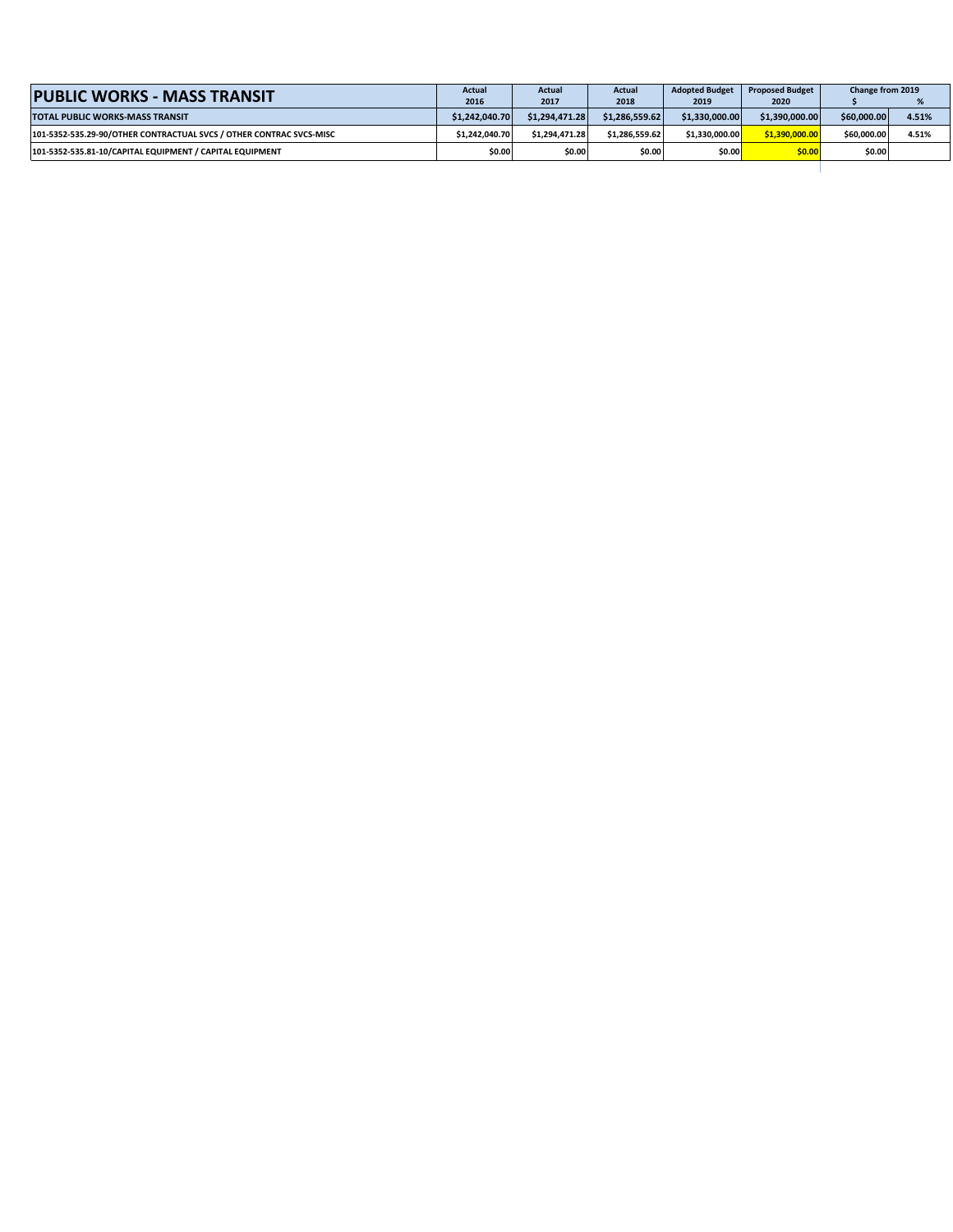| PUBLIC WORKS - MASS TRANSIT | Actual 2016 | Actual 2017 | Actual 2018 | Adopted Budget 2019 | Proposed Budget 2020 | Change from 2019 $ | % |
|---|---|---|---|---|---|---|---|
| **TOTAL PUBLIC WORKS-MASS TRANSIT** | **$1,242,040.70** | **$1,294,471.28** | **$1,286,559.62** | **$1,330,000.00** | **$1,390,000.00** | **$60,000.00** | **4.51%** |
| 101-5352-535.29-90/OTHER CONTRACTUAL SVCS / OTHER CONTRAC SVCS-MISC | $1,242,040.70 | $1,294,471.28 | $1,286,559.62 | $1,330,000.00 | $1,390,000.00 | $60,000.00 | 4.51% |
| 101-5352-535.81-10/CAPITAL EQUIPMENT / CAPITAL EQUIPMENT | $0.00 | $0.00 | $0.00 | $0.00 | $0.00 | $0.00 | |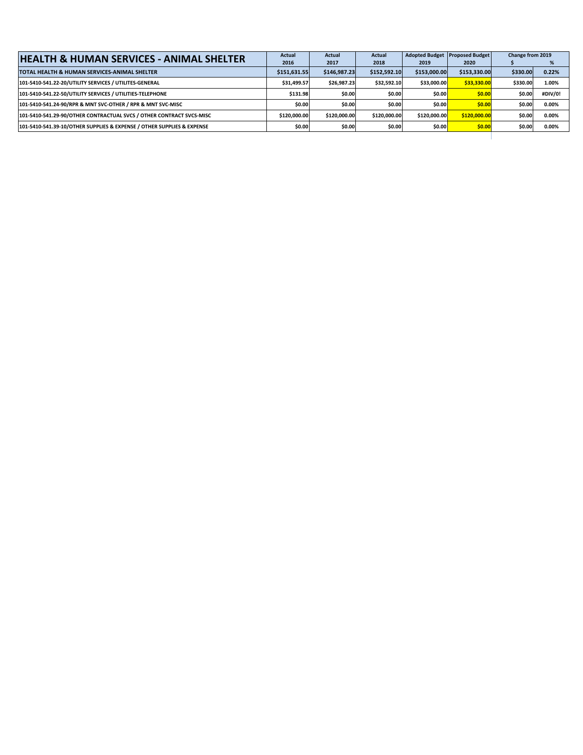| HEALTH & HUMAN SERVICES - ANIMAL SHELTER | Actual 2016 | Actual 2017 | Actual 2018 | Adopted Budget 2019 | Proposed Budget 2020 | Change from 2019 $ | % |
|---|---|---|---|---|---|---|---|
| TOTAL HEALTH & HUMAN SERVICES-ANIMAL SHELTER | $151,631.55 | $146,987.23 | $152,592.10 | $153,000.00 | $153,330.00 | $330.00 | 0.22% |
| 101-5410-541.22-20/UTILITY SERVICES / UTILITES-GENERAL | $31,499.57 | $26,987.23 | $32,592.10 | $33,000.00 | $33,330.00 | $330.00 | 1.00% |
| 101-5410-541.22-50/UTILITY SERVICES / UTILITIES-TELEPHONE | $131.98 | $0.00 | $0.00 | $0.00 | $0.00 | $0.00 | #DIV/0! |
| 101-5410-541.24-90/RPR & MNT SVC-OTHER / RPR & MNT SVC-MISC | $0.00 | $0.00 | $0.00 | $0.00 | $0.00 | $0.00 | 0.00% |
| 101-5410-541.29-90/OTHER CONTRACTUAL SVCS / OTHER CONTRACT SVCS-MISC | $120,000.00 | $120,000.00 | $120,000.00 | $120,000.00 | $120,000.00 | $0.00 | 0.00% |
| 101-5410-541.39-10/OTHER SUPPLIES & EXPENSE / OTHER SUPPLIES & EXPENSE | $0.00 | $0.00 | $0.00 | $0.00 | $0.00 | $0.00 | 0.00% |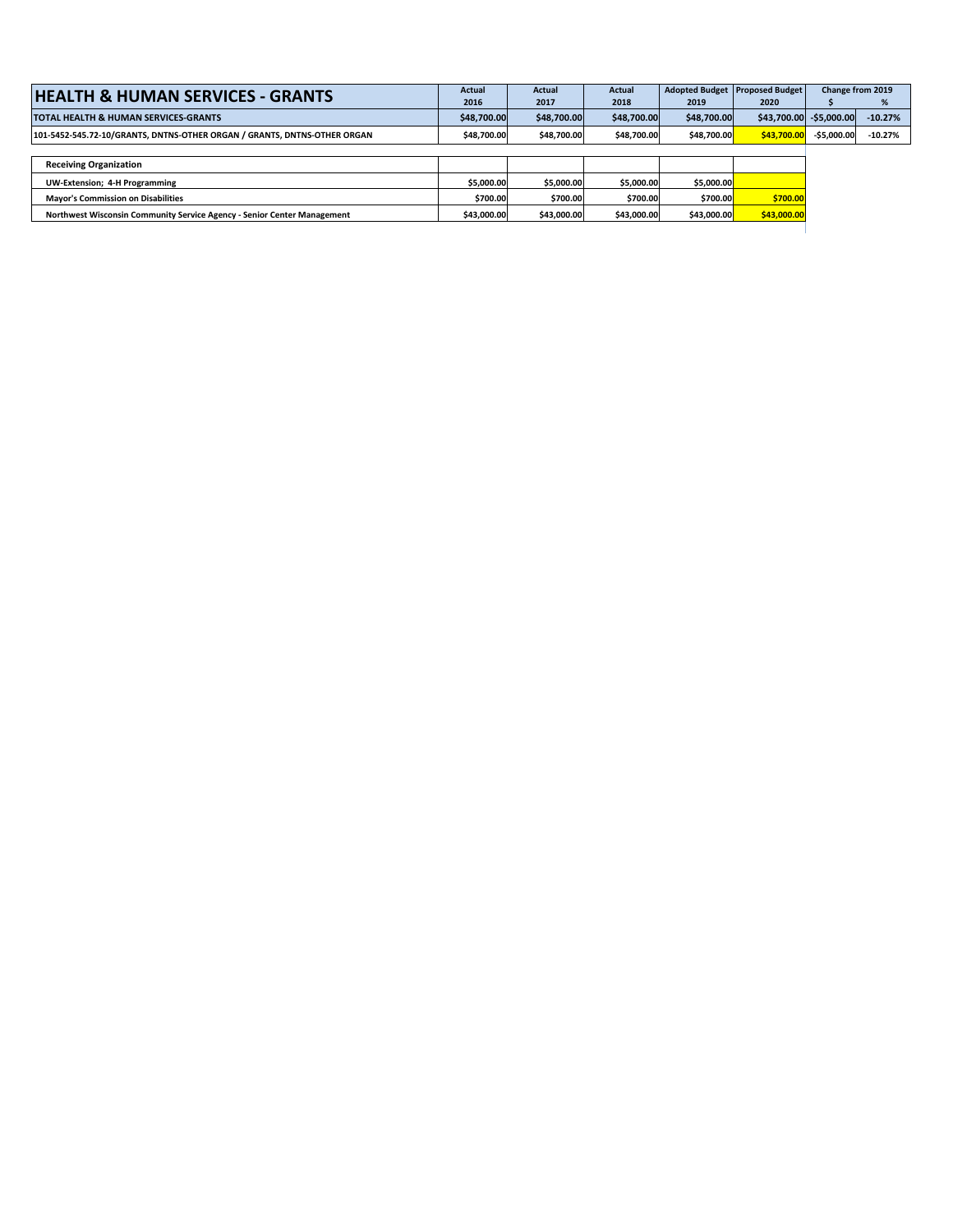| HEALTH & HUMAN SERVICES - GRANTS | Actual 2016 | Actual 2017 | Actual 2018 | Adopted Budget 2019 | Proposed Budget 2020 | Change from 2019 $ | Change from 2019 % |
|---|---|---|---|---|---|---|---|
| **TOTAL HEALTH & HUMAN SERVICES-GRANTS** | $48,700.00 | $48,700.00 | $48,700.00 | $48,700.00 | $43,700.00 | -$5,000.00 | -10.27% |
| 101-5452-545.72-10/GRANTS, DNTNS-OTHER ORGAN / GRANTS, DNTNS-OTHER ORGAN | $48,700.00 | $48,700.00 | $48,700.00 | $48,700.00 | $43,700.00 | -$5,000.00 | -10.27% |

| Receiving Organization | | | | | |
|---|---|---|---|---|---|
| UW-Extension; 4-H Programming | $5,000.00 | $5,000.00 | $5,000.00 | $5,000.00 | |
| Mayor's Commission on Disabilities | $700.00 | $700.00 | $700.00 | $700.00 | $700.00 |
| Northwest Wisconsin Community Service Agency - Senior Center Management | $43,000.00 | $43,000.00 | $43,000.00 | $43,000.00 | $43,000.00 |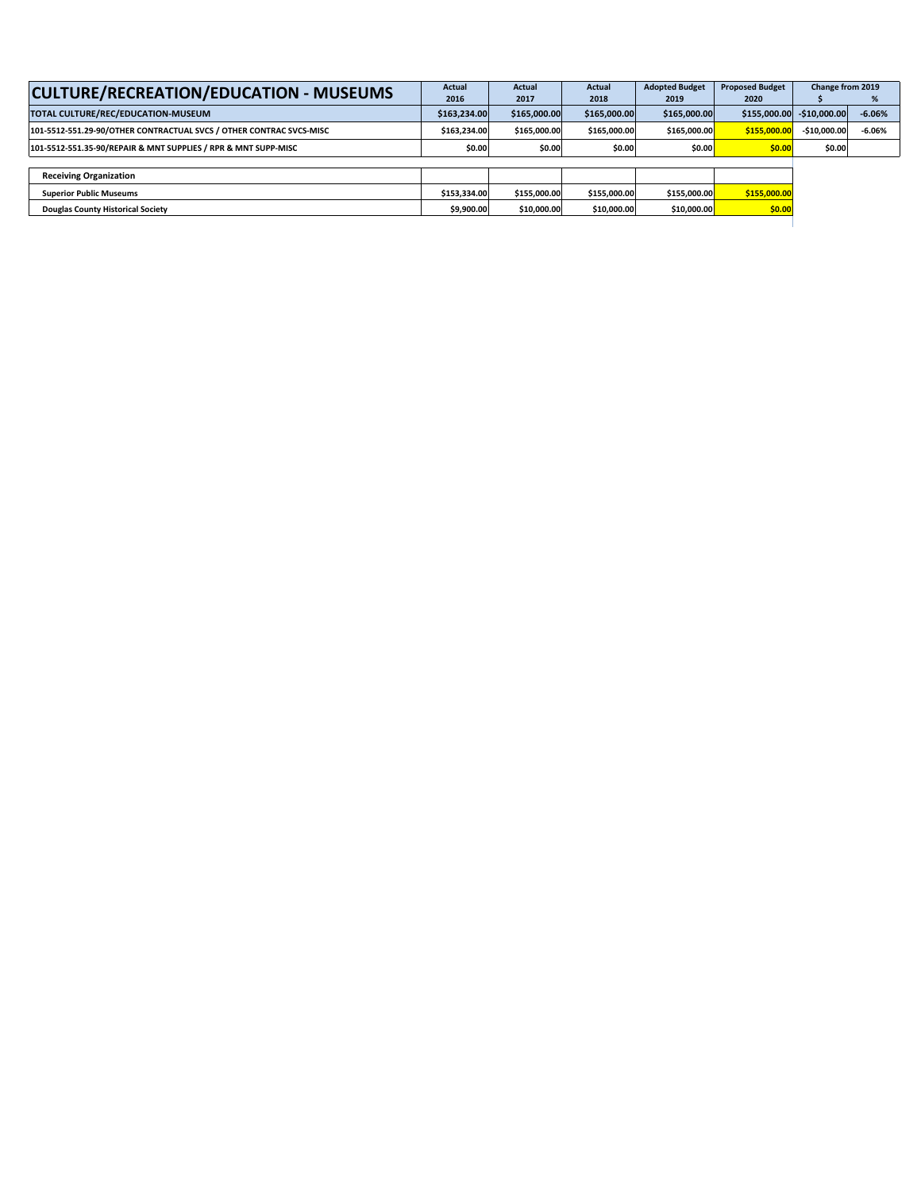| CULTURE/RECREATION/EDUCATION - MUSEUMS | Actual 2016 | Actual 2017 | Actual 2018 | Adopted Budget 2019 | Proposed Budget 2020 | Change from 2019 $ | Change from 2019 % |
|---|---|---|---|---|---|---|---|
| TOTAL CULTURE/REC/EDUCATION-MUSEUM | $163,234.00 | $165,000.00 | $165,000.00 | $165,000.00 | $155,000.00 | -$10,000.00 | -6.06% |
| 101-5512-551.29-90/OTHER CONTRACTUAL SVCS / OTHER CONTRAC SVCS-MISC | $163,234.00 | $165,000.00 | $165,000.00 | $165,000.00 | $155,000.00 | -$10,000.00 | -6.06% |
| 101-5512-551.35-90/REPAIR & MNT SUPPLIES / RPR & MNT SUPP-MISC | $0.00 | $0.00 | $0.00 | $0.00 | $0.00 | $0.00 | |

| Receiving Organization | | | | | |
|---|---|---|---|---|---|
| Superior Public Museums | $153,334.00 | $155,000.00 | $155,000.00 | $155,000.00 | $155,000.00 |
| Douglas County Historical Society | $9,900.00 | $10,000.00 | $10,000.00 | $10,000.00 | $0.00 |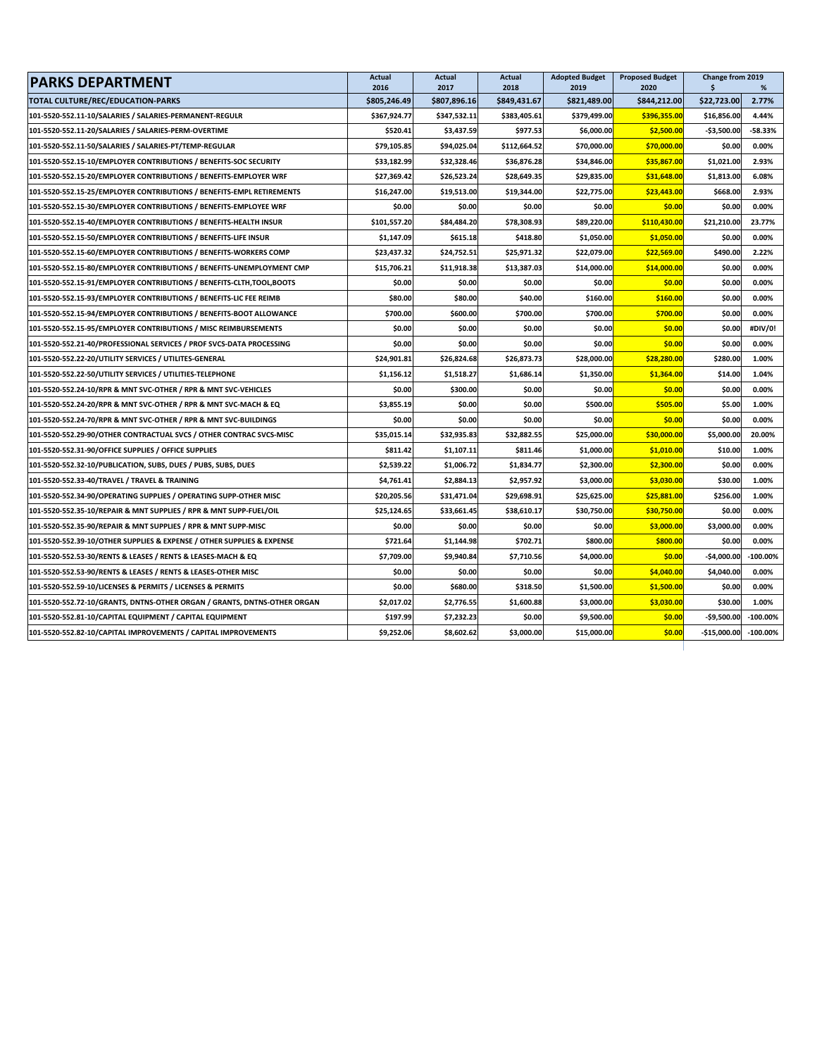| PARKS DEPARTMENT | Actual 2016 | Actual 2017 | Actual 2018 | Adopted Budget 2019 | Proposed Budget 2020 | Change from 2019 $ | % |
|---|---|---|---|---|---|---|---|
| **TOTAL CULTURE/REC/EDUCATION-PARKS** | **$805,246.49** | **$807,896.16** | **$849,431.67** | **$821,489.00** | **$844,212.00** | **$22,723.00** | **2.77%** |
| 101-5520-552.11-10/SALARIES / SALARIES-PERMANENT-REGULR | $367,924.77 | $347,532.11 | $383,405.61 | $379,499.00 | $396,355.00 | $16,856.00 | 4.44% |
| 101-5520-552.11-20/SALARIES / SALARIES-PERM-OVERTIME | $520.41 | $3,437.59 | $977.53 | $6,000.00 | $2,500.00 | -$3,500.00 | -58.33% |
| 101-5520-552.11-50/SALARIES / SALARIES-PT/TEMP-REGULAR | $79,105.85 | $94,025.04 | $112,664.52 | $70,000.00 | $70,000.00 | $0.00 | 0.00% |
| 101-5520-552.15-10/EMPLOYER CONTRIBUTIONS / BENEFITS-SOC SECURITY | $33,182.99 | $32,328.46 | $36,876.28 | $34,846.00 | $35,867.00 | $1,021.00 | 2.93% |
| 101-5520-552.15-20/EMPLOYER CONTRIBUTIONS / BENEFITS-EMPLOYER WRF | $27,369.42 | $26,523.24 | $28,649.35 | $29,835.00 | $31,648.00 | $1,813.00 | 6.08% |
| 101-5520-552.15-25/EMPLOYER CONTRIBUTIONS / BENEFITS-EMPL RETIREMENTS | $16,247.00 | $19,513.00 | $19,344.00 | $22,775.00 | $23,443.00 | $668.00 | 2.93% |
| 101-5520-552.15-30/EMPLOYER CONTRIBUTIONS / BENEFITS-EMPLOYEE WRF | $0.00 | $0.00 | $0.00 | $0.00 | $0.00 | $0.00 | 0.00% |
| 101-5520-552.15-40/EMPLOYER CONTRIBUTIONS / BENEFITS-HEALTH INSUR | $101,557.20 | $84,484.20 | $78,308.93 | $89,220.00 | $110,430.00 | $21,210.00 | 23.77% |
| 101-5520-552.15-50/EMPLOYER CONTRIBUTIONS / BENEFITS-LIFE INSUR | $1,147.09 | $615.18 | $418.80 | $1,050.00 | $1,050.00 | $0.00 | 0.00% |
| 101-5520-552.15-60/EMPLOYER CONTRIBUTIONS / BENEFITS-WORKERS COMP | $23,437.32 | $24,752.51 | $25,971.32 | $22,079.00 | $22,569.00 | $490.00 | 2.22% |
| 101-5520-552.15-80/EMPLOYER CONTRIBUTIONS / BENEFITS-UNEMPLOYMENT CMP | $15,706.21 | $11,918.38 | $13,387.03 | $14,000.00 | $14,000.00 | $0.00 | 0.00% |
| 101-5520-552.15-91/EMPLOYER CONTRIBUTIONS / BENEFITS-CLTH,TOOL,BOOTS | $0.00 | $0.00 | $0.00 | $0.00 | $0.00 | $0.00 | 0.00% |
| 101-5520-552.15-93/EMPLOYER CONTRIBUTIONS / BENEFITS-LIC FEE REIMB | $80.00 | $80.00 | $40.00 | $160.00 | $160.00 | $0.00 | 0.00% |
| 101-5520-552.15-94/EMPLOYER CONTRIBUTIONS / BENEFITS-BOOT ALLOWANCE | $700.00 | $600.00 | $700.00 | $700.00 | $700.00 | $0.00 | 0.00% |
| 101-5520-552.15-95/EMPLOYER CONTRIBUTIONS / MISC REIMBURSEMENTS | $0.00 | $0.00 | $0.00 | $0.00 | $0.00 | $0.00 | #DIV/0! |
| 101-5520-552.21-40/PROFESSIONAL SERVICES / PROF SVCS-DATA PROCESSING | $0.00 | $0.00 | $0.00 | $0.00 | $0.00 | $0.00 | 0.00% |
| 101-5520-552.22-20/UTILITY SERVICES / UTILITES-GENERAL | $24,901.81 | $26,824.68 | $26,873.73 | $28,000.00 | $28,280.00 | $280.00 | 1.00% |
| 101-5520-552.22-50/UTILITY SERVICES / UTILITIES-TELEPHONE | $1,156.12 | $1,518.27 | $1,686.14 | $1,350.00 | $1,364.00 | $14.00 | 1.04% |
| 101-5520-552.24-10/RPR & MNT SVC-OTHER / RPR & MNT SVC-VEHICLES | $0.00 | $300.00 | $0.00 | $0.00 | $0.00 | $0.00 | 0.00% |
| 101-5520-552.24-20/RPR & MNT SVC-OTHER / RPR & MNT SVC-MACH & EQ | $3,855.19 | $0.00 | $0.00 | $500.00 | $505.00 | $5.00 | 1.00% |
| 101-5520-552.24-70/RPR & MNT SVC-OTHER / RPR & MNT SVC-BUILDINGS | $0.00 | $0.00 | $0.00 | $0.00 | $0.00 | $0.00 | 0.00% |
| 101-5520-552.29-90/OTHER CONTRACTUAL SVCS / OTHER CONTRAC SVCS-MISC | $35,015.14 | $32,935.83 | $32,882.55 | $25,000.00 | $30,000.00 | $5,000.00 | 20.00% |
| 101-5520-552.31-90/OFFICE SUPPLIES / OFFICE SUPPLIES | $811.42 | $1,107.11 | $811.46 | $1,000.00 | $1,010.00 | $10.00 | 1.00% |
| 101-5520-552.32-10/PUBLICATION, SUBS, DUES / PUBS, SUBS, DUES | $2,539.22 | $1,006.72 | $1,834.77 | $2,300.00 | $2,300.00 | $0.00 | 0.00% |
| 101-5520-552.33-40/TRAVEL / TRAVEL & TRAINING | $4,761.41 | $2,884.13 | $2,957.92 | $3,000.00 | $3,030.00 | $30.00 | 1.00% |
| 101-5520-552.34-90/OPERATING SUPPLIES / OPERATING SUPP-OTHER MISC | $20,205.56 | $31,471.04 | $29,698.91 | $25,625.00 | $25,881.00 | $256.00 | 1.00% |
| 101-5520-552.35-10/REPAIR & MNT SUPPLIES / RPR & MNT SUPP-FUEL/OIL | $25,124.65 | $33,661.45 | $38,610.17 | $30,750.00 | $30,750.00 | $0.00 | 0.00% |
| 101-5520-552.35-90/REPAIR & MNT SUPPLIES / RPR & MNT SUPP-MISC | $0.00 | $0.00 | $0.00 | $0.00 | $3,000.00 | $3,000.00 | 0.00% |
| 101-5520-552.39-10/OTHER SUPPLIES & EXPENSE / OTHER SUPPLIES & EXPENSE | $721.64 | $1,144.98 | $702.71 | $800.00 | $800.00 | $0.00 | 0.00% |
| 101-5520-552.53-30/RENTS & LEASES / RENTS & LEASES-MACH & EQ | $7,709.00 | $9,940.84 | $7,710.56 | $4,000.00 | $0.00 | -$4,000.00 | -100.00% |
| 101-5520-552.53-90/RENTS & LEASES / RENTS & LEASES-OTHER MISC | $0.00 | $0.00 | $0.00 | $0.00 | $4,040.00 | $4,040.00 | 0.00% |
| 101-5520-552.59-10/LICENSES & PERMITS / LICENSES & PERMITS | $0.00 | $680.00 | $318.50 | $1,500.00 | $1,500.00 | $0.00 | 0.00% |
| 101-5520-552.72-10/GRANTS, DNTNS-OTHER ORGAN / GRANTS, DNTNS-OTHER ORGAN | $2,017.02 | $2,776.55 | $1,600.88 | $3,000.00 | $3,030.00 | $30.00 | 1.00% |
| 101-5520-552.81-10/CAPITAL EQUIPMENT / CAPITAL EQUIPMENT | $197.99 | $7,232.23 | $0.00 | $9,500.00 | $0.00 | -$9,500.00 | -100.00% |
| 101-5520-552.82-10/CAPITAL IMPROVEMENTS / CAPITAL IMPROVEMENTS | $9,252.06 | $8,602.62 | $3,000.00 | $15,000.00 | $0.00 | -$15,000.00 | -100.00% |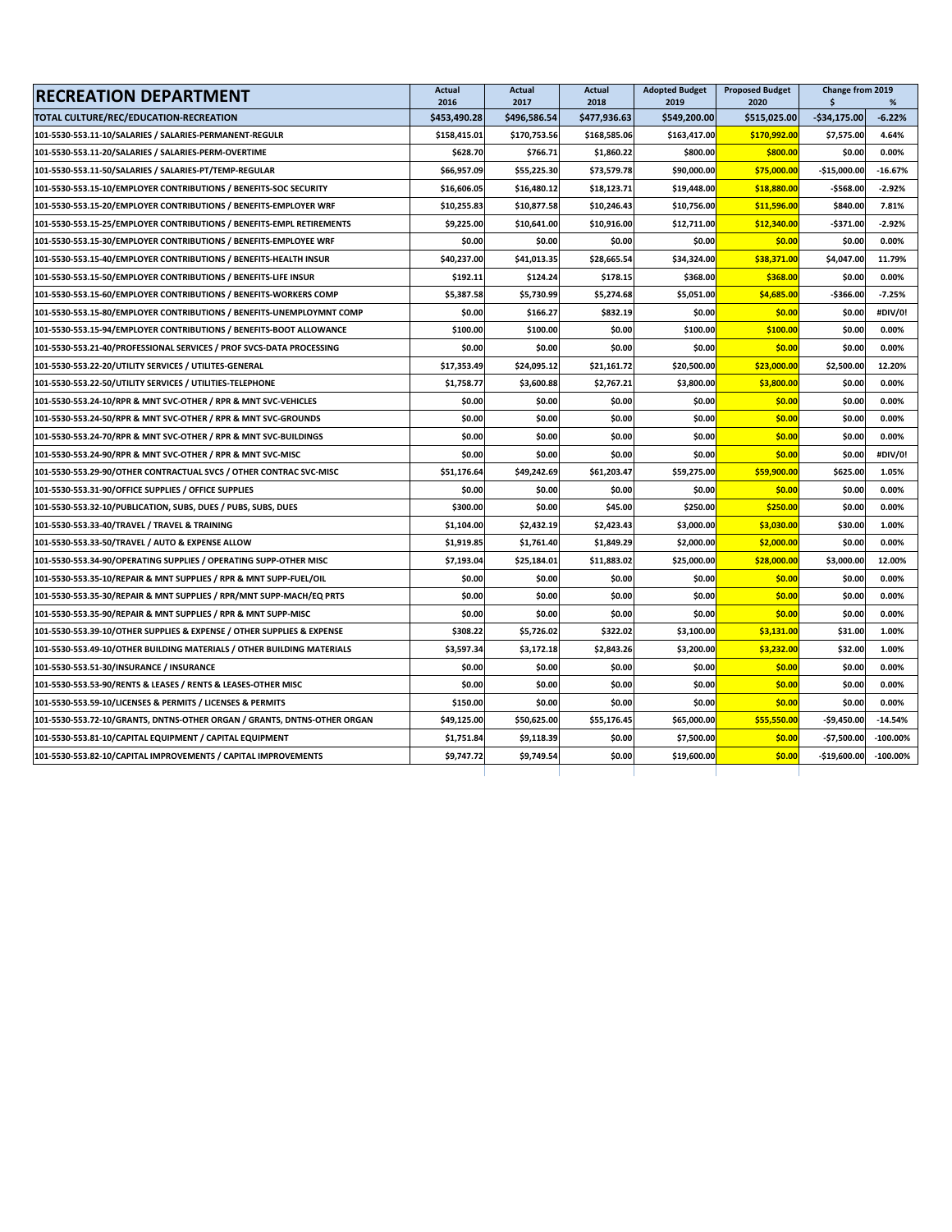| RECREATION DEPARTMENT | Actual 2016 | Actual 2017 | Actual 2018 | Adopted Budget 2019 | Proposed Budget 2020 | Change from 2019 $ | % |
|---|---|---|---|---|---|---|---|
| TOTAL CULTURE/REC/EDUCATION-RECREATION | $453,490.28 | $496,586.54 | $477,936.63 | $549,200.00 | $515,025.00 | -$34,175.00 | -6.22% |
| 101-5530-553.11-10/SALARIES / SALARIES-PERMANENT-REGULR | $158,415.01 | $170,753.56 | $168,585.06 | $163,417.00 | $170,992.00 | $7,575.00 | 4.64% |
| 101-5530-553.11-20/SALARIES / SALARIES-PERM-OVERTIME | $628.70 | $766.71 | $1,860.22 | $800.00 | $800.00 | $0.00 | 0.00% |
| 101-5530-553.11-50/SALARIES / SALARIES-PT/TEMP-REGULAR | $66,957.09 | $55,225.30 | $73,579.78 | $90,000.00 | $75,000.00 | -$15,000.00 | -16.67% |
| 101-5530-553.15-10/EMPLOYER CONTRIBUTIONS / BENEFITS-SOC SECURITY | $16,606.05 | $16,480.12 | $18,123.71 | $19,448.00 | $18,880.00 | -$568.00 | -2.92% |
| 101-5530-553.15-20/EMPLOYER CONTRIBUTIONS / BENEFITS-EMPLOYER WRF | $10,255.83 | $10,877.58 | $10,246.43 | $10,756.00 | $11,596.00 | $840.00 | 7.81% |
| 101-5530-553.15-25/EMPLOYER CONTRIBUTIONS / BENEFITS-EMPL RETIREMENTS | $9,225.00 | $10,641.00 | $10,916.00 | $12,711.00 | $12,340.00 | -$371.00 | -2.92% |
| 101-5530-553.15-30/EMPLOYER CONTRIBUTIONS / BENEFITS-EMPLOYEE WRF | $0.00 | $0.00 | $0.00 | $0.00 | $0.00 | $0.00 | 0.00% |
| 101-5530-553.15-40/EMPLOYER CONTRIBUTIONS / BENEFITS-HEALTH INSUR | $40,237.00 | $41,013.35 | $28,665.54 | $34,324.00 | $38,371.00 | $4,047.00 | 11.79% |
| 101-5530-553.15-50/EMPLOYER CONTRIBUTIONS / BENEFITS-LIFE INSUR | $192.11 | $124.24 | $178.15 | $368.00 | $368.00 | $0.00 | 0.00% |
| 101-5530-553.15-60/EMPLOYER CONTRIBUTIONS / BENEFITS-WORKERS COMP | $5,387.58 | $5,730.99 | $5,274.68 | $5,051.00 | $4,685.00 | -$366.00 | -7.25% |
| 101-5530-553.15-80/EMPLOYER CONTRIBUTIONS / BENEFITS-UNEMPLOYMNT COMP | $0.00 | $166.27 | $832.19 | $0.00 | $0.00 | $0.00 | #DIV/0! |
| 101-5530-553.15-94/EMPLOYER CONTRIBUTIONS / BENEFITS-BOOT ALLOWANCE | $100.00 | $100.00 | $0.00 | $100.00 | $100.00 | $0.00 | 0.00% |
| 101-5530-553.21-40/PROFESSIONAL SERVICES / PROF SVCS-DATA PROCESSING | $0.00 | $0.00 | $0.00 | $0.00 | $0.00 | $0.00 | 0.00% |
| 101-5530-553.22-20/UTILITY SERVICES / UTILITES-GENERAL | $17,353.49 | $24,095.12 | $21,161.72 | $20,500.00 | $23,000.00 | $2,500.00 | 12.20% |
| 101-5530-553.22-50/UTILITY SERVICES / UTILITIES-TELEPHONE | $1,758.77 | $3,600.88 | $2,767.21 | $3,800.00 | $3,800.00 | $0.00 | 0.00% |
| 101-5530-553.24-10/RPR & MNT SVC-OTHER / RPR & MNT SVC-VEHICLES | $0.00 | $0.00 | $0.00 | $0.00 | $0.00 | $0.00 | 0.00% |
| 101-5530-553.24-50/RPR & MNT SVC-OTHER / RPR & MNT SVC-GROUNDS | $0.00 | $0.00 | $0.00 | $0.00 | $0.00 | $0.00 | 0.00% |
| 101-5530-553.24-70/RPR & MNT SVC-OTHER / RPR & MNT SVC-BUILDINGS | $0.00 | $0.00 | $0.00 | $0.00 | $0.00 | $0.00 | 0.00% |
| 101-5530-553.24-90/RPR & MNT SVC-OTHER / RPR & MNT SVC-MISC | $0.00 | $0.00 | $0.00 | $0.00 | $0.00 | $0.00 | #DIV/0! |
| 101-5530-553.29-90/OTHER CONTRACTUAL SVCS / OTHER CONTRAC SVC-MISC | $51,176.64 | $49,242.69 | $61,203.47 | $59,275.00 | $59,900.00 | $625.00 | 1.05% |
| 101-5530-553.31-90/OFFICE SUPPLIES / OFFICE SUPPLIES | $0.00 | $0.00 | $0.00 | $0.00 | $0.00 | $0.00 | 0.00% |
| 101-5530-553.32-10/PUBLICATION, SUBS, DUES / PUBS, SUBS, DUES | $300.00 | $0.00 | $45.00 | $250.00 | $250.00 | $0.00 | 0.00% |
| 101-5530-553.33-40/TRAVEL / TRAVEL & TRAINING | $1,104.00 | $2,432.19 | $2,423.43 | $3,000.00 | $3,030.00 | $30.00 | 1.00% |
| 101-5530-553.33-50/TRAVEL / AUTO & EXPENSE ALLOW | $1,919.85 | $1,761.40 | $1,849.29 | $2,000.00 | $2,000.00 | $0.00 | 0.00% |
| 101-5530-553.34-90/OPERATING SUPPLIES / OPERATING SUPP-OTHER MISC | $7,193.04 | $25,184.01 | $11,883.02 | $25,000.00 | $28,000.00 | $3,000.00 | 12.00% |
| 101-5530-553.35-10/REPAIR & MNT SUPPLIES / RPR & MNT SUPP-FUEL/OIL | $0.00 | $0.00 | $0.00 | $0.00 | $0.00 | $0.00 | 0.00% |
| 101-5530-553.35-30/REPAIR & MNT SUPPLIES / RPR/MNT SUPP-MACH/EQ PRTS | $0.00 | $0.00 | $0.00 | $0.00 | $0.00 | $0.00 | 0.00% |
| 101-5530-553.35-90/REPAIR & MNT SUPPLIES / RPR & MNT SUPP-MISC | $0.00 | $0.00 | $0.00 | $0.00 | $0.00 | $0.00 | 0.00% |
| 101-5530-553.39-10/OTHER SUPPLIES & EXPENSE / OTHER SUPPLIES & EXPENSE | $308.22 | $5,726.02 | $322.02 | $3,100.00 | $3,131.00 | $31.00 | 1.00% |
| 101-5530-553.49-10/OTHER BUILDING MATERIALS / OTHER BUILDING MATERIALS | $3,597.34 | $3,172.18 | $2,843.26 | $3,200.00 | $3,232.00 | $32.00 | 1.00% |
| 101-5530-553.51-30/INSURANCE / INSURANCE | $0.00 | $0.00 | $0.00 | $0.00 | $0.00 | $0.00 | 0.00% |
| 101-5530-553.53-90/RENTS & LEASES / RENTS & LEASES-OTHER MISC | $0.00 | $0.00 | $0.00 | $0.00 | $0.00 | $0.00 | 0.00% |
| 101-5530-553.59-10/LICENSES & PERMITS / LICENSES & PERMITS | $150.00 | $0.00 | $0.00 | $0.00 | $0.00 | $0.00 | 0.00% |
| 101-5530-553.72-10/GRANTS, DNTNS-OTHER ORGAN / GRANTS, DNTNS-OTHER ORGAN | $49,125.00 | $50,625.00 | $55,176.45 | $65,000.00 | $55,550.00 | -$9,450.00 | -14.54% |
| 101-5530-553.81-10/CAPITAL EQUIPMENT / CAPITAL EQUIPMENT | $1,751.84 | $9,118.39 | $0.00 | $7,500.00 | $0.00 | -$7,500.00 | -100.00% |
| 101-5530-553.82-10/CAPITAL IMPROVEMENTS / CAPITAL IMPROVEMENTS | $9,747.72 | $9,749.54 | $0.00 | $19,600.00 | $0.00 | -$19,600.00 | -100.00% |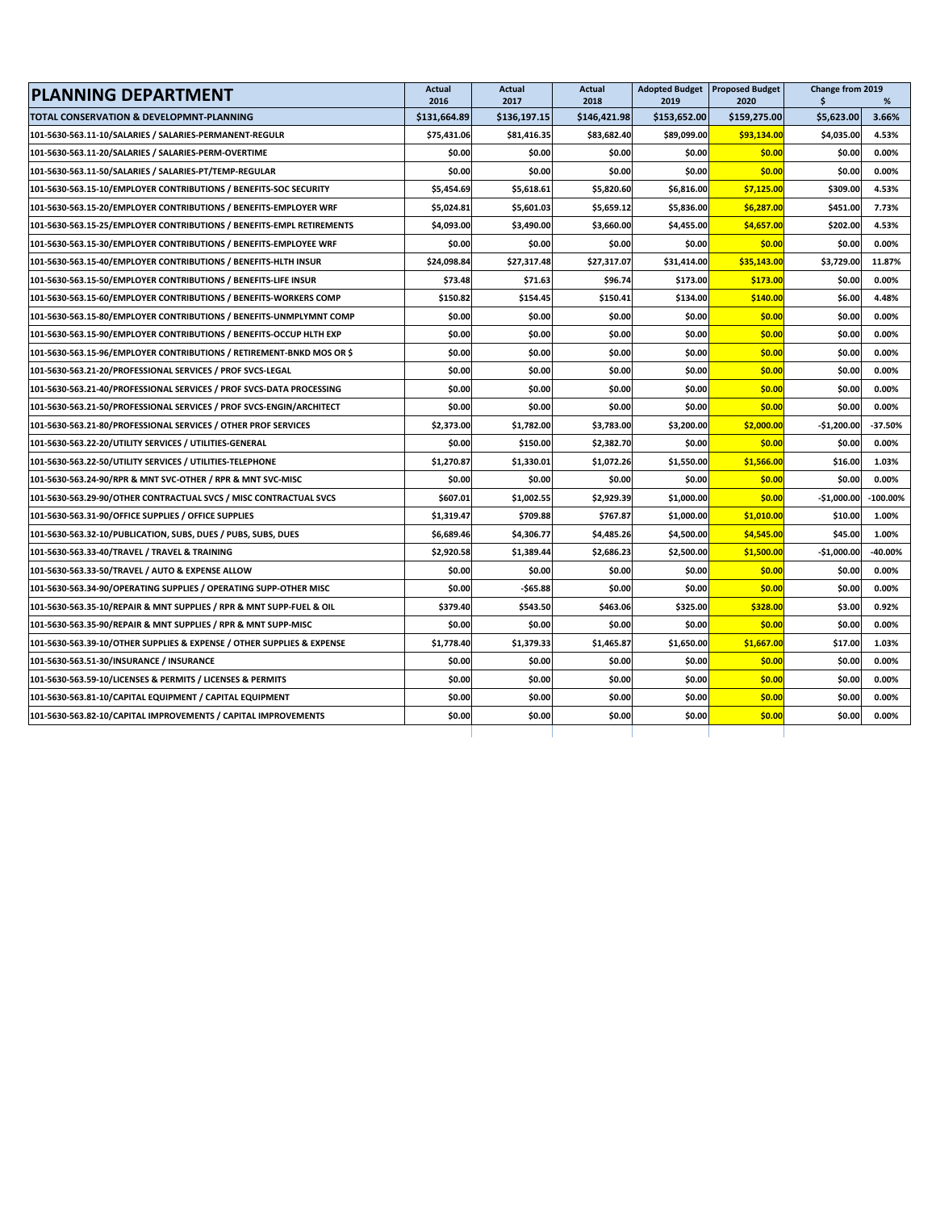| PLANNING DEPARTMENT | Actual 2016 | Actual 2017 | Actual 2018 | Adopted Budget 2019 | Proposed Budget 2020 | Change from 2019 $ | % |
|---|---|---|---|---|---|---|---|
| TOTAL CONSERVATION & DEVELOPMNT-PLANNING | $131,664.89 | $136,197.15 | $146,421.98 | $153,652.00 | $159,275.00 | $5,623.00 | 3.66% |
| 101-5630-563.11-10/SALARIES / SALARIES-PERMANENT-REGULR | $75,431.06 | $81,416.35 | $83,682.40 | $89,099.00 | $93,134.00 | $4,035.00 | 4.53% |
| 101-5630-563.11-20/SALARIES / SALARIES-PERM-OVERTIME | $0.00 | $0.00 | $0.00 | $0.00 | $0.00 | $0.00 | 0.00% |
| 101-5630-563.11-50/SALARIES / SALARIES-PT/TEMP-REGULAR | $0.00 | $0.00 | $0.00 | $0.00 | $0.00 | $0.00 | 0.00% |
| 101-5630-563.15-10/EMPLOYER CONTRIBUTIONS / BENEFITS-SOC SECURITY | $5,454.69 | $5,618.61 | $5,820.60 | $6,816.00 | $7,125.00 | $309.00 | 4.53% |
| 101-5630-563.15-20/EMPLOYER CONTRIBUTIONS / BENEFITS-EMPLOYER WRF | $5,024.81 | $5,601.03 | $5,659.12 | $5,836.00 | $6,287.00 | $451.00 | 7.73% |
| 101-5630-563.15-25/EMPLOYER CONTRIBUTIONS / BENEFITS-EMPL RETIREMENTS | $4,093.00 | $3,490.00 | $3,660.00 | $4,455.00 | $4,657.00 | $202.00 | 4.53% |
| 101-5630-563.15-30/EMPLOYER CONTRIBUTIONS / BENEFITS-EMPLOYEE WRF | $0.00 | $0.00 | $0.00 | $0.00 | $0.00 | $0.00 | 0.00% |
| 101-5630-563.15-40/EMPLOYER CONTRIBUTIONS / BENEFITS-HLTH INSUR | $24,098.84 | $27,317.48 | $27,317.07 | $31,414.00 | $35,143.00 | $3,729.00 | 11.87% |
| 101-5630-563.15-50/EMPLOYER CONTRIBUTIONS / BENEFITS-LIFE INSUR | $73.48 | $71.63 | $96.74 | $173.00 | $173.00 | $0.00 | 0.00% |
| 101-5630-563.15-60/EMPLOYER CONTRIBUTIONS / BENEFITS-WORKERS COMP | $150.82 | $154.45 | $150.41 | $134.00 | $140.00 | $6.00 | 4.48% |
| 101-5630-563.15-80/EMPLOYER CONTRIBUTIONS / BENEFITS-UNMPLYMNT COMP | $0.00 | $0.00 | $0.00 | $0.00 | $0.00 | $0.00 | 0.00% |
| 101-5630-563.15-90/EMPLOYER CONTRIBUTIONS / BENEFITS-OCCUP HLTH EXP | $0.00 | $0.00 | $0.00 | $0.00 | $0.00 | $0.00 | 0.00% |
| 101-5630-563.15-96/EMPLOYER CONTRIBUTIONS / RETIREMENT-BNKD MOS OR $ | $0.00 | $0.00 | $0.00 | $0.00 | $0.00 | $0.00 | 0.00% |
| 101-5630-563.21-20/PROFESSIONAL SERVICES / PROF SVCS-LEGAL | $0.00 | $0.00 | $0.00 | $0.00 | $0.00 | $0.00 | 0.00% |
| 101-5630-563.21-40/PROFESSIONAL SERVICES / PROF SVCS-DATA PROCESSING | $0.00 | $0.00 | $0.00 | $0.00 | $0.00 | $0.00 | 0.00% |
| 101-5630-563.21-50/PROFESSIONAL SERVICES / PROF SVCS-ENGIN/ARCHITECT | $0.00 | $0.00 | $0.00 | $0.00 | $0.00 | $0.00 | 0.00% |
| 101-5630-563.21-80/PROFESSIONAL SERVICES / OTHER PROF SERVICES | $2,373.00 | $1,782.00 | $3,783.00 | $3,200.00 | $2,000.00 | -$1,200.00 | -37.50% |
| 101-5630-563.22-20/UTILITY SERVICES / UTILITIES-GENERAL | $0.00 | $150.00 | $2,382.70 | $0.00 | $0.00 | $0.00 | 0.00% |
| 101-5630-563.22-50/UTILITY SERVICES / UTILITIES-TELEPHONE | $1,270.87 | $1,330.01 | $1,072.26 | $1,550.00 | $1,566.00 | $16.00 | 1.03% |
| 101-5630-563.24-90/RPR & MNT SVC-OTHER / RPR & MNT SVC-MISC | $0.00 | $0.00 | $0.00 | $0.00 | $0.00 | $0.00 | 0.00% |
| 101-5630-563.29-90/OTHER CONTRACTUAL SVCS / MISC CONTRACTUAL SVCS | $607.01 | $1,002.55 | $2,929.39 | $1,000.00 | $0.00 | -$1,000.00 | -100.00% |
| 101-5630-563.31-90/OFFICE SUPPLIES / OFFICE SUPPLIES | $1,319.47 | $709.88 | $767.87 | $1,000.00 | $1,010.00 | $10.00 | 1.00% |
| 101-5630-563.32-10/PUBLICATION, SUBS, DUES / PUBS, SUBS, DUES | $6,689.46 | $4,306.77 | $4,485.26 | $4,500.00 | $4,545.00 | $45.00 | 1.00% |
| 101-5630-563.33-40/TRAVEL / TRAVEL & TRAINING | $2,920.58 | $1,389.44 | $2,686.23 | $2,500.00 | $1,500.00 | -$1,000.00 | -40.00% |
| 101-5630-563.33-50/TRAVEL / AUTO & EXPENSE ALLOW | $0.00 | $0.00 | $0.00 | $0.00 | $0.00 | $0.00 | 0.00% |
| 101-5630-563.34-90/OPERATING SUPPLIES / OPERATING SUPP-OTHER MISC | $0.00 | -$65.88 | $0.00 | $0.00 | $0.00 | $0.00 | 0.00% |
| 101-5630-563.35-10/REPAIR & MNT SUPPLIES / RPR & MNT SUPP-FUEL & OIL | $379.40 | $543.50 | $463.06 | $325.00 | $328.00 | $3.00 | 0.92% |
| 101-5630-563.35-90/REPAIR & MNT SUPPLIES / RPR & MNT SUPP-MISC | $0.00 | $0.00 | $0.00 | $0.00 | $0.00 | $0.00 | 0.00% |
| 101-5630-563.39-10/OTHER SUPPLIES & EXPENSE / OTHER SUPPLIES & EXPENSE | $1,778.40 | $1,379.33 | $1,465.87 | $1,650.00 | $1,667.00 | $17.00 | 1.03% |
| 101-5630-563.51-30/INSURANCE / INSURANCE | $0.00 | $0.00 | $0.00 | $0.00 | $0.00 | $0.00 | 0.00% |
| 101-5630-563.59-10/LICENSES & PERMITS / LICENSES & PERMITS | $0.00 | $0.00 | $0.00 | $0.00 | $0.00 | $0.00 | 0.00% |
| 101-5630-563.81-10/CAPITAL EQUIPMENT / CAPITAL EQUIPMENT | $0.00 | $0.00 | $0.00 | $0.00 | $0.00 | $0.00 | 0.00% |
| 101-5630-563.82-10/CAPITAL IMPROVEMENTS / CAPITAL IMPROVEMENTS | $0.00 | $0.00 | $0.00 | $0.00 | $0.00 | $0.00 | 0.00% |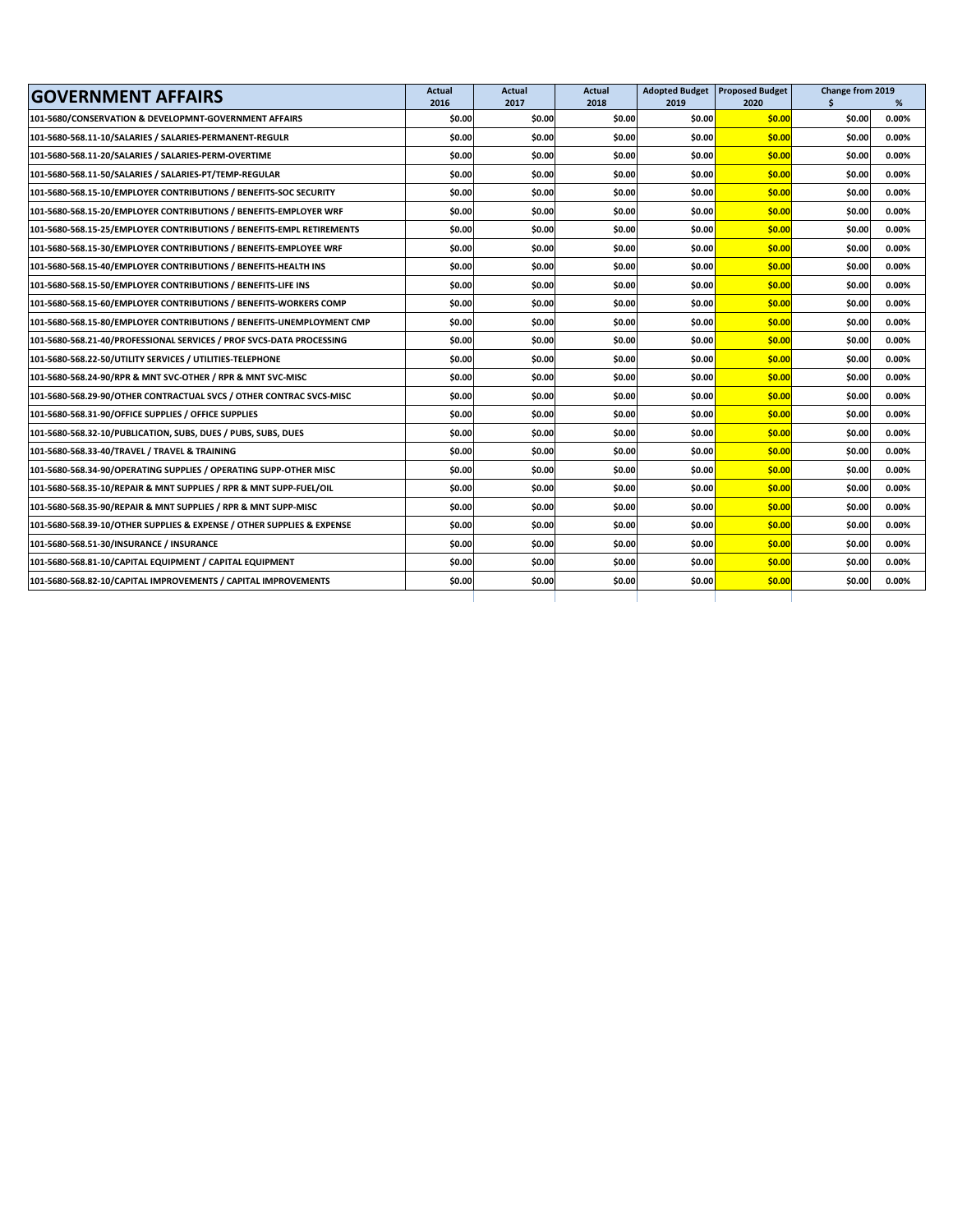| GOVERNMENT AFFAIRS | Actual 2016 | Actual 2017 | Actual 2018 | Adopted Budget 2019 | Proposed Budget 2020 | Change from 2019 $ | % |
|---|---|---|---|---|---|---|---|
| 101-5680/CONSERVATION & DEVELOPMNT-GOVERNMENT AFFAIRS | $0.00 | $0.00 | $0.00 | $0.00 | $0.00 | $0.00 | 0.00% |
| 101-5680-568.11-10/SALARIES / SALARIES-PERMANENT-REGULR | $0.00 | $0.00 | $0.00 | $0.00 | $0.00 | $0.00 | 0.00% |
| 101-5680-568.11-20/SALARIES / SALARIES-PERM-OVERTIME | $0.00 | $0.00 | $0.00 | $0.00 | $0.00 | $0.00 | 0.00% |
| 101-5680-568.11-50/SALARIES / SALARIES-PT/TEMP-REGULAR | $0.00 | $0.00 | $0.00 | $0.00 | $0.00 | $0.00 | 0.00% |
| 101-5680-568.15-10/EMPLOYER CONTRIBUTIONS / BENEFITS-SOC SECURITY | $0.00 | $0.00 | $0.00 | $0.00 | $0.00 | $0.00 | 0.00% |
| 101-5680-568.15-20/EMPLOYER CONTRIBUTIONS / BENEFITS-EMPLOYER WRF | $0.00 | $0.00 | $0.00 | $0.00 | $0.00 | $0.00 | 0.00% |
| 101-5680-568.15-25/EMPLOYER CONTRIBUTIONS / BENEFITS-EMPL RETIREMENTS | $0.00 | $0.00 | $0.00 | $0.00 | $0.00 | $0.00 | 0.00% |
| 101-5680-568.15-30/EMPLOYER CONTRIBUTIONS / BENEFITS-EMPLOYEE WRF | $0.00 | $0.00 | $0.00 | $0.00 | $0.00 | $0.00 | 0.00% |
| 101-5680-568.15-40/EMPLOYER CONTRIBUTIONS / BENEFITS-HEALTH INS | $0.00 | $0.00 | $0.00 | $0.00 | $0.00 | $0.00 | 0.00% |
| 101-5680-568.15-50/EMPLOYER CONTRIBUTIONS / BENEFITS-LIFE INS | $0.00 | $0.00 | $0.00 | $0.00 | $0.00 | $0.00 | 0.00% |
| 101-5680-568.15-60/EMPLOYER CONTRIBUTIONS / BENEFITS-WORKERS COMP | $0.00 | $0.00 | $0.00 | $0.00 | $0.00 | $0.00 | 0.00% |
| 101-5680-568.15-80/EMPLOYER CONTRIBUTIONS / BENEFITS-UNEMPLOYMENT CMP | $0.00 | $0.00 | $0.00 | $0.00 | $0.00 | $0.00 | 0.00% |
| 101-5680-568.21-40/PROFESSIONAL SERVICES / PROF SVCS-DATA PROCESSING | $0.00 | $0.00 | $0.00 | $0.00 | $0.00 | $0.00 | 0.00% |
| 101-5680-568.22-50/UTILITY SERVICES / UTILITIES-TELEPHONE | $0.00 | $0.00 | $0.00 | $0.00 | $0.00 | $0.00 | 0.00% |
| 101-5680-568.24-90/RPR & MNT SVC-OTHER / RPR & MNT SVC-MISC | $0.00 | $0.00 | $0.00 | $0.00 | $0.00 | $0.00 | 0.00% |
| 101-5680-568.29-90/OTHER CONTRACTUAL SVCS / OTHER CONTRAC SVCS-MISC | $0.00 | $0.00 | $0.00 | $0.00 | $0.00 | $0.00 | 0.00% |
| 101-5680-568.31-90/OFFICE SUPPLIES / OFFICE SUPPLIES | $0.00 | $0.00 | $0.00 | $0.00 | $0.00 | $0.00 | 0.00% |
| 101-5680-568.32-10/PUBLICATION, SUBS, DUES / PUBS, SUBS, DUES | $0.00 | $0.00 | $0.00 | $0.00 | $0.00 | $0.00 | 0.00% |
| 101-5680-568.33-40/TRAVEL / TRAVEL & TRAINING | $0.00 | $0.00 | $0.00 | $0.00 | $0.00 | $0.00 | 0.00% |
| 101-5680-568.34-90/OPERATING SUPPLIES / OPERATING SUPP-OTHER MISC | $0.00 | $0.00 | $0.00 | $0.00 | $0.00 | $0.00 | 0.00% |
| 101-5680-568.35-10/REPAIR & MNT SUPPLIES / RPR & MNT SUPP-FUEL/OIL | $0.00 | $0.00 | $0.00 | $0.00 | $0.00 | $0.00 | 0.00% |
| 101-5680-568.35-90/REPAIR & MNT SUPPLIES / RPR & MNT SUPP-MISC | $0.00 | $0.00 | $0.00 | $0.00 | $0.00 | $0.00 | 0.00% |
| 101-5680-568.39-10/OTHER SUPPLIES & EXPENSE / OTHER SUPPLIES & EXPENSE | $0.00 | $0.00 | $0.00 | $0.00 | $0.00 | $0.00 | 0.00% |
| 101-5680-568.51-30/INSURANCE / INSURANCE | $0.00 | $0.00 | $0.00 | $0.00 | $0.00 | $0.00 | 0.00% |
| 101-5680-568.81-10/CAPITAL EQUIPMENT / CAPITAL EQUIPMENT | $0.00 | $0.00 | $0.00 | $0.00 | $0.00 | $0.00 | 0.00% |
| 101-5680-568.82-10/CAPITAL IMPROVEMENTS / CAPITAL IMPROVEMENTS | $0.00 | $0.00 | $0.00 | $0.00 | $0.00 | $0.00 | 0.00% |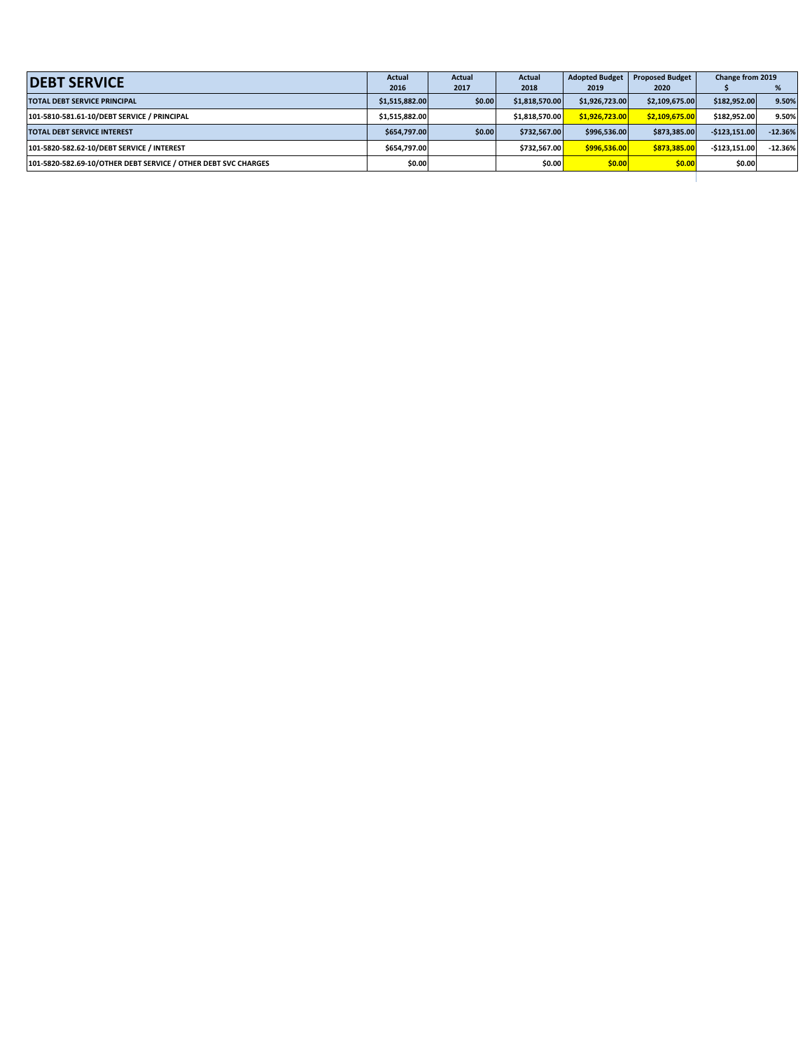| DEBT SERVICE | Actual 2016 | Actual 2017 | Actual 2018 | Adopted Budget 2019 | Proposed Budget 2020 | Change from 2019 $ | % |
|---|---|---|---|---|---|---|---|
| TOTAL DEBT SERVICE PRINCIPAL | $1,515,882.00 | $0.00 | $1,818,570.00 | $1,926,723.00 | $2,109,675.00 | $182,952.00 | 9.50% |
| 101-5810-581.61-10/DEBT SERVICE / PRINCIPAL | $1,515,882.00 | | $1,818,570.00 | $1,926,723.00 | $2,109,675.00 | $182,952.00 | 9.50% |
| TOTAL DEBT SERVICE INTEREST | $654,797.00 | $0.00 | $732,567.00 | $996,536.00 | $873,385.00 | -$123,151.00 | -12.36% |
| 101-5820-582.62-10/DEBT SERVICE / INTEREST | $654,797.00 | | $732,567.00 | $996,536.00 | $873,385.00 | -$123,151.00 | -12.36% |
| 101-5820-582.69-10/OTHER DEBT SERVICE / OTHER DEBT SVC CHARGES | $0.00 | | $0.00 | $0.00 | $0.00 | $0.00 | |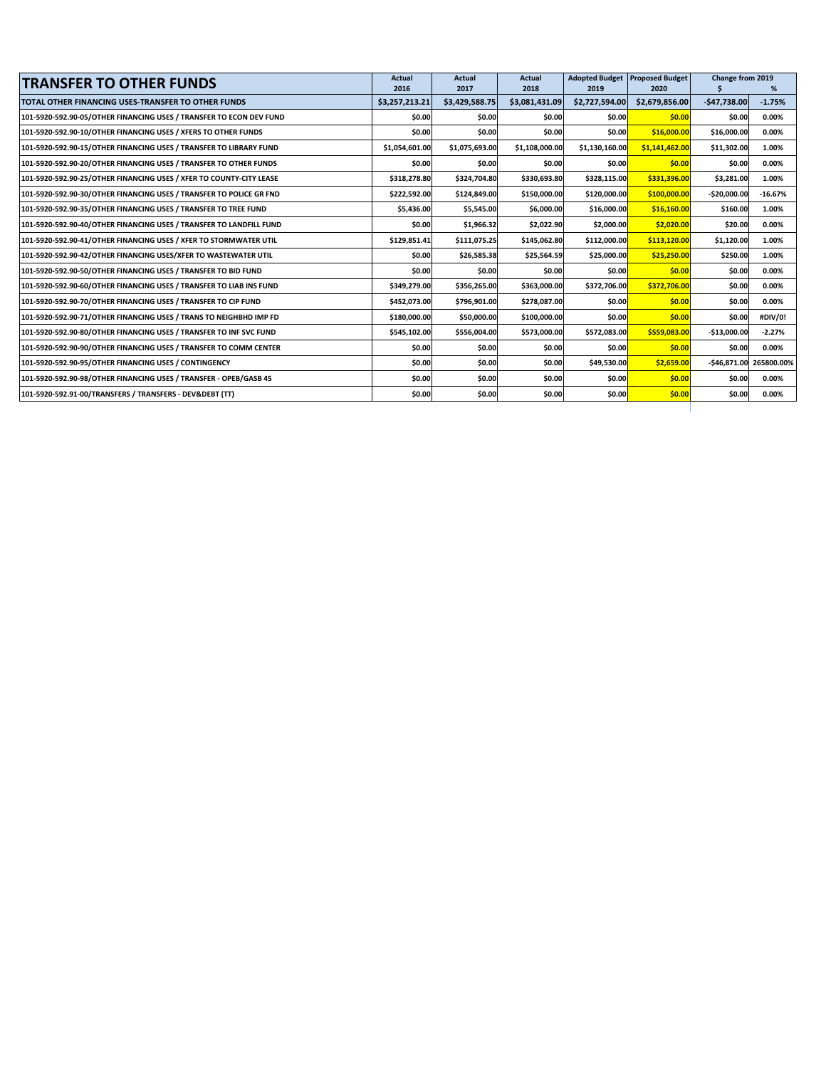| TRANSFER TO OTHER FUNDS | Actual 2016 | Actual 2017 | Actual 2018 | Adopted Budget 2019 | Proposed Budget 2020 | Change from 2019 $ | % |
|---|---|---|---|---|---|---|---|
| TOTAL OTHER FINANCING USES-TRANSFER TO OTHER FUNDS | $3,257,213.21 | $3,429,588.75 | $3,081,431.09 | $2,727,594.00 | $2,679,856.00 | -$47,738.00 | -1.75% |
| 101-5920-592.90-05/OTHER FINANCING USES / TRANSFER TO ECON DEV FUND | $0.00 | $0.00 | $0.00 | $0.00 | $0.00 | $0.00 | 0.00% |
| 101-5920-592.90-10/OTHER FINANCING USES / XFERS TO OTHER FUNDS | $0.00 | $0.00 | $0.00 | $0.00 | $16,000.00 | $16,000.00 | 0.00% |
| 101-5920-592.90-15/OTHER FINANCING USES / TRANSFER TO LIBRARY FUND | $1,054,601.00 | $1,075,693.00 | $1,108,000.00 | $1,130,160.00 | $1,141,462.00 | $11,302.00 | 1.00% |
| 101-5920-592.90-20/OTHER FINANCING USES / TRANSFER TO OTHER FUNDS | $0.00 | $0.00 | $0.00 | $0.00 | $0.00 | $0.00 | 0.00% |
| 101-5920-592.90-25/OTHER FINANCING USES / XFER TO COUNTY-CITY LEASE | $318,278.80 | $324,704.80 | $330,693.80 | $328,115.00 | $331,396.00 | $3,281.00 | 1.00% |
| 101-5920-592.90-30/OTHER FINANCING USES / TRANSFER TO POLICE GR FND | $222,592.00 | $124,849.00 | $150,000.00 | $120,000.00 | $100,000.00 | -$20,000.00 | -16.67% |
| 101-5920-592.90-35/OTHER FINANCING USES / TRANSFER TO TREE FUND | $5,436.00 | $5,545.00 | $6,000.00 | $16,000.00 | $16,160.00 | $160.00 | 1.00% |
| 101-5920-592.90-40/OTHER FINANCING USES / TRANSFER TO LANDFILL FUND | $0.00 | $1,966.32 | $2,022.90 | $2,000.00 | $2,020.00 | $20.00 | 0.00% |
| 101-5920-592.90-41/OTHER FINANCING USES / XFER TO STORMWATER UTIL | $129,851.41 | $111,075.25 | $145,062.80 | $112,000.00 | $113,120.00 | $1,120.00 | 1.00% |
| 101-5920-592.90-42/OTHER FINANCING USES/XFER TO WASTEWATER UTIL | $0.00 | $26,585.38 | $25,564.59 | $25,000.00 | $25,250.00 | $250.00 | 1.00% |
| 101-5920-592.90-50/OTHER FINANCING USES / TRANSFER TO BID FUND | $0.00 | $0.00 | $0.00 | $0.00 | $0.00 | $0.00 | 0.00% |
| 101-5920-592.90-60/OTHER FINANCING USES / TRANSFER TO LIAB INS FUND | $349,279.00 | $356,265.00 | $363,000.00 | $372,706.00 | $372,706.00 | $0.00 | 0.00% |
| 101-5920-592.90-70/OTHER FINANCING USES / TRANSFER TO CIP FUND | $452,073.00 | $796,901.00 | $278,087.00 | $0.00 | $0.00 | $0.00 | 0.00% |
| 101-5920-592.90-71/OTHER FINANCING USES / TRANS TO NEIGHBHD IMP FD | $180,000.00 | $50,000.00 | $100,000.00 | $0.00 | $0.00 | $0.00 | #DIV/0! |
| 101-5920-592.90-80/OTHER FINANCING USES / TRANSFER TO INF SVC FUND | $545,102.00 | $556,004.00 | $573,000.00 | $572,083.00 | $559,083.00 | -$13,000.00 | -2.27% |
| 101-5920-592.90-90/OTHER FINANCING USES / TRANSFER TO COMM CENTER | $0.00 | $0.00 | $0.00 | $0.00 | $0.00 | $0.00 | 0.00% |
| 101-5920-592.90-95/OTHER FINANCING USES / CONTINGENCY | $0.00 | $0.00 | $0.00 | $49,530.00 | $2,659.00 | -$46,871.00 | 265800.00% |
| 101-5920-592.90-98/OTHER FINANCING USES / TRANSFER - OPEB/GASB 45 | $0.00 | $0.00 | $0.00 | $0.00 | $0.00 | $0.00 | 0.00% |
| 101-5920-592.91-00/TRANSFERS / TRANSFERS - DEV&DEBT (TT) | $0.00 | $0.00 | $0.00 | $0.00 | $0.00 | $0.00 | 0.00% |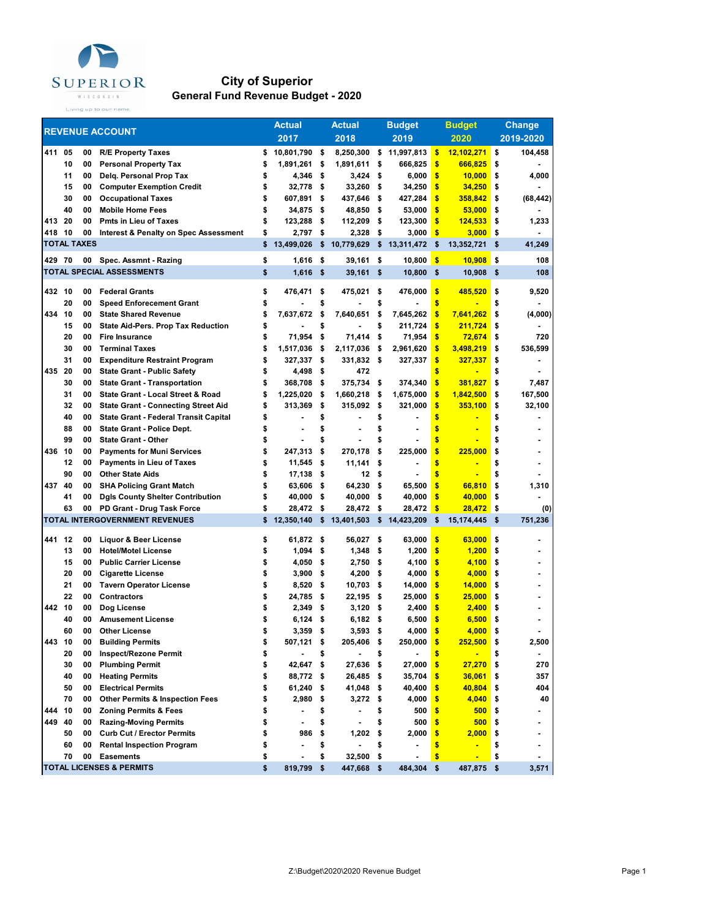# City of Superior

## General Fund Revenue Budget - 2020

| REVENUE ACCOUNT | | | | Actual 2017 | Actual 2018 | Budget 2019 | Budget 2020 | Change 2019-2020 |
|---|---|---|---|---|---|---|---|---|
| 411 | 05 | 00 | R/E Property Taxes | $ 10,801,790 | $ 8,250,300 | $ 11,997,813 | $ 12,102,271 | $ 104,458 |
| | 10 | 00 | Personal Property Tax | $ 1,891,261 | $ 1,891,611 | $ 666,825 | $ 666,825 | $ - |
| | 11 | 00 | Delq. Personal Prop Tax | $ 4,346 | $ 3,424 | $ 6,000 | $ 10,000 | $ 4,000 |
| | 15 | 00 | Computer Exemption Credit | $ 32,778 | $ 33,260 | $ 34,250 | $ 34,250 | $ - |
| | 30 | 00 | Occupational Taxes | $ 607,891 | $ 437,646 | $ 427,284 | $ 358,842 | $ (68,442) |
| | 40 | 00 | Mobile Home Fees | $ 34,875 | $ 48,850 | $ 53,000 | $ 53,000 | $ - |
| 413 | 20 | 00 | Pmts in Lieu of Taxes | $ 123,288 | $ 112,209 | $ 123,300 | $ 124,533 | $ 1,233 |
| 418 | 10 | 00 | Interest & Penalty on Spec Assessment | $ 2,797 | $ 2,328 | $ 3,000 | $ 3,000 | $ - |
| TOTAL TAXES | | | | $ 13,499,026 | $ 10,779,629 | $ 13,311,472 | $ 13,352,721 | $ 41,249 |
| 429 | 70 | 00 | Spec. Assmnt - Razing | $ 1,616 | $ 39,161 | $ 10,800 | $ 10,908 | $ 108 |
| TOTAL SPECIAL ASSESSMENTS | | | | $ 1,616 | $ 39,161 | $ 10,800 | $ 10,908 | $ 108 |
| 432 | 10 | 00 | Federal Grants | $ 476,471 | $ 475,021 | $ 476,000 | $ 485,520 | $ 9,520 |
| | 20 | 00 | Speed Enforecement Grant | $ - | $ - | $ - | $ - | $ - |
| 434 | 10 | 00 | State Shared Revenue | $ 7,637,672 | $ 7,640,651 | $ 7,645,262 | $ 7,641,262 | $ (4,000) |
| | 15 | 00 | State Aid-Pers. Prop Tax Reduction | $ - | $ - | $ 211,724 | $ 211,724 | $ - |
| | 20 | 00 | Fire Insurance | $ 71,954 | $ 71,414 | $ 71,954 | $ 72,674 | $ 720 |
| | 30 | 00 | Terminal Taxes | $ 1,517,036 | $ 2,117,036 | $ 2,961,620 | $ 3,498,219 | $ 536,599 |
| | 31 | 00 | Expenditure Restraint Program | $ 327,337 | $ 331,832 | $ 327,337 | $ 327,337 | $ - |
| 435 | 20 | 00 | State Grant - Public Safety | $ 4,498 | $ 472 | | $ - | $ - |
| | 30 | 00 | State Grant - Transportation | $ 368,708 | $ 375,734 | $ 374,340 | $ 381,827 | $ 7,487 |
| | 31 | 00 | State Grant - Local Street & Road | $ 1,225,020 | $ 1,660,218 | $ 1,675,000 | $ 1,842,500 | $ 167,500 |
| | 32 | 00 | State Grant - Connecting Street Aid | $ 313,369 | $ 315,092 | $ 321,000 | $ 353,100 | $ 32,100 |
| | 40 | 00 | State Grant - Federal Transit Capital | $ - | $ - | $ - | $ - | $ - |
| | 88 | 00 | State Grant - Police Dept. | $ - | $ - | $ - | $ - | $ - |
| | 99 | 00 | State Grant - Other | $ - | $ - | $ - | $ - | $ - |
| 436 | 10 | 00 | Payments for Muni Services | $ 247,313 | $ 270,178 | $ 225,000 | $ 225,000 | $ - |
| | 12 | 00 | Payments in Lieu of Taxes | $ 11,545 | $ 11,141 | $ - | $ - | $ - |
| | 90 | 00 | Other State Aids | $ 17,138 | $ 12 | $ - | $ - | $ - |
| 437 | 40 | 00 | SHA Policing Grant Match | $ 63,606 | $ 64,230 | $ 65,500 | $ 66,810 | $ 1,310 |
| | 41 | 00 | Dgls County Shelter Contribution | $ 40,000 | $ 40,000 | $ 40,000 | $ 40,000 | $ - |
| | 63 | 00 | PD Grant - Drug Task Force | $ 28,472 | $ 28,472 | $ 28,472 | $ 28,472 | $ (0) |
| TOTAL INTERGOVERNMENT REVENUES | | | | $ 12,350,140 | $ 13,401,503 | $ 14,423,209 | $ 15,174,445 | $ 751,236 |
| 441 | 12 | 00 | Liquor & Beer License | $ 61,872 | $ 56,027 | $ 63,000 | $ 63,000 | $ - |
| | 13 | 00 | Hotel/Motel License | $ 1,094 | $ 1,348 | $ 1,200 | $ 1,200 | $ - |
| | 15 | 00 | Public Carrier License | $ 4,050 | $ 2,750 | $ 4,100 | $ 4,100 | $ - |
| | 20 | 00 | Cigarette License | $ 3,900 | $ 4,200 | $ 4,000 | $ 4,000 | $ - |
| | 21 | 00 | Tavern Operator License | $ 8,520 | $ 10,703 | $ 14,000 | $ 14,000 | $ - |
| | 22 | 00 | Contractors | $ 24,785 | $ 22,195 | $ 25,000 | $ 25,000 | $ - |
| 442 | 10 | 00 | Dog License | $ 2,349 | $ 3,120 | $ 2,400 | $ 2,400 | $ - |
| | 40 | 00 | Amusement License | $ 6,124 | $ 6,182 | $ 6,500 | $ 6,500 | $ - |
| | 60 | 00 | Other License | $ 3,359 | $ 3,593 | $ 4,000 | $ 4,000 | $ - |
| 443 | 10 | 00 | Building Permits | $ 507,121 | $ 205,406 | $ 250,000 | $ 252,500 | $ 2,500 |
| | 20 | 00 | Inspect/Rezone Permit | $ - | $ - | $ - | $ - | $ - |
| | 30 | 00 | Plumbing Permit | $ 42,647 | $ 27,636 | $ 27,000 | $ 27,270 | $ 270 |
| | 40 | 00 | Heating Permits | $ 88,772 | $ 26,485 | $ 35,704 | $ 36,061 | $ 357 |
| | 50 | 00 | Electrical Permits | $ 61,240 | $ 41,048 | $ 40,400 | $ 40,804 | $ 404 |
| | 70 | 00 | Other Permits & Inspection Fees | $ 2,980 | $ 3,272 | $ 4,000 | $ 4,040 | $ 40 |
| 444 | 10 | 00 | Zoning Permits & Fees | $ - | $ - | $ 500 | $ 500 | $ - |
| 449 | 40 | 00 | Razing-Moving Permits | $ - | $ - | $ 500 | $ 500 | $ - |
| | 50 | 00 | Curb Cut / Erector Permits | $ 986 | $ 1,202 | $ 2,000 | $ 2,000 | $ - |
| | 60 | 00 | Rental Inspection Program | $ - | $ - | $ - | $ - | $ - |
| | 70 | 00 | Easements | $ - | $ 32,500 | $ - | $ - | $ - |
| TOTAL LICENSES & PERMITS | | | | $ 819,799 | $ 447,668 | $ 484,304 | $ 487,875 | $ 3,571 |

Z:\Budget\2020\2020 Revenue Budget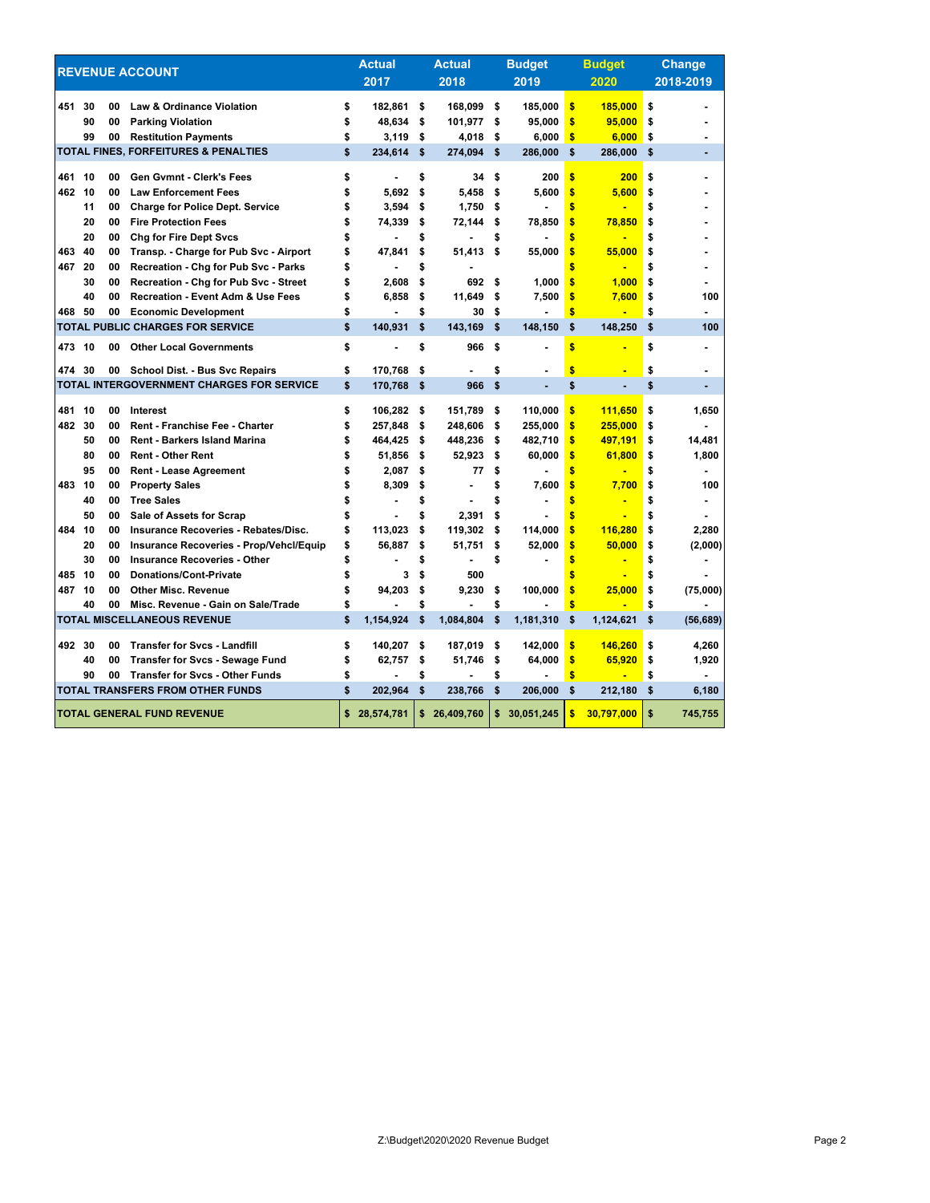| REVENUE ACCOUNT | | | | Actual 2017 | Actual 2018 | Budget 2019 | Budget 2020 | Change 2018-2019 |
|---|---|---|---|---|---|---|---|---|
| 451 | 30 | 00 | Law & Ordinance Violation | $ 182,861 | $ 168,099 | $ 185,000 | $ 185,000 | $ - |
| | 90 | 00 | Parking Violation | $ 48,634 | $ 101,977 | $ 95,000 | $ 95,000 | $ - |
| | 99 | 00 | Restitution Payments | $ 3,119 | $ 4,018 | $ 6,000 | $ 6,000 | $ - |
| TOTAL FINES, FORFEITURES & PENALTIES | | | | $ 234,614 | $ 274,094 | $ 286,000 | $ 286,000 | $ - |
| 461 | 10 | 00 | Gen Gvmnt - Clerk's Fees | $ - | $ 34 | $ 200 | $ 200 | $ - |
| 462 | 10 | 00 | Law Enforcement Fees | $ 5,692 | $ 5,458 | $ 5,600 | $ 5,600 | $ - |
| | 11 | 00 | Charge for Police Dept. Service | $ 3,594 | $ 1,750 | $ - | $ - | $ - |
| | 20 | 00 | Fire Protection Fees | $ 74,339 | $ 72,144 | $ 78,850 | $ 78,850 | $ - |
| | 20 | 00 | Chg for Fire Dept Svcs | $ - | $ - | $ - | $ - | $ - |
| 463 | 40 | 00 | Transp. - Charge for Pub Svc - Airport | $ 47,841 | $ 51,413 | $ 55,000 | $ 55,000 | $ - |
| 467 | 20 | 00 | Recreation - Chg for Pub Svc - Parks | $ - | $ - | | $ - | $ - |
| | 30 | 00 | Recreation - Chg for Pub Svc - Street | $ 2,608 | $ 692 | $ 1,000 | $ 1,000 | $ - |
| | 40 | 00 | Recreation - Event Adm & Use Fees | $ 6,858 | $ 11,649 | $ 7,500 | $ 7,600 | $ 100 |
| 468 | 50 | 00 | Economic Development | $ - | $ 30 | $ - | $ - | $ - |
| TOTAL PUBLIC CHARGES FOR SERVICE | | | | $ 140,931 | $ 143,169 | $ 148,150 | $ 148,250 | $ 100 |
| 473 | 10 | 00 | Other Local Governments | $ - | $ 966 | $ - | $ - | $ - |
| 474 | 30 | 00 | School Dist. - Bus Svc Repairs | $ 170,768 | $ - | $ - | $ - | $ - |
| TOTAL INTERGOVERNMENT CHARGES FOR SERVICE | | | | $ 170,768 | $ 966 | $ - | $ - | $ - |
| 481 | 10 | 00 | Interest | $ 106,282 | $ 151,789 | $ 110,000 | $ 111,650 | $ 1,650 |
| 482 | 30 | 00 | Rent - Franchise Fee - Charter | $ 257,848 | $ 248,606 | $ 255,000 | $ 255,000 | $ - |
| | 50 | 00 | Rent - Barkers Island Marina | $ 464,425 | $ 448,236 | $ 482,710 | $ 497,191 | $ 14,481 |
| | 80 | 00 | Rent - Other Rent | $ 51,856 | $ 52,923 | $ 60,000 | $ 61,800 | $ 1,800 |
| | 95 | 00 | Rent - Lease Agreement | $ 2,087 | $ 77 | $ - | $ - | $ - |
| 483 | 10 | 00 | Property Sales | $ 8,309 | $ - | $ 7,600 | $ 7,700 | $ 100 |
| | 40 | 00 | Tree Sales | $ - | $ - | $ - | $ - | $ - |
| | 50 | 00 | Sale of Assets for Scrap | $ - | $ 2,391 | $ - | $ - | $ - |
| 484 | 10 | 00 | Insurance Recoveries - Rebates/Disc. | $ 113,023 | $ 119,302 | $ 114,000 | $ 116,280 | $ 2,280 |
| | 20 | 00 | Insurance Recoveries - Prop/Vehcl/Equip | $ 56,887 | $ 51,751 | $ 52,000 | $ 50,000 | $ (2,000) |
| | 30 | 00 | Insurance Recoveries - Other | $ - | $ - | $ - | $ - | $ - |
| 485 | 10 | 00 | Donations/Cont-Private | $ 3 | $ 500 | | $ - | $ - |
| 487 | 10 | 00 | Other Misc. Revenue | $ 94,203 | $ 9,230 | $ 100,000 | $ 25,000 | $ (75,000) |
| | 40 | 00 | Misc. Revenue - Gain on Sale/Trade | $ - | $ - | $ - | $ - | $ - |
| TOTAL MISCELLANEOUS REVENUE | | | | $ 1,154,924 | $ 1,084,804 | $ 1,181,310 | $ 1,124,621 | $ (56,689) |
| 492 | 30 | 00 | Transfer for Svcs - Landfill | $ 140,207 | $ 187,019 | $ 142,000 | $ 146,260 | $ 4,260 |
| | 40 | 00 | Transfer for Svcs - Sewage Fund | $ 62,757 | $ 51,746 | $ 64,000 | $ 65,920 | $ 1,920 |
| | 90 | 00 | Transfer for Svcs - Other Funds | $ - | $ - | $ - | $ - | $ - |
| TOTAL TRANSFERS FROM OTHER FUNDS | | | | $ 202,964 | $ 238,766 | $ 206,000 | $ 212,180 | $ 6,180 |
| TOTAL GENERAL FUND REVENUE | | | | $ 28,574,781 | $ 26,409,760 | $ 30,051,245 | $ 30,797,000 | $ 745,755 |

Z:\Budget\2020\2020 Revenue Budget